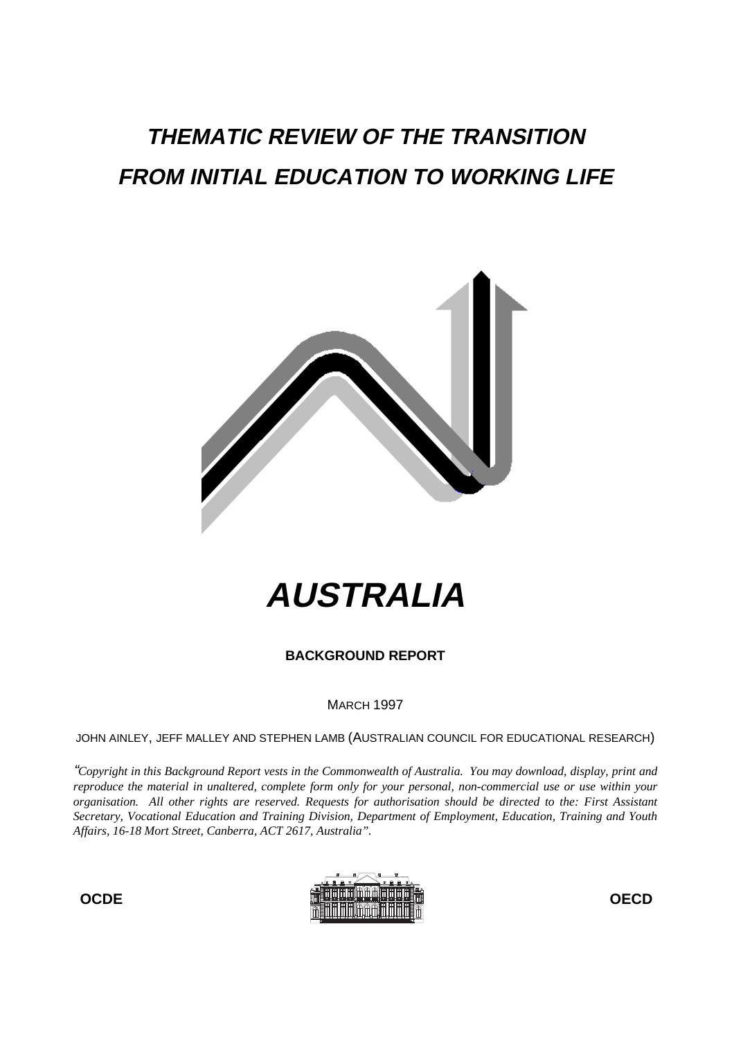# *THEMATIC REVIEW OF THE TRANSITION FROM INITIAL EDUCATION TO WORKING LIFE*

# *AUSTRALIA*

**BACKGROUND REPORT**

MARCH 1997

JOHN AINLEY, JEFF MALLEY AND STEPHEN LAMB (AUSTRALIAN COUNCIL FOR EDUCATIONAL RESEARCH)

*"Copyright in this Background Report vests in the Commonwealth of Australia. You may download, display, print and reproduce the material in unaltered, complete form only for your personal, non-commercial use or use within your organisation. All other rights are reserved. Requests for authorisation should be directed to the: First Assistant Secretary, Vocational Education and Training Division, Department of Employment, Education, Training and Youth Affairs, 16-18 Mort Street, Canberra, ACT 2617, Australia".*

**OCDE** **OECD**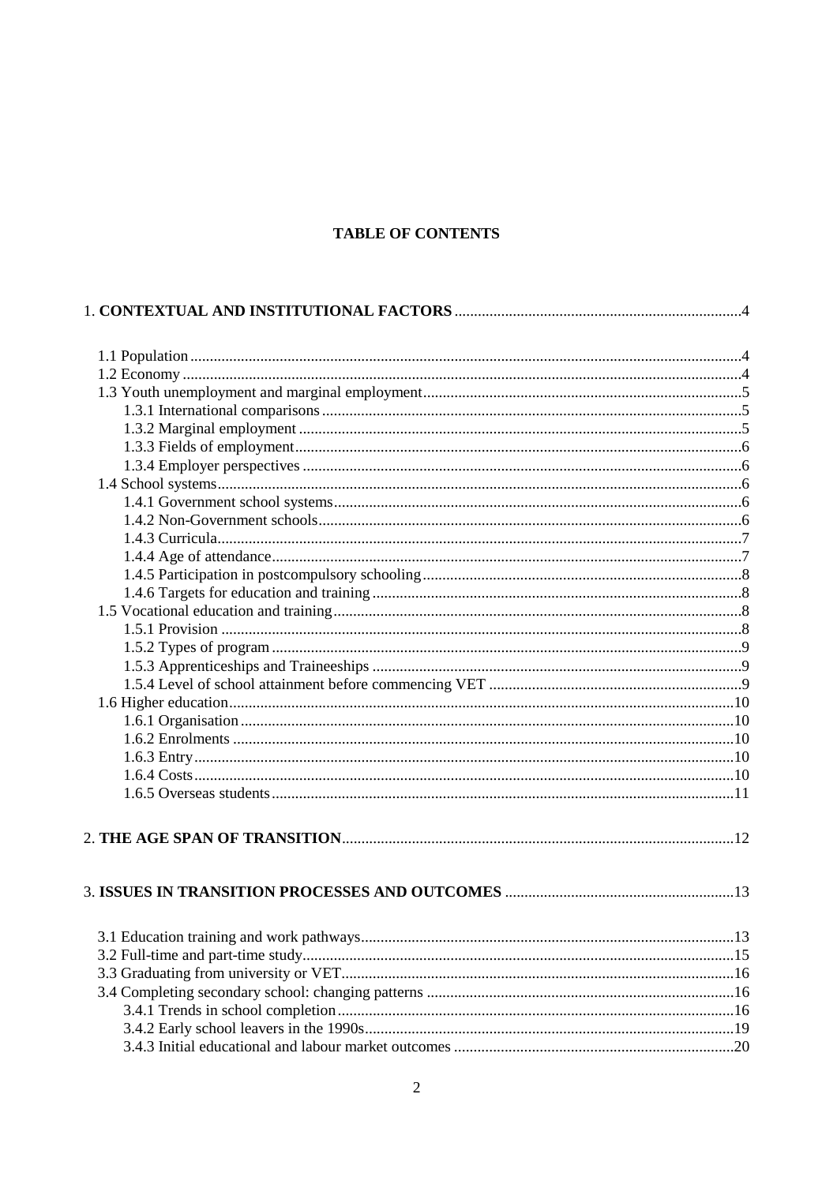# TABLE OF CONTENTS

1. **CONTEXTUAL AND INSTITUTIONAL FACTORS** ........................................ 4

- 1.1 Population ........................................ 4
- 1.2 Economy ........................................ 4
- 1.3 Youth unemployment and marginal employment ........................................ 5
  - 1.3.1 International comparisons ........................................ 5
  - 1.3.2 Marginal employment ........................................ 5
  - 1.3.3 Fields of employment ........................................ 6
  - 1.3.4 Employer perspectives ........................................ 6
- 1.4 School systems ........................................ 6
  - 1.4.1 Government school systems ........................................ 6
  - 1.4.2 Non-Government schools ........................................ 6
  - 1.4.3 Curricula ........................................ 7
  - 1.4.4 Age of attendance ........................................ 7
  - 1.4.5 Participation in postcompulsory schooling ........................................ 8
  - 1.4.6 Targets for education and training ........................................ 8
- 1.5 Vocational education and training ........................................ 8
  - 1.5.1 Provision ........................................ 8
  - 1.5.2 Types of program ........................................ 9
  - 1.5.3 Apprenticeships and Traineeships ........................................ 9
  - 1.5.4 Level of school attainment before commencing VET ........................................ 9
- 1.6 Higher education ........................................ 10
  - 1.6.1 Organisation ........................................ 10
  - 1.6.2 Enrolments ........................................ 10
  - 1.6.3 Entry ........................................ 10
  - 1.6.4 Costs ........................................ 10
  - 1.6.5 Overseas students ........................................ 11

2. **THE AGE SPAN OF TRANSITION** ........................................ 12

3. **ISSUES IN TRANSITION PROCESSES AND OUTCOMES** ........................................ 13

- 3.1 Education training and work pathways ........................................ 13
- 3.2 Full-time and part-time study ........................................ 15
- 3.3 Graduating from university or VET ........................................ 16
- 3.4 Completing secondary school: changing patterns ........................................ 16
  - 3.4.1 Trends in school completion ........................................ 16
  - 3.4.2 Early school leavers in the 1990s ........................................ 19
  - 3.4.3 Initial educational and labour market outcomes ........................................ 20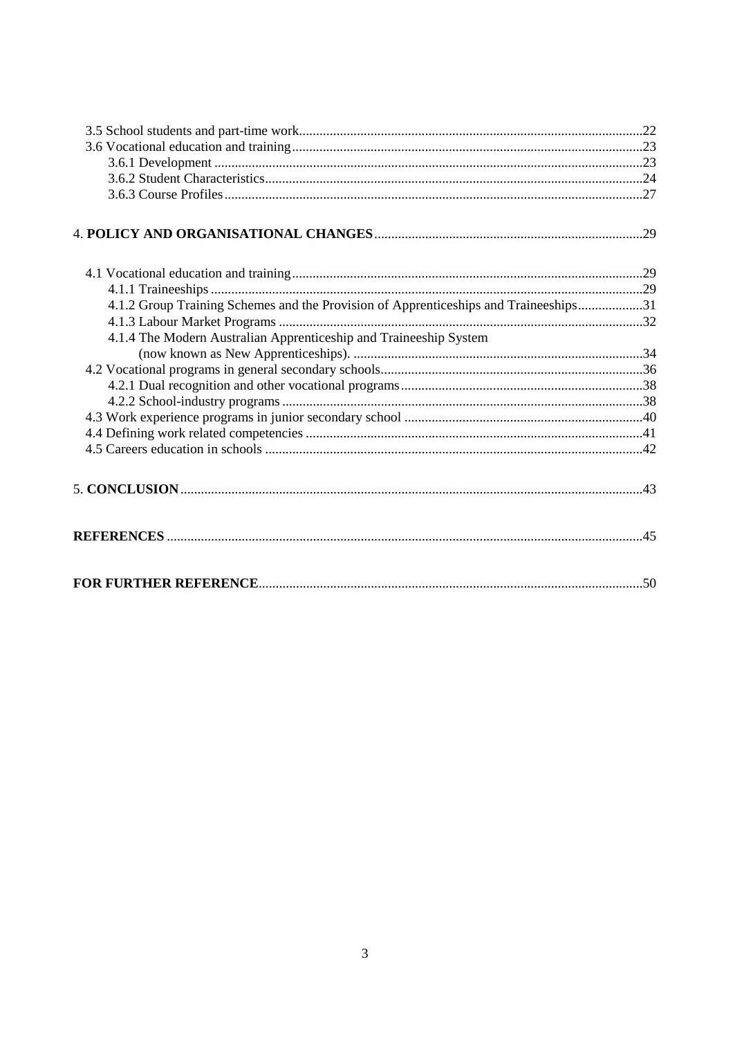3.5 School students and part-time work....22
3.6 Vocational education and training....23
3.6.1 Development....23
3.6.2 Student Characteristics....24
3.6.3 Course Profiles....27

4. **POLICY AND ORGANISATIONAL CHANGES**....29

4.1 Vocational education and training....29
4.1.1 Traineeships....29
4.1.2 Group Training Schemes and the Provision of Apprenticeships and Traineeships....31
4.1.3 Labour Market Programs....32
4.1.4 The Modern Australian Apprenticeship and Traineeship System (now known as New Apprenticeships)....34
4.2 Vocational programs in general secondary schools....36
4.2.1 Dual recognition and other vocational programs....38
4.2.2 School-industry programs....38
4.3 Work experience programs in junior secondary school....40
4.4 Defining work related competencies....41
4.5 Careers education in schools....42

5. **CONCLUSION**....43

**REFERENCES**....45

**FOR FURTHER REFERENCE**....50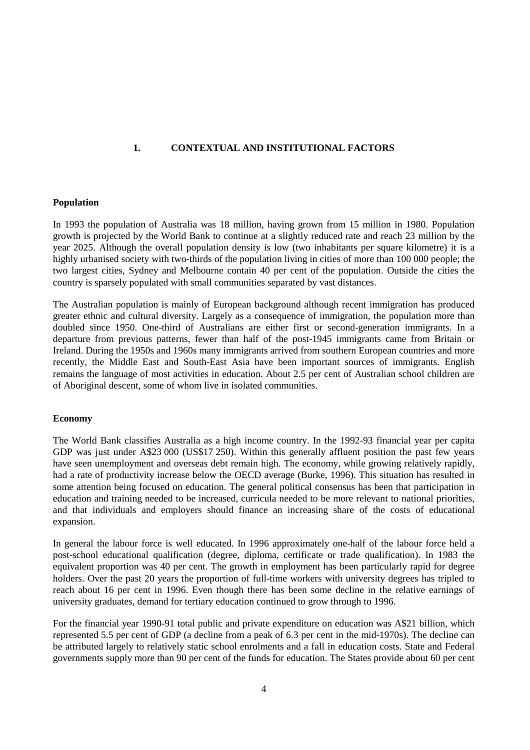# 1. CONTEXTUAL AND INSTITUTIONAL FACTORS

## Population

In 1993 the population of Australia was 18 million, having grown from 15 million in 1980. Population growth is projected by the World Bank to continue at a slightly reduced rate and reach 23 million by the year 2025. Although the overall population density is low (two inhabitants per square kilometre) it is a highly urbanised society with two-thirds of the population living in cities of more than 100 000 people; the two largest cities, Sydney and Melbourne contain 40 per cent of the population. Outside the cities the country is sparsely populated with small communities separated by vast distances.

The Australian population is mainly of European background although recent immigration has produced greater ethnic and cultural diversity. Largely as a consequence of immigration, the population more than doubled since 1950. One-third of Australians are either first or second-generation immigrants. In a departure from previous patterns, fewer than half of the post-1945 immigrants came from Britain or Ireland. During the 1950s and 1960s many immigrants arrived from southern European countries and more recently, the Middle East and South-East Asia have been important sources of immigrants. English remains the language of most activities in education. About 2.5 per cent of Australian school children are of Aboriginal descent, some of whom live in isolated communities.

## Economy

The World Bank classifies Australia as a high income country. In the 1992-93 financial year per capita GDP was just under A$23 000 (US$17 250). Within this generally affluent position the past few years have seen unemployment and overseas debt remain high. The economy, while growing relatively rapidly, had a rate of productivity increase below the OECD average (Burke, 1996). This situation has resulted in some attention being focused on education. The general political consensus has been that participation in education and training needed to be increased, curricula needed to be more relevant to national priorities, and that individuals and employers should finance an increasing share of the costs of educational expansion.

In general the labour force is well educated. In 1996 approximately one-half of the labour force held a post-school educational qualification (degree, diploma, certificate or trade qualification). In 1983 the equivalent proportion was 40 per cent. The growth in employment has been particularly rapid for degree holders. Over the past 20 years the proportion of full-time workers with university degrees has tripled to reach about 16 per cent in 1996. Even though there has been some decline in the relative earnings of university graduates, demand for tertiary education continued to grow through to 1996.

For the financial year 1990-91 total public and private expenditure on education was A$21 billion, which represented 5.5 per cent of GDP (a decline from a peak of 6.3 per cent in the mid-1970s). The decline can be attributed largely to relatively static school enrolments and a fall in education costs. State and Federal governments supply more than 90 per cent of the funds for education. The States provide about 60 per cent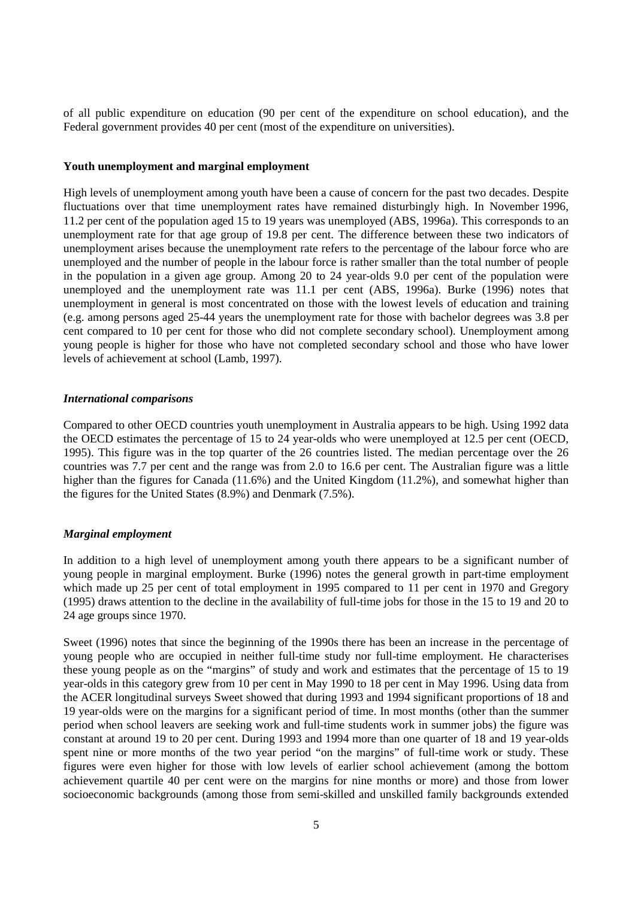of all public expenditure on education (90 per cent of the expenditure on school education), and the Federal government provides 40 per cent (most of the expenditure on universities).

**Youth unemployment and marginal employment**

High levels of unemployment among youth have been a cause of concern for the past two decades. Despite fluctuations over that time unemployment rates have remained disturbingly high. In November 1996, 11.2 per cent of the population aged 15 to 19 years was unemployed (ABS, 1996a). This corresponds to an unemployment rate for that age group of 19.8 per cent. The difference between these two indicators of unemployment arises because the unemployment rate refers to the percentage of the labour force who are unemployed and the number of people in the labour force is rather smaller than the total number of people in the population in a given age group. Among 20 to 24 year-olds 9.0 per cent of the population were unemployed and the unemployment rate was 11.1 per cent (ABS, 1996a). Burke (1996) notes that unemployment in general is most concentrated on those with the lowest levels of education and training (e.g. among persons aged 25-44 years the unemployment rate for those with bachelor degrees was 3.8 per cent compared to 10 per cent for those who did not complete secondary school). Unemployment among young people is higher for those who have not completed secondary school and those who have lower levels of achievement at school (Lamb, 1997).

***International comparisons***

Compared to other OECD countries youth unemployment in Australia appears to be high. Using 1992 data the OECD estimates the percentage of 15 to 24 year-olds who were unemployed at 12.5 per cent (OECD, 1995). This figure was in the top quarter of the 26 countries listed. The median percentage over the 26 countries was 7.7 per cent and the range was from 2.0 to 16.6 per cent. The Australian figure was a little higher than the figures for Canada (11.6%) and the United Kingdom (11.2%), and somewhat higher than the figures for the United States (8.9%) and Denmark (7.5%).

***Marginal employment***

In addition to a high level of unemployment among youth there appears to be a significant number of young people in marginal employment. Burke (1996) notes the general growth in part-time employment which made up 25 per cent of total employment in 1995 compared to 11 per cent in 1970 and Gregory (1995) draws attention to the decline in the availability of full-time jobs for those in the 15 to 19 and 20 to 24 age groups since 1970.

Sweet (1996) notes that since the beginning of the 1990s there has been an increase in the percentage of young people who are occupied in neither full-time study nor full-time employment. He characterises these young people as on the "margins" of study and work and estimates that the percentage of 15 to 19 year-olds in this category grew from 10 per cent in May 1990 to 18 per cent in May 1996. Using data from the ACER longitudinal surveys Sweet showed that during 1993 and 1994 significant proportions of 18 and 19 year-olds were on the margins for a significant period of time. In most months (other than the summer period when school leavers are seeking work and full-time students work in summer jobs) the figure was constant at around 19 to 20 per cent. During 1993 and 1994 more than one quarter of 18 and 19 year-olds spent nine or more months of the two year period "on the margins" of full-time work or study. These figures were even higher for those with low levels of earlier school achievement (among the bottom achievement quartile 40 per cent were on the margins for nine months or more) and those from lower socioeconomic backgrounds (among those from semi-skilled and unskilled family backgrounds extended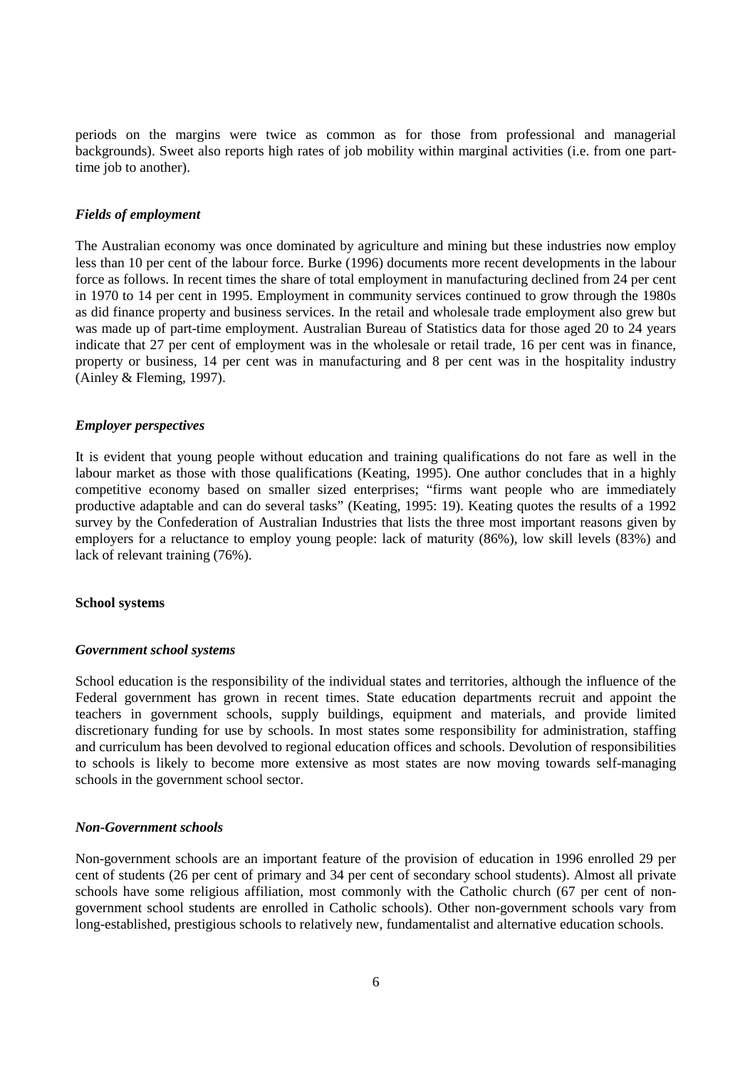periods on the margins were twice as common as for those from professional and managerial backgrounds). Sweet also reports high rates of job mobility within marginal activities (i.e. from one part-time job to another).

### *Fields of employment*

The Australian economy was once dominated by agriculture and mining but these industries now employ less than 10 per cent of the labour force. Burke (1996) documents more recent developments in the labour force as follows. In recent times the share of total employment in manufacturing declined from 24 per cent in 1970 to 14 per cent in 1995. Employment in community services continued to grow through the 1980s as did finance property and business services. In the retail and wholesale trade employment also grew but was made up of part-time employment. Australian Bureau of Statistics data for those aged 20 to 24 years indicate that 27 per cent of employment was in the wholesale or retail trade, 16 per cent was in finance, property or business, 14 per cent was in manufacturing and 8 per cent was in the hospitality industry (Ainley & Fleming, 1997).

### *Employer perspectives*

It is evident that young people without education and training qualifications do not fare as well in the labour market as those with those qualifications (Keating, 1995). One author concludes that in a highly competitive economy based on smaller sized enterprises; "firms want people who are immediately productive adaptable and can do several tasks" (Keating, 1995: 19). Keating quotes the results of a 1992 survey by the Confederation of Australian Industries that lists the three most important reasons given by employers for a reluctance to employ young people: lack of maturity (86%), low skill levels (83%) and lack of relevant training (76%).

## School systems

### *Government school systems*

School education is the responsibility of the individual states and territories, although the influence of the Federal government has grown in recent times. State education departments recruit and appoint the teachers in government schools, supply buildings, equipment and materials, and provide limited discretionary funding for use by schools. In most states some responsibility for administration, staffing and curriculum has been devolved to regional education offices and schools. Devolution of responsibilities to schools is likely to become more extensive as most states are now moving towards self-managing schools in the government school sector.

### *Non-Government schools*

Non-government schools are an important feature of the provision of education in 1996 enrolled 29 per cent of students (26 per cent of primary and 34 per cent of secondary school students). Almost all private schools have some religious affiliation, most commonly with the Catholic church (67 per cent of non-government school students are enrolled in Catholic schools). Other non-government schools vary from long-established, prestigious schools to relatively new, fundamentalist and alternative education schools.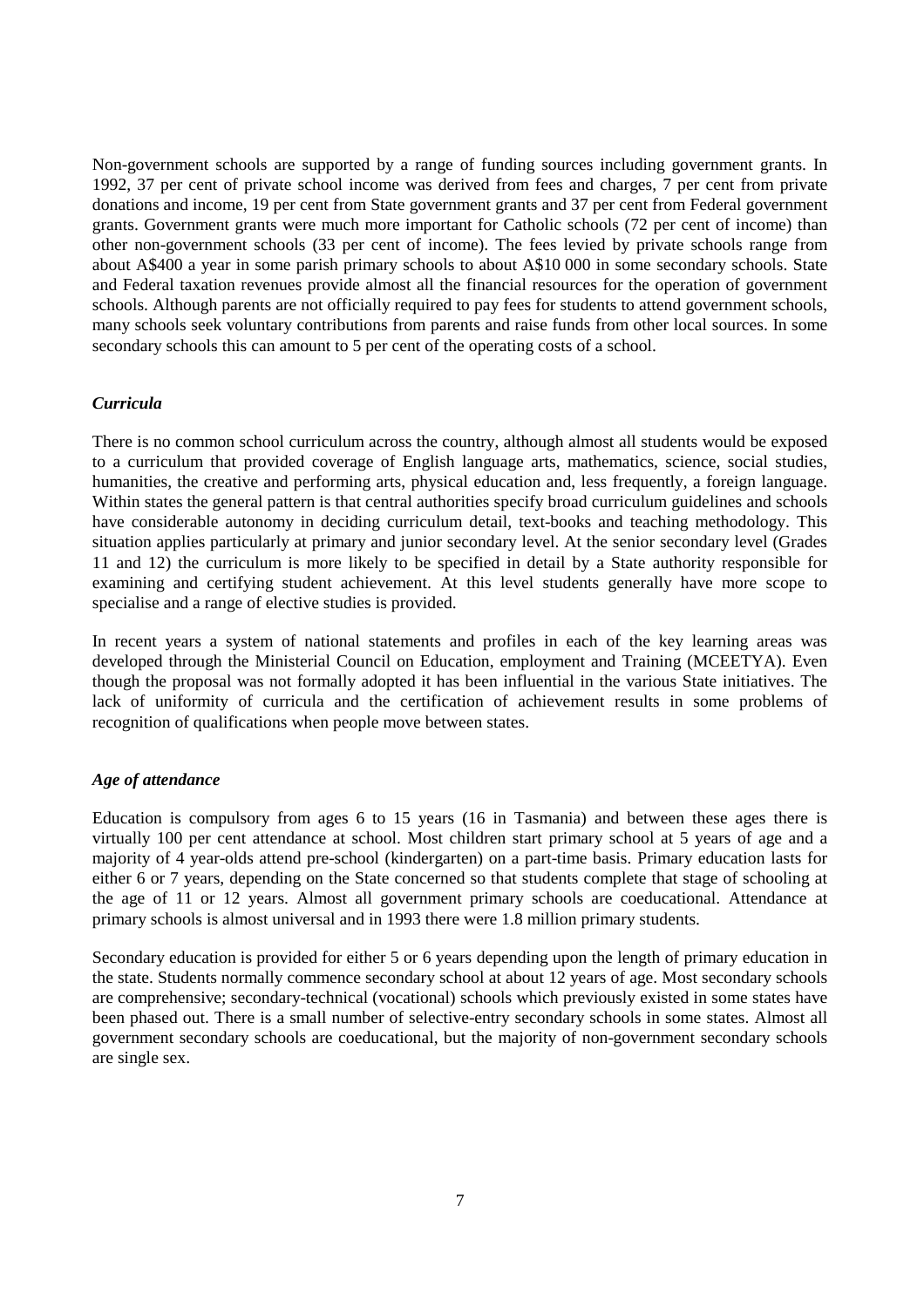Non-government schools are supported by a range of funding sources including government grants. In 1992, 37 per cent of private school income was derived from fees and charges, 7 per cent from private donations and income, 19 per cent from State government grants and 37 per cent from Federal government grants. Government grants were much more important for Catholic schools (72 per cent of income) than other non-government schools (33 per cent of income). The fees levied by private schools range from about A$400 a year in some parish primary schools to about A$10 000 in some secondary schools. State and Federal taxation revenues provide almost all the financial resources for the operation of government schools. Although parents are not officially required to pay fees for students to attend government schools, many schools seek voluntary contributions from parents and raise funds from other local sources. In some secondary schools this can amount to 5 per cent of the operating costs of a school.

### *Curricula*

There is no common school curriculum across the country, although almost all students would be exposed to a curriculum that provided coverage of English language arts, mathematics, science, social studies, humanities, the creative and performing arts, physical education and, less frequently, a foreign language. Within states the general pattern is that central authorities specify broad curriculum guidelines and schools have considerable autonomy in deciding curriculum detail, text-books and teaching methodology. This situation applies particularly at primary and junior secondary level. At the senior secondary level (Grades 11 and 12) the curriculum is more likely to be specified in detail by a State authority responsible for examining and certifying student achievement. At this level students generally have more scope to specialise and a range of elective studies is provided.

In recent years a system of national statements and profiles in each of the key learning areas was developed through the Ministerial Council on Education, employment and Training (MCEETYA). Even though the proposal was not formally adopted it has been influential in the various State initiatives. The lack of uniformity of curricula and the certification of achievement results in some problems of recognition of qualifications when people move between states.

### *Age of attendance*

Education is compulsory from ages 6 to 15 years (16 in Tasmania) and between these ages there is virtually 100 per cent attendance at school. Most children start primary school at 5 years of age and a majority of 4 year-olds attend pre-school (kindergarten) on a part-time basis. Primary education lasts for either 6 or 7 years, depending on the State concerned so that students complete that stage of schooling at the age of 11 or 12 years. Almost all government primary schools are coeducational. Attendance at primary schools is almost universal and in 1993 there were 1.8 million primary students.

Secondary education is provided for either 5 or 6 years depending upon the length of primary education in the state. Students normally commence secondary school at about 12 years of age. Most secondary schools are comprehensive; secondary-technical (vocational) schools which previously existed in some states have been phased out. There is a small number of selective-entry secondary schools in some states. Almost all government secondary schools are coeducational, but the majority of non-government secondary schools are single sex.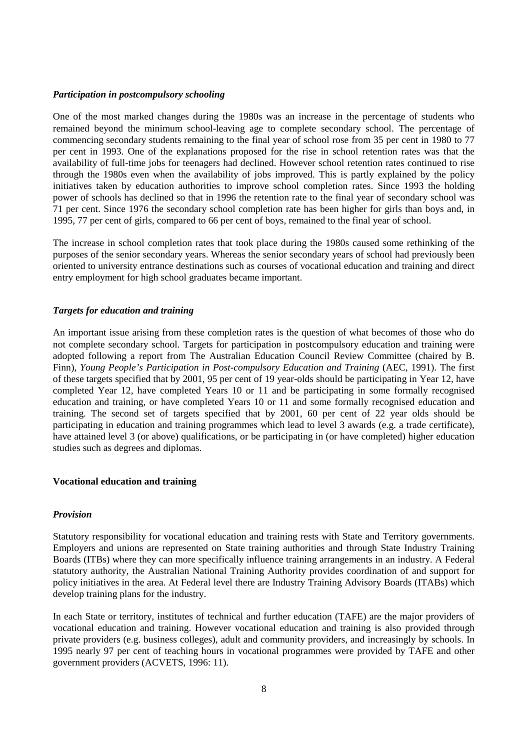### *Participation in postcompulsory schooling*

One of the most marked changes during the 1980s was an increase in the percentage of students who remained beyond the minimum school-leaving age to complete secondary school. The percentage of commencing secondary students remaining to the final year of school rose from 35 per cent in 1980 to 77 per cent in 1993. One of the explanations proposed for the rise in school retention rates was that the availability of full-time jobs for teenagers had declined. However school retention rates continued to rise through the 1980s even when the availability of jobs improved. This is partly explained by the policy initiatives taken by education authorities to improve school completion rates. Since 1993 the holding power of schools has declined so that in 1996 the retention rate to the final year of secondary school was 71 per cent. Since 1976 the secondary school completion rate has been higher for girls than boys and, in 1995, 77 per cent of girls, compared to 66 per cent of boys, remained to the final year of school.

The increase in school completion rates that took place during the 1980s caused some rethinking of the purposes of the senior secondary years. Whereas the senior secondary years of school had previously been oriented to university entrance destinations such as courses of vocational education and training and direct entry employment for high school graduates became important.

### *Targets for education and training*

An important issue arising from these completion rates is the question of what becomes of those who do not complete secondary school. Targets for participation in postcompulsory education and training were adopted following a report from The Australian Education Council Review Committee (chaired by B. Finn), *Young People's Participation in Post-compulsory Education and Training* (AEC, 1991). The first of these targets specified that by 2001, 95 per cent of 19 year-olds should be participating in Year 12, have completed Year 12, have completed Years 10 or 11 and be participating in some formally recognised education and training, or have completed Years 10 or 11 and some formally recognised education and training. The second set of targets specified that by 2001, 60 per cent of 22 year olds should be participating in education and training programmes which lead to level 3 awards (e.g. a trade certificate), have attained level 3 (or above) qualifications, or be participating in (or have completed) higher education studies such as degrees and diplomas.

## **Vocational education and training**

### *Provision*

Statutory responsibility for vocational education and training rests with State and Territory governments. Employers and unions are represented on State training authorities and through State Industry Training Boards (ITBs) where they can more specifically influence training arrangements in an industry. A Federal statutory authority, the Australian National Training Authority provides coordination of and support for policy initiatives in the area. At Federal level there are Industry Training Advisory Boards (ITABs) which develop training plans for the industry.

In each State or territory, institutes of technical and further education (TAFE) are the major providers of vocational education and training. However vocational education and training is also provided through private providers (e.g. business colleges), adult and community providers, and increasingly by schools. In 1995 nearly 97 per cent of teaching hours in vocational programmes were provided by TAFE and other government providers (ACVETS, 1996: 11).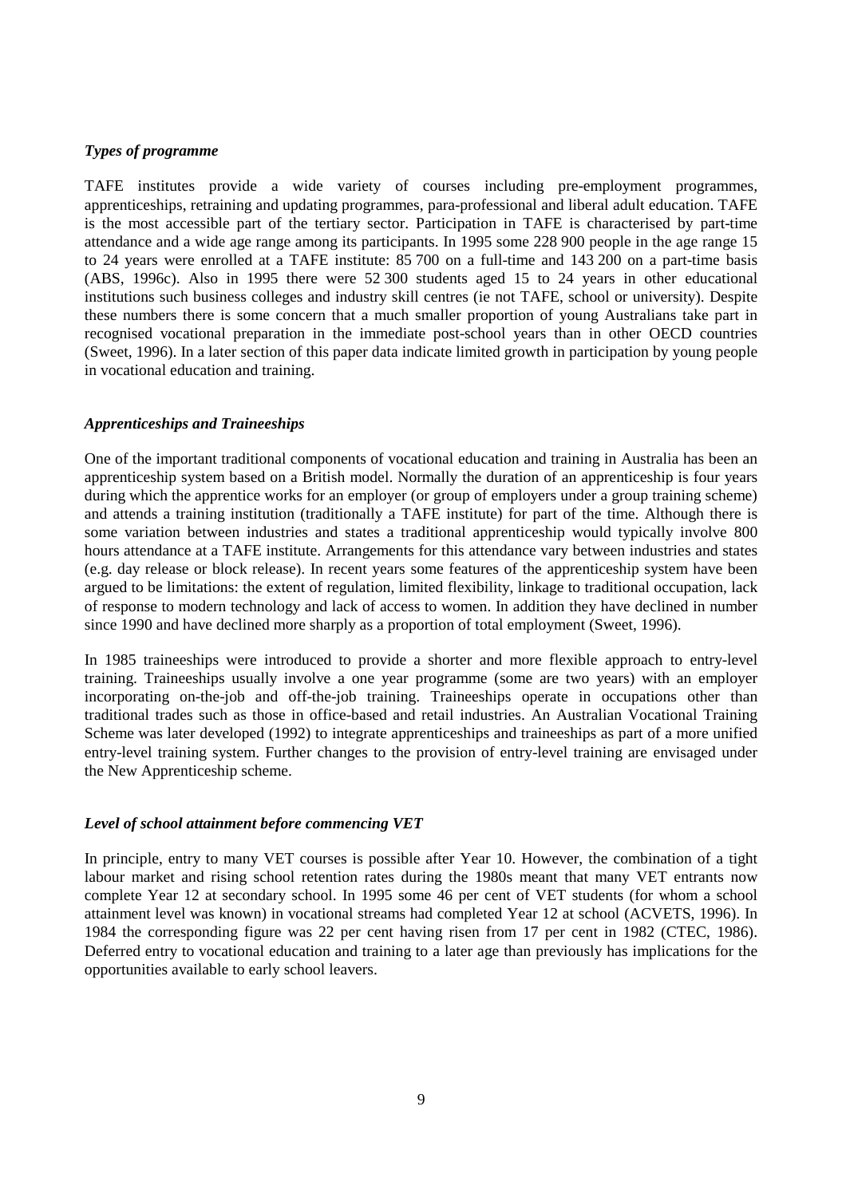### *Types of programme*

TAFE institutes provide a wide variety of courses including pre-employment programmes, apprenticeships, retraining and updating programmes, para-professional and liberal adult education. TAFE is the most accessible part of the tertiary sector. Participation in TAFE is characterised by part-time attendance and a wide age range among its participants. In 1995 some 228 900 people in the age range 15 to 24 years were enrolled at a TAFE institute: 85 700 on a full-time and 143 200 on a part-time basis (ABS, 1996c). Also in 1995 there were 52 300 students aged 15 to 24 years in other educational institutions such business colleges and industry skill centres (ie not TAFE, school or university). Despite these numbers there is some concern that a much smaller proportion of young Australians take part in recognised vocational preparation in the immediate post-school years than in other OECD countries (Sweet, 1996). In a later section of this paper data indicate limited growth in participation by young people in vocational education and training.

### *Apprenticeships and Traineeships*

One of the important traditional components of vocational education and training in Australia has been an apprenticeship system based on a British model. Normally the duration of an apprenticeship is four years during which the apprentice works for an employer (or group of employers under a group training scheme) and attends a training institution (traditionally a TAFE institute) for part of the time. Although there is some variation between industries and states a traditional apprenticeship would typically involve 800 hours attendance at a TAFE institute. Arrangements for this attendance vary between industries and states (e.g. day release or block release). In recent years some features of the apprenticeship system have been argued to be limitations: the extent of regulation, limited flexibility, linkage to traditional occupation, lack of response to modern technology and lack of access to women. In addition they have declined in number since 1990 and have declined more sharply as a proportion of total employment (Sweet, 1996).

In 1985 traineeships were introduced to provide a shorter and more flexible approach to entry-level training. Traineeships usually involve a one year programme (some are two years) with an employer incorporating on-the-job and off-the-job training. Traineeships operate in occupations other than traditional trades such as those in office-based and retail industries. An Australian Vocational Training Scheme was later developed (1992) to integrate apprenticeships and traineeships as part of a more unified entry-level training system. Further changes to the provision of entry-level training are envisaged under the New Apprenticeship scheme.

### *Level of school attainment before commencing VET*

In principle, entry to many VET courses is possible after Year 10. However, the combination of a tight labour market and rising school retention rates during the 1980s meant that many VET entrants now complete Year 12 at secondary school. In 1995 some 46 per cent of VET students (for whom a school attainment level was known) in vocational streams had completed Year 12 at school (ACVETS, 1996). In 1984 the corresponding figure was 22 per cent having risen from 17 per cent in 1982 (CTEC, 1986). Deferred entry to vocational education and training to a later age than previously has implications for the opportunities available to early school leavers.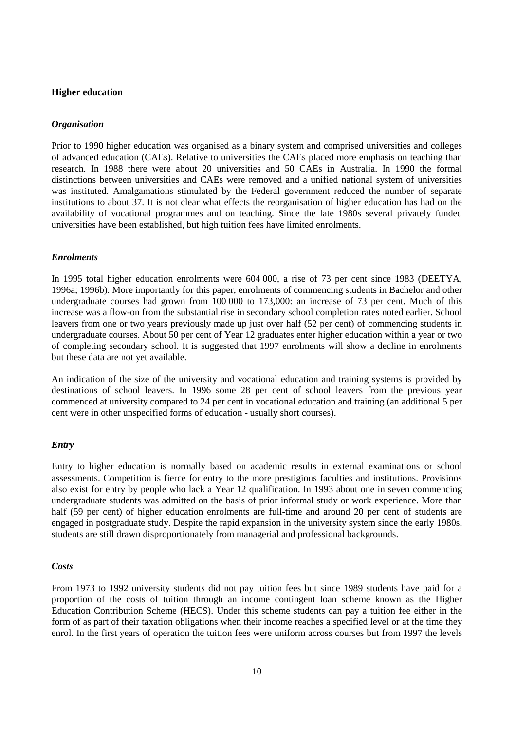## Higher education

### *Organisation*

Prior to 1990 higher education was organised as a binary system and comprised universities and colleges of advanced education (CAEs). Relative to universities the CAEs placed more emphasis on teaching than research. In 1988 there were about 20 universities and 50 CAEs in Australia. In 1990 the formal distinctions between universities and CAEs were removed and a unified national system of universities was instituted. Amalgamations stimulated by the Federal government reduced the number of separate institutions to about 37. It is not clear what effects the reorganisation of higher education has had on the availability of vocational programmes and on teaching. Since the late 1980s several privately funded universities have been established, but high tuition fees have limited enrolments.

### *Enrolments*

In 1995 total higher education enrolments were 604 000, a rise of 73 per cent since 1983 (DEETYA, 1996a; 1996b). More importantly for this paper, enrolments of commencing students in Bachelor and other undergraduate courses had grown from 100 000 to 173,000: an increase of 73 per cent. Much of this increase was a flow-on from the substantial rise in secondary school completion rates noted earlier. School leavers from one or two years previously made up just over half (52 per cent) of commencing students in undergraduate courses. About 50 per cent of Year 12 graduates enter higher education within a year or two of completing secondary school. It is suggested that 1997 enrolments will show a decline in enrolments but these data are not yet available.

An indication of the size of the university and vocational education and training systems is provided by destinations of school leavers. In 1996 some 28 per cent of school leavers from the previous year commenced at university compared to 24 per cent in vocational education and training (an additional 5 per cent were in other unspecified forms of education - usually short courses).

### *Entry*

Entry to higher education is normally based on academic results in external examinations or school assessments. Competition is fierce for entry to the more prestigious faculties and institutions. Provisions also exist for entry by people who lack a Year 12 qualification. In 1993 about one in seven commencing undergraduate students was admitted on the basis of prior informal study or work experience. More than half (59 per cent) of higher education enrolments are full-time and around 20 per cent of students are engaged in postgraduate study. Despite the rapid expansion in the university system since the early 1980s, students are still drawn disproportionately from managerial and professional backgrounds.

### *Costs*

From 1973 to 1992 university students did not pay tuition fees but since 1989 students have paid for a proportion of the costs of tuition through an income contingent loan scheme known as the Higher Education Contribution Scheme (HECS). Under this scheme students can pay a tuition fee either in the form of as part of their taxation obligations when their income reaches a specified level or at the time they enrol. In the first years of operation the tuition fees were uniform across courses but from 1997 the levels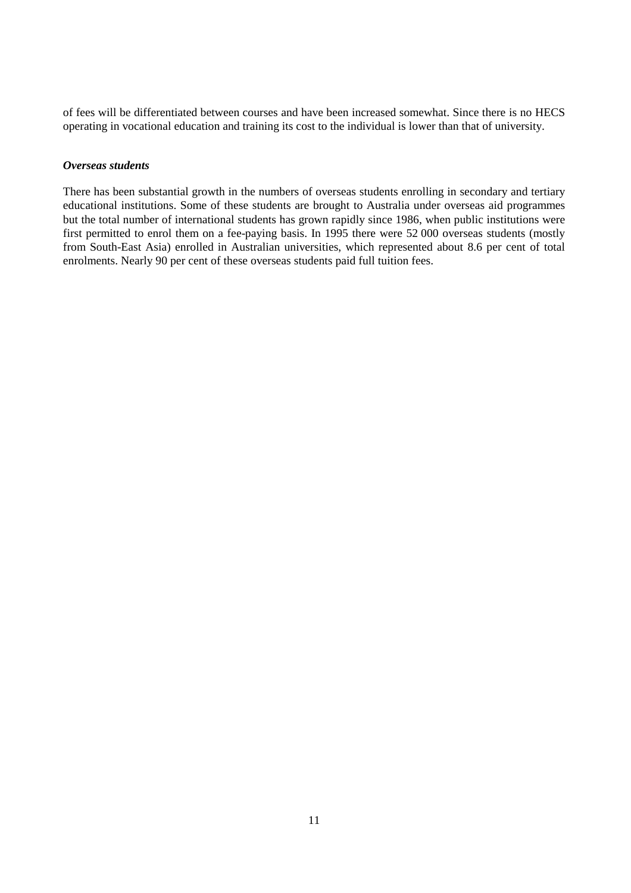of fees will be differentiated between courses and have been increased somewhat. Since there is no HECS operating in vocational education and training its cost to the individual is lower than that of university.

***Overseas students***

There has been substantial growth in the numbers of overseas students enrolling in secondary and tertiary educational institutions. Some of these students are brought to Australia under overseas aid programmes but the total number of international students has grown rapidly since 1986, when public institutions were first permitted to enrol them on a fee-paying basis. In 1995 there were 52 000 overseas students (mostly from South-East Asia) enrolled in Australian universities, which represented about 8.6 per cent of total enrolments. Nearly 90 per cent of these overseas students paid full tuition fees.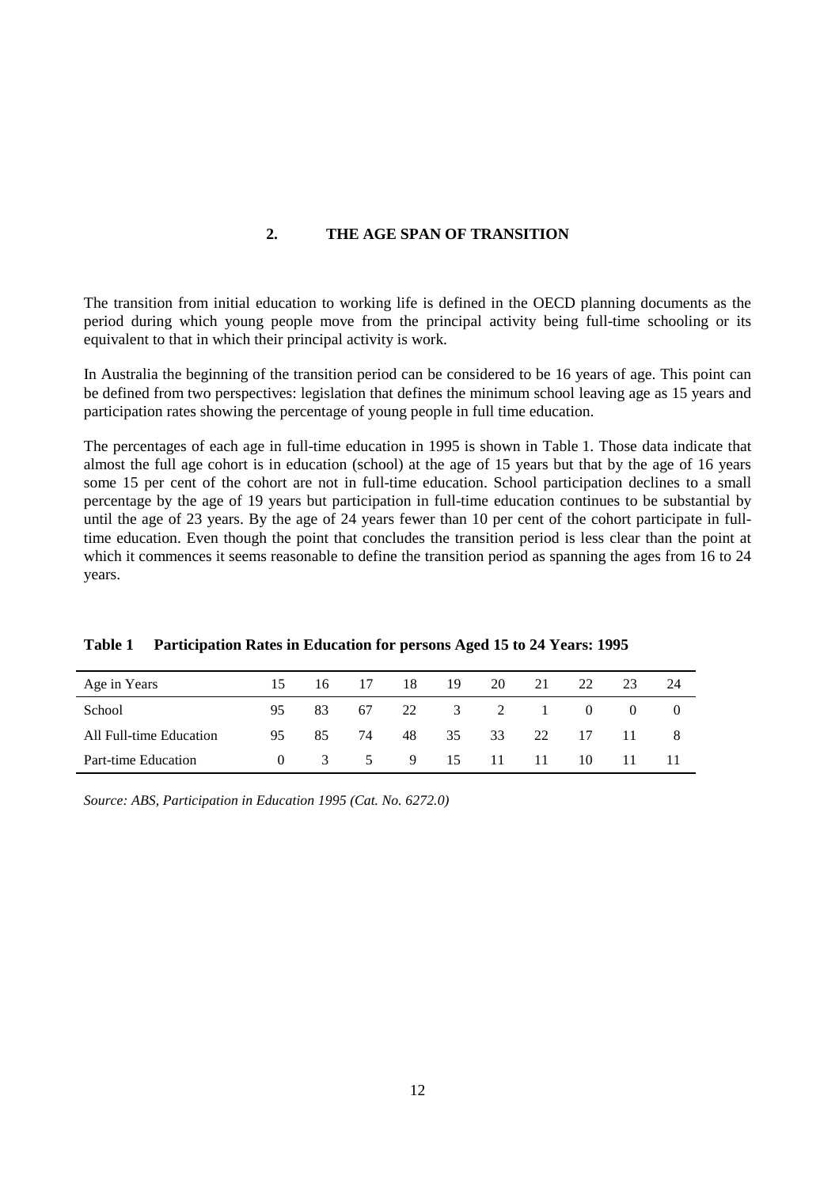## 2. THE AGE SPAN OF TRANSITION

The transition from initial education to working life is defined in the OECD planning documents as the period during which young people move from the principal activity being full-time schooling or its equivalent to that in which their principal activity is work.

In Australia the beginning of the transition period can be considered to be 16 years of age. This point can be defined from two perspectives: legislation that defines the minimum school leaving age as 15 years and participation rates showing the percentage of young people in full time education.

The percentages of each age in full-time education in 1995 is shown in Table 1. Those data indicate that almost the full age cohort is in education (school) at the age of 15 years but that by the age of 16 years some 15 per cent of the cohort are not in full-time education. School participation declines to a small percentage by the age of 19 years but participation in full-time education continues to be substantial by until the age of 23 years. By the age of 24 years fewer than 10 per cent of the cohort participate in full-time education. Even though the point that concludes the transition period is less clear than the point at which it commences it seems reasonable to define the transition period as spanning the ages from 16 to 24 years.

**Table 1 Participation Rates in Education for persons Aged 15 to 24 Years: 1995**

| Age in Years | 15 | 16 | 17 | 18 | 19 | 20 | 21 | 22 | 23 | 24 |
|---|---|---|---|---|---|---|---|---|---|---|
| School | 95 | 83 | 67 | 22 | 3 | 2 | 1 | 0 | 0 | 0 |
| All Full-time Education | 95 | 85 | 74 | 48 | 35 | 33 | 22 | 17 | 11 | 8 |
| Part-time Education | 0 | 3 | 5 | 9 | 15 | 11 | 11 | 10 | 11 | 11 |

*Source: ABS, Participation in Education 1995 (Cat. No. 6272.0)*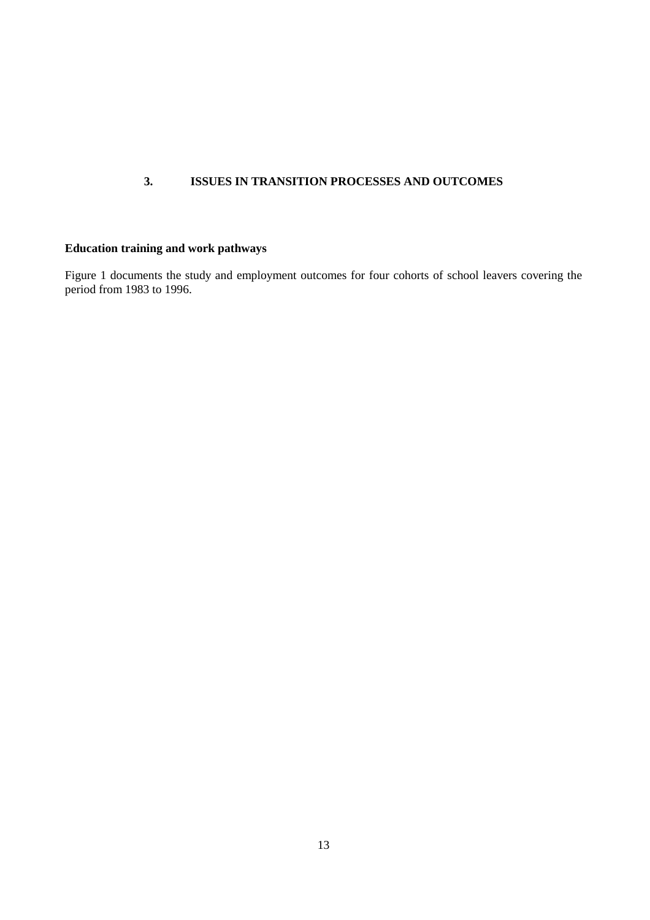# 3. ISSUES IN TRANSITION PROCESSES AND OUTCOMES

## Education training and work pathways

Figure 1 documents the study and employment outcomes for four cohorts of school leavers covering the period from 1983 to 1996.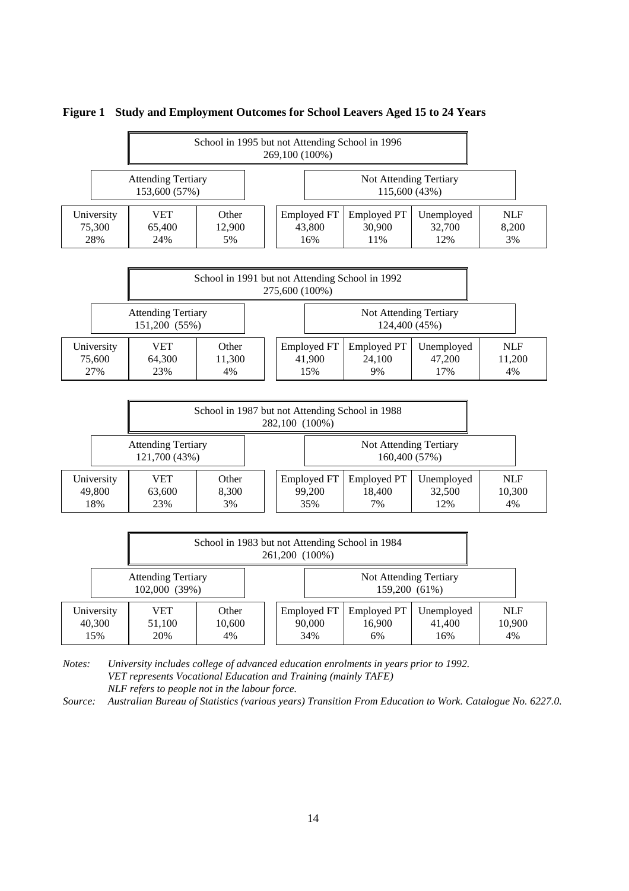**Figure 1 Study and Employment Outcomes for School Leavers Aged 15 to 24 Years**

**School in 1995 but not Attending School in 1996** — 269,100 (100%)

| Attending Tertiary 153,600 (57%) | | | Not Attending Tertiary 115,600 (43%) | | | |
|---|---|---|---|---|---|---|
| University | VET | Other | Employed FT | Employed PT | Unemployed | NLF |
| 75,300 | 65,400 | 12,900 | 43,800 | 30,900 | 32,700 | 8,200 |
| 28% | 24% | 5% | 16% | 11% | 12% | 3% |

**School in 1991 but not Attending School in 1992** — 275,600 (100%)

| Attending Tertiary 151,200 (55%) | | | Not Attending Tertiary 124,400 (45%) | | | |
|---|---|---|---|---|---|---|
| University | VET | Other | Employed FT | Employed PT | Unemployed | NLF |
| 75,600 | 64,300 | 11,300 | 41,900 | 24,100 | 47,200 | 11,200 |
| 27% | 23% | 4% | 15% | 9% | 17% | 4% |

**School in 1987 but not Attending School in 1988** — 282,100 (100%)

| Attending Tertiary 121,700 (43%) | | | Not Attending Tertiary 160,400 (57%) | | | |
|---|---|---|---|---|---|---|
| University | VET | Other | Employed FT | Employed PT | Unemployed | NLF |
| 49,800 | 63,600 | 8,300 | 99,200 | 18,400 | 32,500 | 10,300 |
| 18% | 23% | 3% | 35% | 7% | 12% | 4% |

**School in 1983 but not Attending School in 1984** — 261,200 (100%)

| Attending Tertiary 102,000 (39%) | | | Not Attending Tertiary 159,200 (61%) | | | |
|---|---|---|---|---|---|---|
| University | VET | Other | Employed FT | Employed PT | Unemployed | NLF |
| 40,300 | 51,100 | 10,600 | 90,000 | 16,900 | 41,400 | 10,900 |
| 15% | 20% | 4% | 34% | 6% | 16% | 4% |

*Notes: University includes college of advanced education enrolments in years prior to 1992.*
*VET represents Vocational Education and Training (mainly TAFE)*
*NLF refers to people not in the labour force.*

*Source: Australian Bureau of Statistics (various years) Transition From Education to Work. Catalogue No. 6227.0.*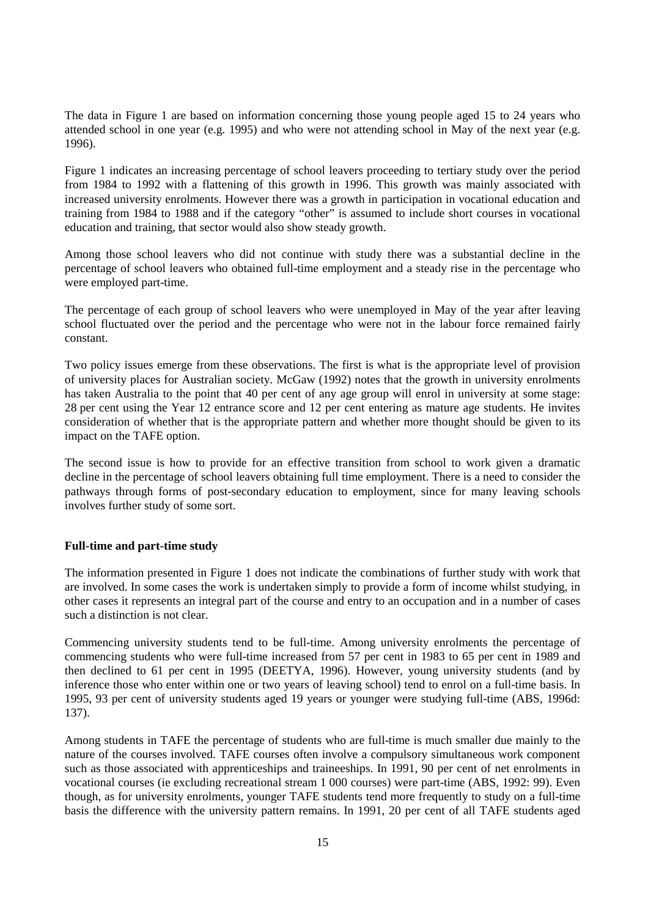The data in Figure 1 are based on information concerning those young people aged 15 to 24 years who attended school in one year (e.g. 1995) and who were not attending school in May of the next year (e.g. 1996).

Figure 1 indicates an increasing percentage of school leavers proceeding to tertiary study over the period from 1984 to 1992 with a flattening of this growth in 1996. This growth was mainly associated with increased university enrolments. However there was a growth in participation in vocational education and training from 1984 to 1988 and if the category "other" is assumed to include short courses in vocational education and training, that sector would also show steady growth.

Among those school leavers who did not continue with study there was a substantial decline in the percentage of school leavers who obtained full-time employment and a steady rise in the percentage who were employed part-time.

The percentage of each group of school leavers who were unemployed in May of the year after leaving school fluctuated over the period and the percentage who were not in the labour force remained fairly constant.

Two policy issues emerge from these observations. The first is what is the appropriate level of provision of university places for Australian society. McGaw (1992) notes that the growth in university enrolments has taken Australia to the point that 40 per cent of any age group will enrol in university at some stage: 28 per cent using the Year 12 entrance score and 12 per cent entering as mature age students. He invites consideration of whether that is the appropriate pattern and whether more thought should be given to its impact on the TAFE option.

The second issue is how to provide for an effective transition from school to work given a dramatic decline in the percentage of school leavers obtaining full time employment. There is a need to consider the pathways through forms of post-secondary education to employment, since for many leaving schools involves further study of some sort.

**Full-time and part-time study**

The information presented in Figure 1 does not indicate the combinations of further study with work that are involved. In some cases the work is undertaken simply to provide a form of income whilst studying, in other cases it represents an integral part of the course and entry to an occupation and in a number of cases such a distinction is not clear.

Commencing university students tend to be full-time. Among university enrolments the percentage of commencing students who were full-time increased from 57 per cent in 1983 to 65 per cent in 1989 and then declined to 61 per cent in 1995 (DEETYA, 1996). However, young university students (and by inference those who enter within one or two years of leaving school) tend to enrol on a full-time basis. In 1995, 93 per cent of university students aged 19 years or younger were studying full-time (ABS, 1996d: 137).

Among students in TAFE the percentage of students who are full-time is much smaller due mainly to the nature of the courses involved. TAFE courses often involve a compulsory simultaneous work component such as those associated with apprenticeships and traineeships. In 1991, 90 per cent of net enrolments in vocational courses (ie excluding recreational stream 1 000 courses) were part-time (ABS, 1992: 99). Even though, as for university enrolments, younger TAFE students tend more frequently to study on a full-time basis the difference with the university pattern remains. In 1991, 20 per cent of all TAFE students aged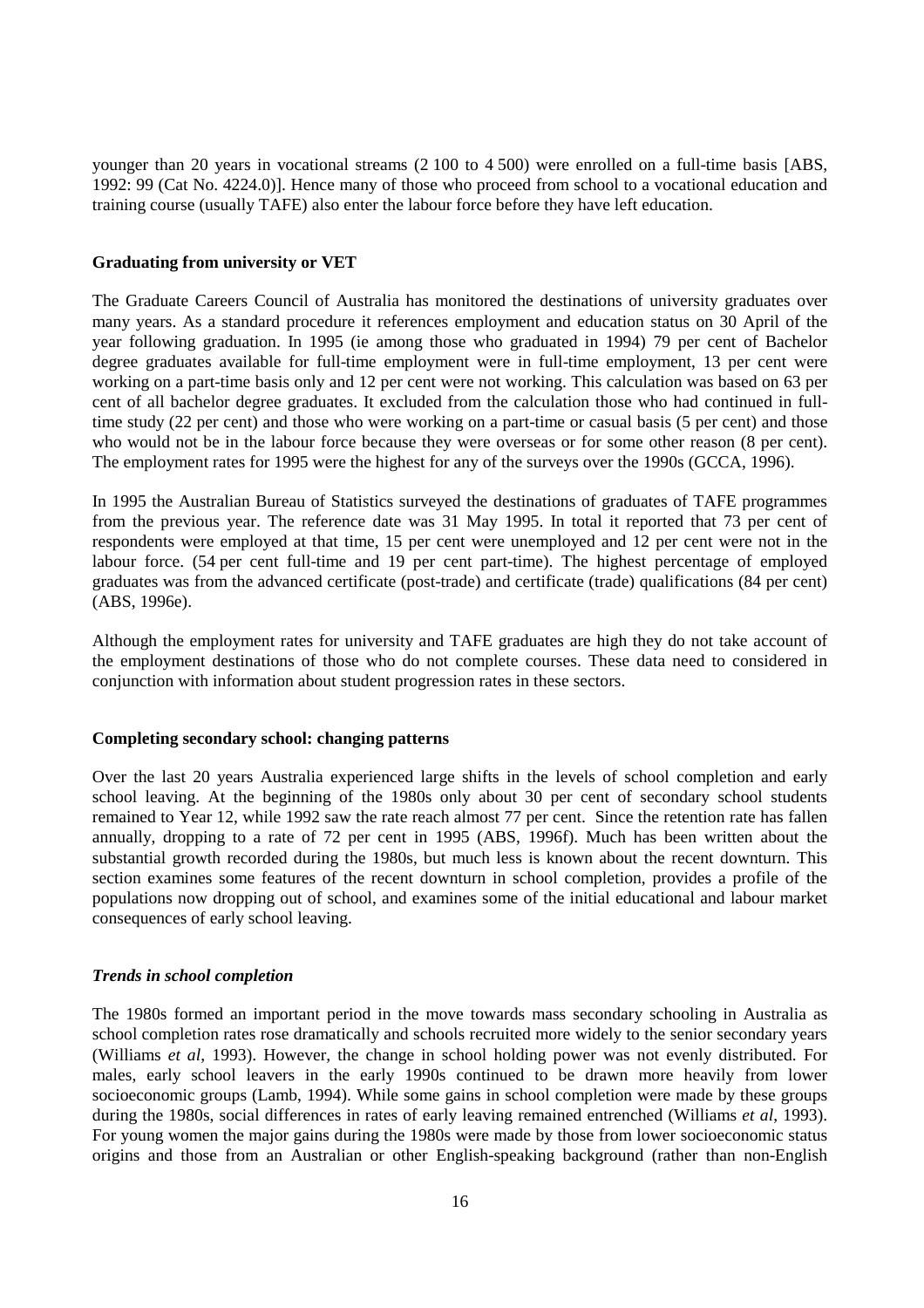younger than 20 years in vocational streams (2 100 to 4 500) were enrolled on a full-time basis [ABS, 1992: 99 (Cat No. 4224.0)]. Hence many of those who proceed from school to a vocational education and training course (usually TAFE) also enter the labour force before they have left education.

**Graduating from university or VET**

The Graduate Careers Council of Australia has monitored the destinations of university graduates over many years. As a standard procedure it references employment and education status on 30 April of the year following graduation. In 1995 (ie among those who graduated in 1994) 79 per cent of Bachelor degree graduates available for full-time employment were in full-time employment, 13 per cent were working on a part-time basis only and 12 per cent were not working. This calculation was based on 63 per cent of all bachelor degree graduates. It excluded from the calculation those who had continued in full-time study (22 per cent) and those who were working on a part-time or casual basis (5 per cent) and those who would not be in the labour force because they were overseas or for some other reason (8 per cent). The employment rates for 1995 were the highest for any of the surveys over the 1990s (GCCA, 1996).

In 1995 the Australian Bureau of Statistics surveyed the destinations of graduates of TAFE programmes from the previous year. The reference date was 31 May 1995. In total it reported that 73 per cent of respondents were employed at that time, 15 per cent were unemployed and 12 per cent were not in the labour force. (54 per cent full-time and 19 per cent part-time). The highest percentage of employed graduates was from the advanced certificate (post-trade) and certificate (trade) qualifications (84 per cent) (ABS, 1996e).

Although the employment rates for university and TAFE graduates are high they do not take account of the employment destinations of those who do not complete courses. These data need to considered in conjunction with information about student progression rates in these sectors.

**Completing secondary school: changing patterns**

Over the last 20 years Australia experienced large shifts in the levels of school completion and early school leaving. At the beginning of the 1980s only about 30 per cent of secondary school students remained to Year 12, while 1992 saw the rate reach almost 77 per cent. Since the retention rate has fallen annually, dropping to a rate of 72 per cent in 1995 (ABS, 1996f). Much has been written about the substantial growth recorded during the 1980s, but much less is known about the recent downturn. This section examines some features of the recent downturn in school completion, provides a profile of the populations now dropping out of school, and examines some of the initial educational and labour market consequences of early school leaving.

***Trends in school completion***

The 1980s formed an important period in the move towards mass secondary schooling in Australia as school completion rates rose dramatically and schools recruited more widely to the senior secondary years (Williams *et al,* 1993). However, the change in school holding power was not evenly distributed. For males, early school leavers in the early 1990s continued to be drawn more heavily from lower socioeconomic groups (Lamb, 1994). While some gains in school completion were made by these groups during the 1980s, social differences in rates of early leaving remained entrenched (Williams *et al*, 1993). For young women the major gains during the 1980s were made by those from lower socioeconomic status origins and those from an Australian or other English-speaking background (rather than non-English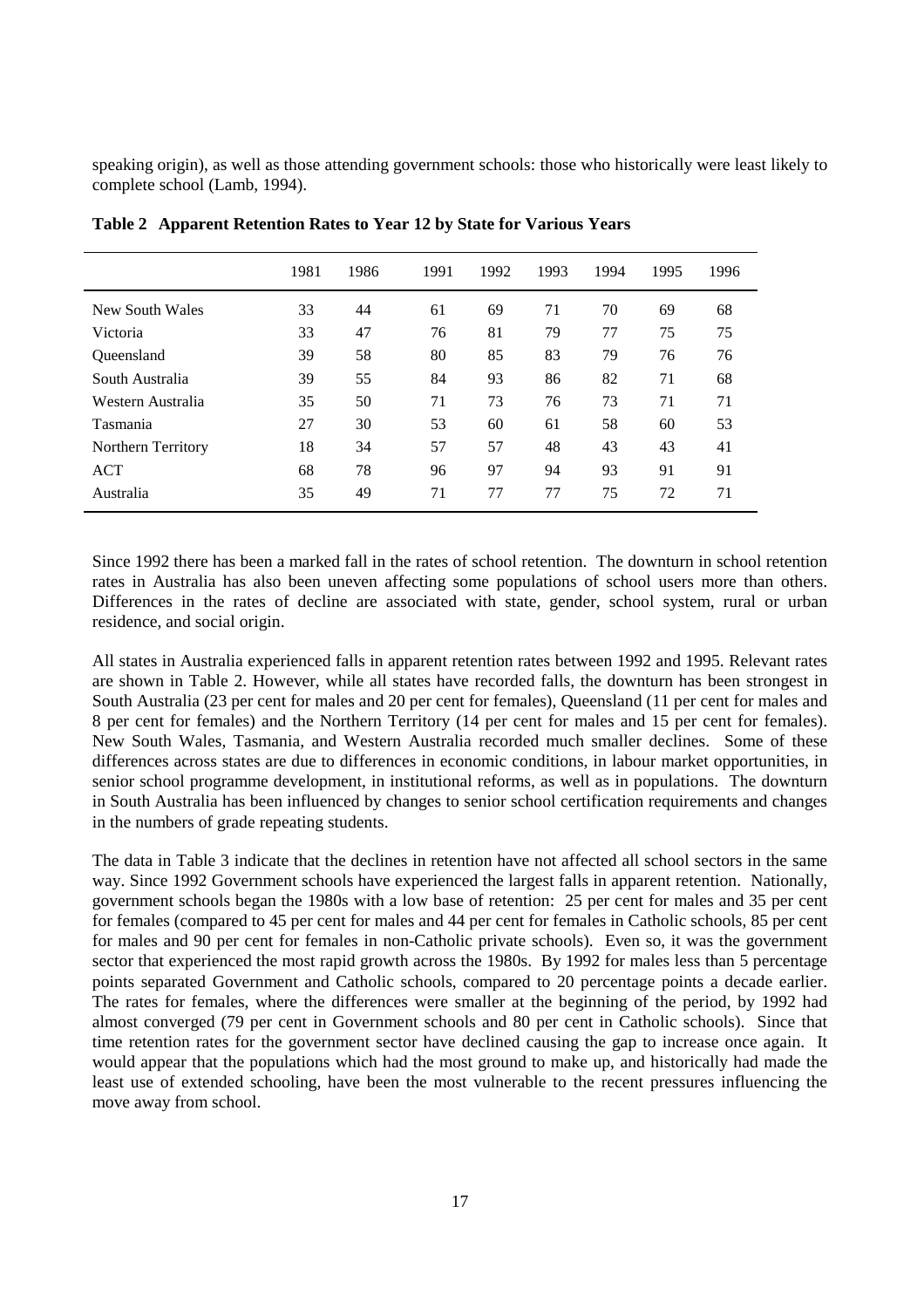speaking origin), as well as those attending government schools: those who historically were least likely to complete school (Lamb, 1994).

**Table 2 Apparent Retention Rates to Year 12 by State for Various Years**

| | 1981 | 1986 | 1991 | 1992 | 1993 | 1994 | 1995 | 1996 |
|---|---|---|---|---|---|---|---|---|
| New South Wales | 33 | 44 | 61 | 69 | 71 | 70 | 69 | 68 |
| Victoria | 33 | 47 | 76 | 81 | 79 | 77 | 75 | 75 |
| Queensland | 39 | 58 | 80 | 85 | 83 | 79 | 76 | 76 |
| South Australia | 39 | 55 | 84 | 93 | 86 | 82 | 71 | 68 |
| Western Australia | 35 | 50 | 71 | 73 | 76 | 73 | 71 | 71 |
| Tasmania | 27 | 30 | 53 | 60 | 61 | 58 | 60 | 53 |
| Northern Territory | 18 | 34 | 57 | 57 | 48 | 43 | 43 | 41 |
| ACT | 68 | 78 | 96 | 97 | 94 | 93 | 91 | 91 |
| Australia | 35 | 49 | 71 | 77 | 77 | 75 | 72 | 71 |

Since 1992 there has been a marked fall in the rates of school retention. The downturn in school retention rates in Australia has also been uneven affecting some populations of school users more than others. Differences in the rates of decline are associated with state, gender, school system, rural or urban residence, and social origin.

All states in Australia experienced falls in apparent retention rates between 1992 and 1995. Relevant rates are shown in Table 2. However, while all states have recorded falls, the downturn has been strongest in South Australia (23 per cent for males and 20 per cent for females), Queensland (11 per cent for males and 8 per cent for females) and the Northern Territory (14 per cent for males and 15 per cent for females). New South Wales, Tasmania, and Western Australia recorded much smaller declines. Some of these differences across states are due to differences in economic conditions, in labour market opportunities, in senior school programme development, in institutional reforms, as well as in populations. The downturn in South Australia has been influenced by changes to senior school certification requirements and changes in the numbers of grade repeating students.

The data in Table 3 indicate that the declines in retention have not affected all school sectors in the same way. Since 1992 Government schools have experienced the largest falls in apparent retention. Nationally, government schools began the 1980s with a low base of retention: 25 per cent for males and 35 per cent for females (compared to 45 per cent for males and 44 per cent for females in Catholic schools, 85 per cent for males and 90 per cent for females in non-Catholic private schools). Even so, it was the government sector that experienced the most rapid growth across the 1980s. By 1992 for males less than 5 percentage points separated Government and Catholic schools, compared to 20 percentage points a decade earlier. The rates for females, where the differences were smaller at the beginning of the period, by 1992 had almost converged (79 per cent in Government schools and 80 per cent in Catholic schools). Since that time retention rates for the government sector have declined causing the gap to increase once again. It would appear that the populations which had the most ground to make up, and historically had made the least use of extended schooling, have been the most vulnerable to the recent pressures influencing the move away from school.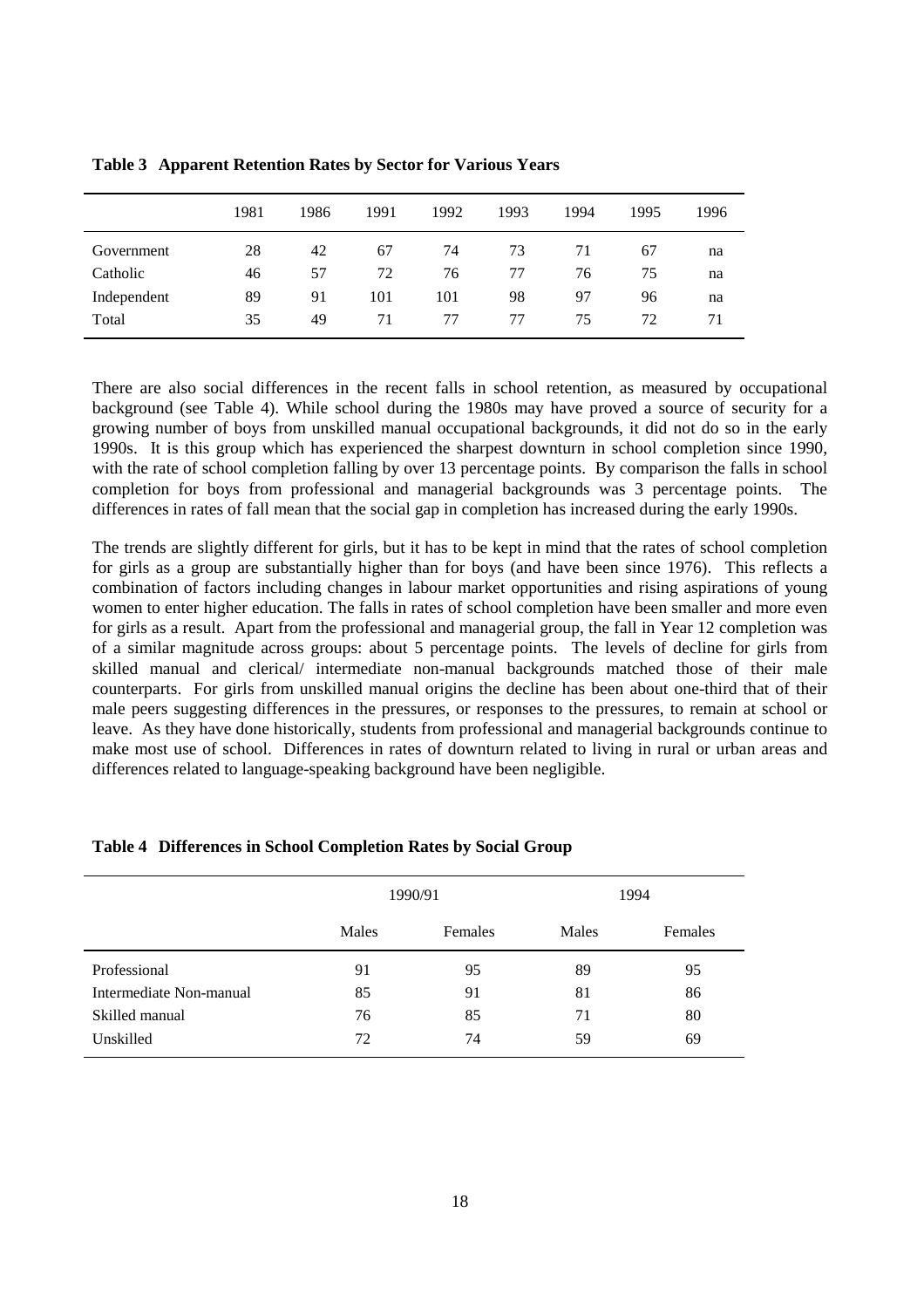**Table 3 Apparent Retention Rates by Sector for Various Years**

| | 1981 | 1986 | 1991 | 1992 | 1993 | 1994 | 1995 | 1996 |
|---|---|---|---|---|---|---|---|---|
| Government | 28 | 42 | 67 | 74 | 73 | 71 | 67 | na |
| Catholic | 46 | 57 | 72 | 76 | 77 | 76 | 75 | na |
| Independent | 89 | 91 | 101 | 101 | 98 | 97 | 96 | na |
| Total | 35 | 49 | 71 | 77 | 77 | 75 | 72 | 71 |

There are also social differences in the recent falls in school retention, as measured by occupational background (see Table 4). While school during the 1980s may have proved a source of security for a growing number of boys from unskilled manual occupational backgrounds, it did not do so in the early 1990s. It is this group which has experienced the sharpest downturn in school completion since 1990, with the rate of school completion falling by over 13 percentage points. By comparison the falls in school completion for boys from professional and managerial backgrounds was 3 percentage points. The differences in rates of fall mean that the social gap in completion has increased during the early 1990s.

The trends are slightly different for girls, but it has to be kept in mind that the rates of school completion for girls as a group are substantially higher than for boys (and have been since 1976). This reflects a combination of factors including changes in labour market opportunities and rising aspirations of young women to enter higher education. The falls in rates of school completion have been smaller and more even for girls as a result. Apart from the professional and managerial group, the fall in Year 12 completion was of a similar magnitude across groups: about 5 percentage points. The levels of decline for girls from skilled manual and clerical/ intermediate non-manual backgrounds matched those of their male counterparts. For girls from unskilled manual origins the decline has been about one-third that of their male peers suggesting differences in the pressures, or responses to the pressures, to remain at school or leave. As they have done historically, students from professional and managerial backgrounds continue to make most use of school. Differences in rates of downturn related to living in rural or urban areas and differences related to language-speaking background have been negligible.

**Table 4 Differences in School Completion Rates by Social Group**

| | 1990/91 | | 1994 | |
|---|---|---|---|---|
| | Males | Females | Males | Females |
| Professional | 91 | 95 | 89 | 95 |
| Intermediate Non-manual | 85 | 91 | 81 | 86 |
| Skilled manual | 76 | 85 | 71 | 80 |
| Unskilled | 72 | 74 | 59 | 69 |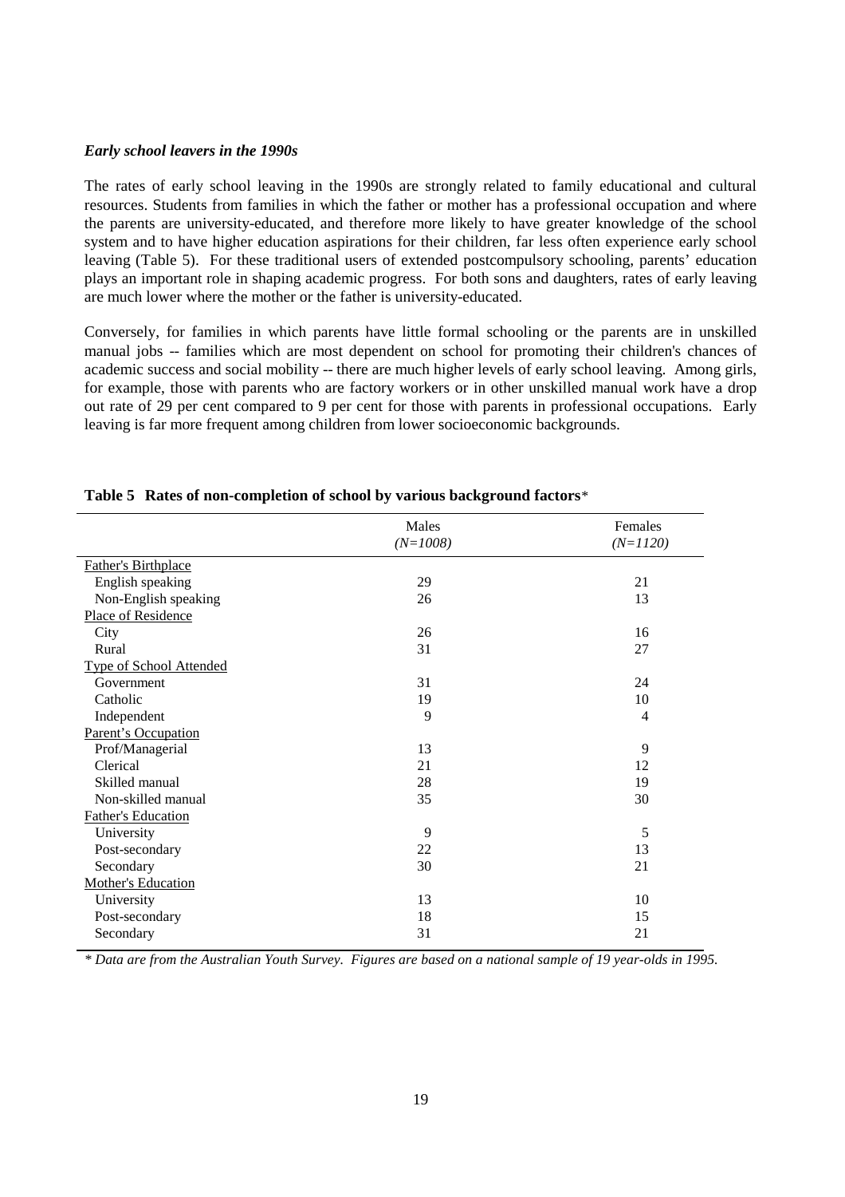### *Early school leavers in the 1990s*

The rates of early school leaving in the 1990s are strongly related to family educational and cultural resources. Students from families in which the father or mother has a professional occupation and where the parents are university-educated, and therefore more likely to have greater knowledge of the school system and to have higher education aspirations for their children, far less often experience early school leaving (Table 5). For these traditional users of extended postcompulsory schooling, parents' education plays an important role in shaping academic progress. For both sons and daughters, rates of early leaving are much lower where the mother or the father is university-educated.

Conversely, for families in which parents have little formal schooling or the parents are in unskilled manual jobs -- families which are most dependent on school for promoting their children's chances of academic success and social mobility -- there are much higher levels of early school leaving. Among girls, for example, those with parents who are factory workers or in other unskilled manual work have a drop out rate of 29 per cent compared to 9 per cent for those with parents in professional occupations. Early leaving is far more frequent among children from lower socioeconomic backgrounds.

**Table 5 Rates of non-completion of school by various background factors***

| | Males *(N=1008)* | Females *(N=1120)* |
|---|---|---|
| Father's Birthplace | | |
| English speaking | 29 | 21 |
| Non-English speaking | 26 | 13 |
| Place of Residence | | |
| City | 26 | 16 |
| Rural | 31 | 27 |
| Type of School Attended | | |
| Government | 31 | 24 |
| Catholic | 19 | 10 |
| Independent | 9 | 4 |
| Parent's Occupation | | |
| Prof/Managerial | 13 | 9 |
| Clerical | 21 | 12 |
| Skilled manual | 28 | 19 |
| Non-skilled manual | 35 | 30 |
| Father's Education | | |
| University | 9 | 5 |
| Post-secondary | 22 | 13 |
| Secondary | 30 | 21 |
| Mother's Education | | |
| University | 13 | 10 |
| Post-secondary | 18 | 15 |
| Secondary | 31 | 21 |

*\* Data are from the Australian Youth Survey. Figures are based on a national sample of 19 year-olds in 1995.*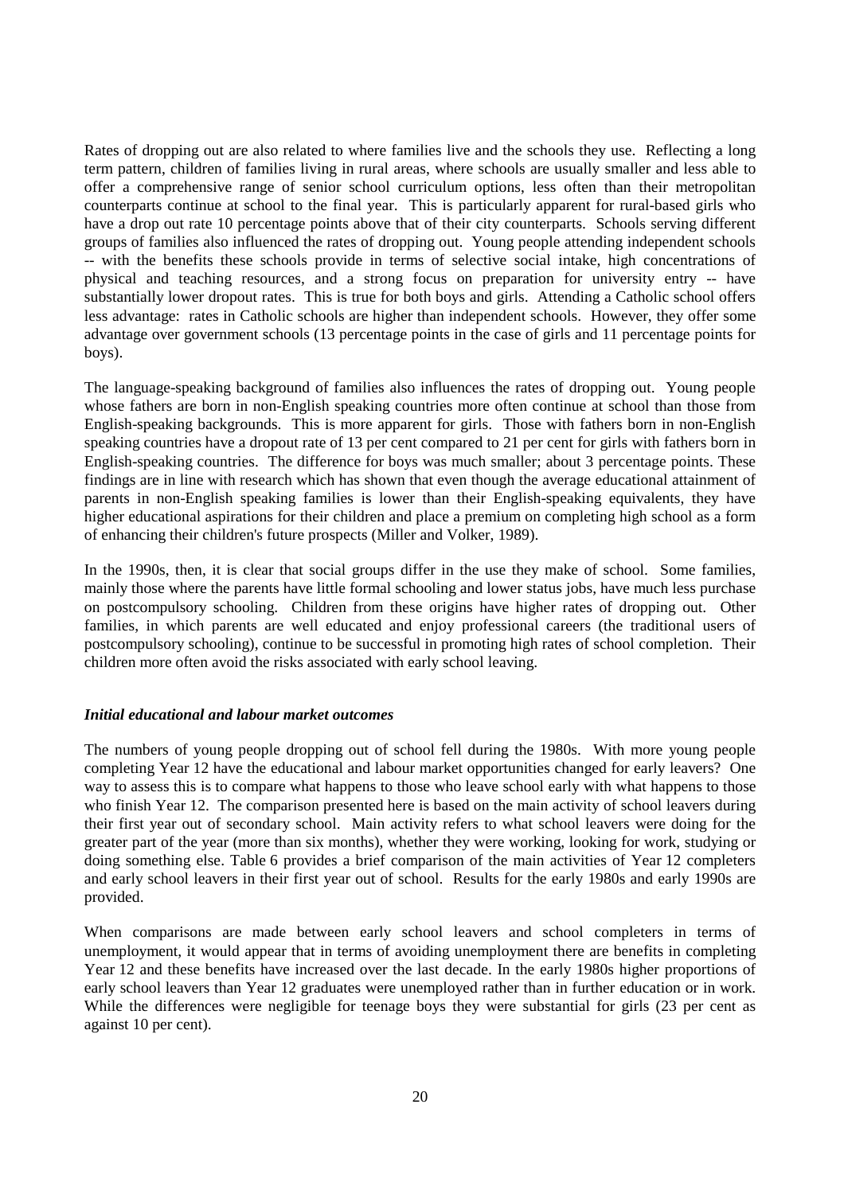Rates of dropping out are also related to where families live and the schools they use. Reflecting a long term pattern, children of families living in rural areas, where schools are usually smaller and less able to offer a comprehensive range of senior school curriculum options, less often than their metropolitan counterparts continue at school to the final year. This is particularly apparent for rural-based girls who have a drop out rate 10 percentage points above that of their city counterparts. Schools serving different groups of families also influenced the rates of dropping out. Young people attending independent schools -- with the benefits these schools provide in terms of selective social intake, high concentrations of physical and teaching resources, and a strong focus on preparation for university entry -- have substantially lower dropout rates. This is true for both boys and girls. Attending a Catholic school offers less advantage: rates in Catholic schools are higher than independent schools. However, they offer some advantage over government schools (13 percentage points in the case of girls and 11 percentage points for boys).

The language-speaking background of families also influences the rates of dropping out. Young people whose fathers are born in non-English speaking countries more often continue at school than those from English-speaking backgrounds. This is more apparent for girls. Those with fathers born in non-English speaking countries have a dropout rate of 13 per cent compared to 21 per cent for girls with fathers born in English-speaking countries. The difference for boys was much smaller; about 3 percentage points. These findings are in line with research which has shown that even though the average educational attainment of parents in non-English speaking families is lower than their English-speaking equivalents, they have higher educational aspirations for their children and place a premium on completing high school as a form of enhancing their children's future prospects (Miller and Volker, 1989).

In the 1990s, then, it is clear that social groups differ in the use they make of school. Some families, mainly those where the parents have little formal schooling and lower status jobs, have much less purchase on postcompulsory schooling. Children from these origins have higher rates of dropping out. Other families, in which parents are well educated and enjoy professional careers (the traditional users of postcompulsory schooling), continue to be successful in promoting high rates of school completion. Their children more often avoid the risks associated with early school leaving.

### *Initial educational and labour market outcomes*

The numbers of young people dropping out of school fell during the 1980s. With more young people completing Year 12 have the educational and labour market opportunities changed for early leavers? One way to assess this is to compare what happens to those who leave school early with what happens to those who finish Year 12. The comparison presented here is based on the main activity of school leavers during their first year out of secondary school. Main activity refers to what school leavers were doing for the greater part of the year (more than six months), whether they were working, looking for work, studying or doing something else. Table 6 provides a brief comparison of the main activities of Year 12 completers and early school leavers in their first year out of school. Results for the early 1980s and early 1990s are provided.

When comparisons are made between early school leavers and school completers in terms of unemployment, it would appear that in terms of avoiding unemployment there are benefits in completing Year 12 and these benefits have increased over the last decade. In the early 1980s higher proportions of early school leavers than Year 12 graduates were unemployed rather than in further education or in work. While the differences were negligible for teenage boys they were substantial for girls (23 per cent as against 10 per cent).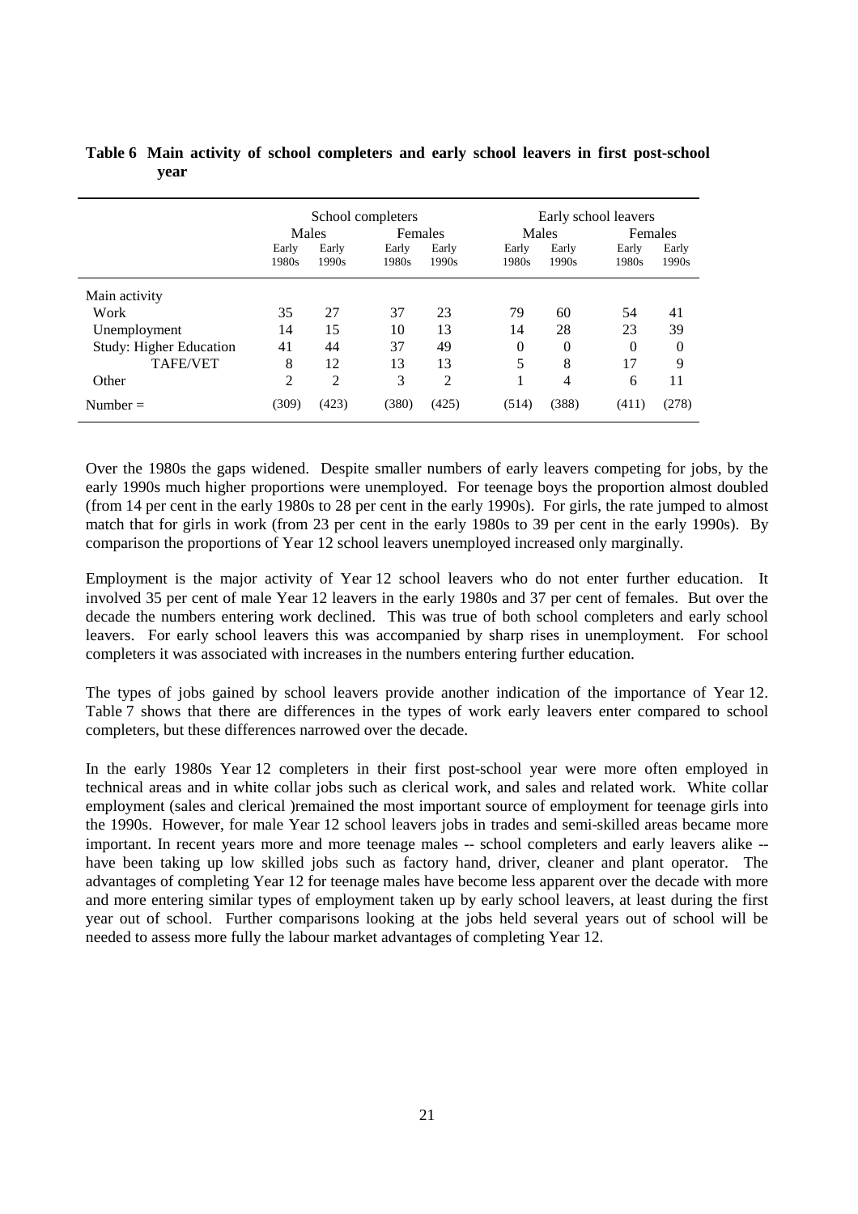**Table 6  Main activity of school completers and early school leavers in first post-school year**

| | School completers | | | | Early school leavers | | | |
|---|---|---|---|---|---|---|---|---|
| | Males | | Females | | Males | | Females | |
| | Early 1980s | Early 1990s | Early 1980s | Early 1990s | Early 1980s | Early 1990s | Early 1980s | Early 1990s |
| Main activity | | | | | | | | |
| Work | 35 | 27 | 37 | 23 | 79 | 60 | 54 | 41 |
| Unemployment | 14 | 15 | 10 | 13 | 14 | 28 | 23 | 39 |
| Study: Higher Education | 41 | 44 | 37 | 49 | 0 | 0 | 0 | 0 |
| TAFE/VET | 8 | 12 | 13 | 13 | 5 | 8 | 17 | 9 |
| Other | 2 | 2 | 3 | 2 | 1 | 4 | 6 | 11 |
| Number = | (309) | (423) | (380) | (425) | (514) | (388) | (411) | (278) |

Over the 1980s the gaps widened. Despite smaller numbers of early leavers competing for jobs, by the early 1990s much higher proportions were unemployed. For teenage boys the proportion almost doubled (from 14 per cent in the early 1980s to 28 per cent in the early 1990s). For girls, the rate jumped to almost match that for girls in work (from 23 per cent in the early 1980s to 39 per cent in the early 1990s). By comparison the proportions of Year 12 school leavers unemployed increased only marginally.

Employment is the major activity of Year 12 school leavers who do not enter further education. It involved 35 per cent of male Year 12 leavers in the early 1980s and 37 per cent of females. But over the decade the numbers entering work declined. This was true of both school completers and early school leavers. For early school leavers this was accompanied by sharp rises in unemployment. For school completers it was associated with increases in the numbers entering further education.

The types of jobs gained by school leavers provide another indication of the importance of Year 12. Table 7 shows that there are differences in the types of work early leavers enter compared to school completers, but these differences narrowed over the decade.

In the early 1980s Year 12 completers in their first post-school year were more often employed in technical areas and in white collar jobs such as clerical work, and sales and related work. White collar employment (sales and clerical )remained the most important source of employment for teenage girls into the 1990s. However, for male Year 12 school leavers jobs in trades and semi-skilled areas became more important. In recent years more and more teenage males -- school completers and early leavers alike -- have been taking up low skilled jobs such as factory hand, driver, cleaner and plant operator. The advantages of completing Year 12 for teenage males have become less apparent over the decade with more and more entering similar types of employment taken up by early school leavers, at least during the first year out of school. Further comparisons looking at the jobs held several years out of school will be needed to assess more fully the labour market advantages of completing Year 12.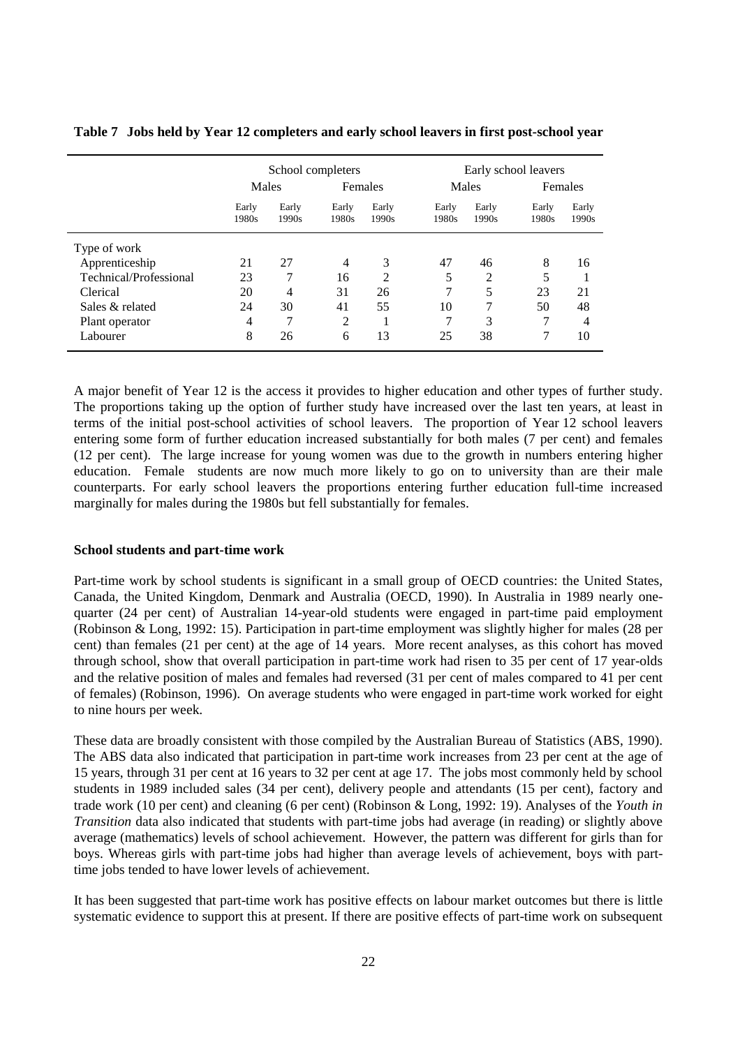**Table 7 Jobs held by Year 12 completers and early school leavers in first post-school year**

| | School completers | | | | Early school leavers | | | |
|---|---|---|---|---|---|---|---|---|
| | Males | | Females | | Males | | Females | |
| | Early 1980s | Early 1990s | Early 1980s | Early 1990s | Early 1980s | Early 1990s | Early 1980s | Early 1990s |
| Type of work | | | | | | | | |
| Apprenticeship | 21 | 27 | 4 | 3 | 47 | 46 | 8 | 16 |
| Technical/Professional | 23 | 7 | 16 | 2 | 5 | 2 | 5 | 1 |
| Clerical | 20 | 4 | 31 | 26 | 7 | 5 | 23 | 21 |
| Sales & related | 24 | 30 | 41 | 55 | 10 | 7 | 50 | 48 |
| Plant operator | 4 | 7 | 2 | 1 | 7 | 3 | 7 | 4 |
| Labourer | 8 | 26 | 6 | 13 | 25 | 38 | 7 | 10 |

A major benefit of Year 12 is the access it provides to higher education and other types of further study. The proportions taking up the option of further study have increased over the last ten years, at least in terms of the initial post-school activities of school leavers. The proportion of Year 12 school leavers entering some form of further education increased substantially for both males (7 per cent) and females (12 per cent). The large increase for young women was due to the growth in numbers entering higher education. Female students are now much more likely to go on to university than are their male counterparts. For early school leavers the proportions entering further education full-time increased marginally for males during the 1980s but fell substantially for females.

**School students and part-time work**

Part-time work by school students is significant in a small group of OECD countries: the United States, Canada, the United Kingdom, Denmark and Australia (OECD, 1990). In Australia in 1989 nearly one-quarter (24 per cent) of Australian 14-year-old students were engaged in part-time paid employment (Robinson & Long, 1992: 15). Participation in part-time employment was slightly higher for males (28 per cent) than females (21 per cent) at the age of 14 years. More recent analyses, as this cohort has moved through school, show that overall participation in part-time work had risen to 35 per cent of 17 year-olds and the relative position of males and females had reversed (31 per cent of males compared to 41 per cent of females) (Robinson, 1996). On average students who were engaged in part-time work worked for eight to nine hours per week.

These data are broadly consistent with those compiled by the Australian Bureau of Statistics (ABS, 1990). The ABS data also indicated that participation in part-time work increases from 23 per cent at the age of 15 years, through 31 per cent at 16 years to 32 per cent at age 17. The jobs most commonly held by school students in 1989 included sales (34 per cent), delivery people and attendants (15 per cent), factory and trade work (10 per cent) and cleaning (6 per cent) (Robinson & Long, 1992: 19). Analyses of the *Youth in Transition* data also indicated that students with part-time jobs had average (in reading) or slightly above average (mathematics) levels of school achievement. However, the pattern was different for girls than for boys. Whereas girls with part-time jobs had higher than average levels of achievement, boys with part-time jobs tended to have lower levels of achievement.

It has been suggested that part-time work has positive effects on labour market outcomes but there is little systematic evidence to support this at present. If there are positive effects of part-time work on subsequent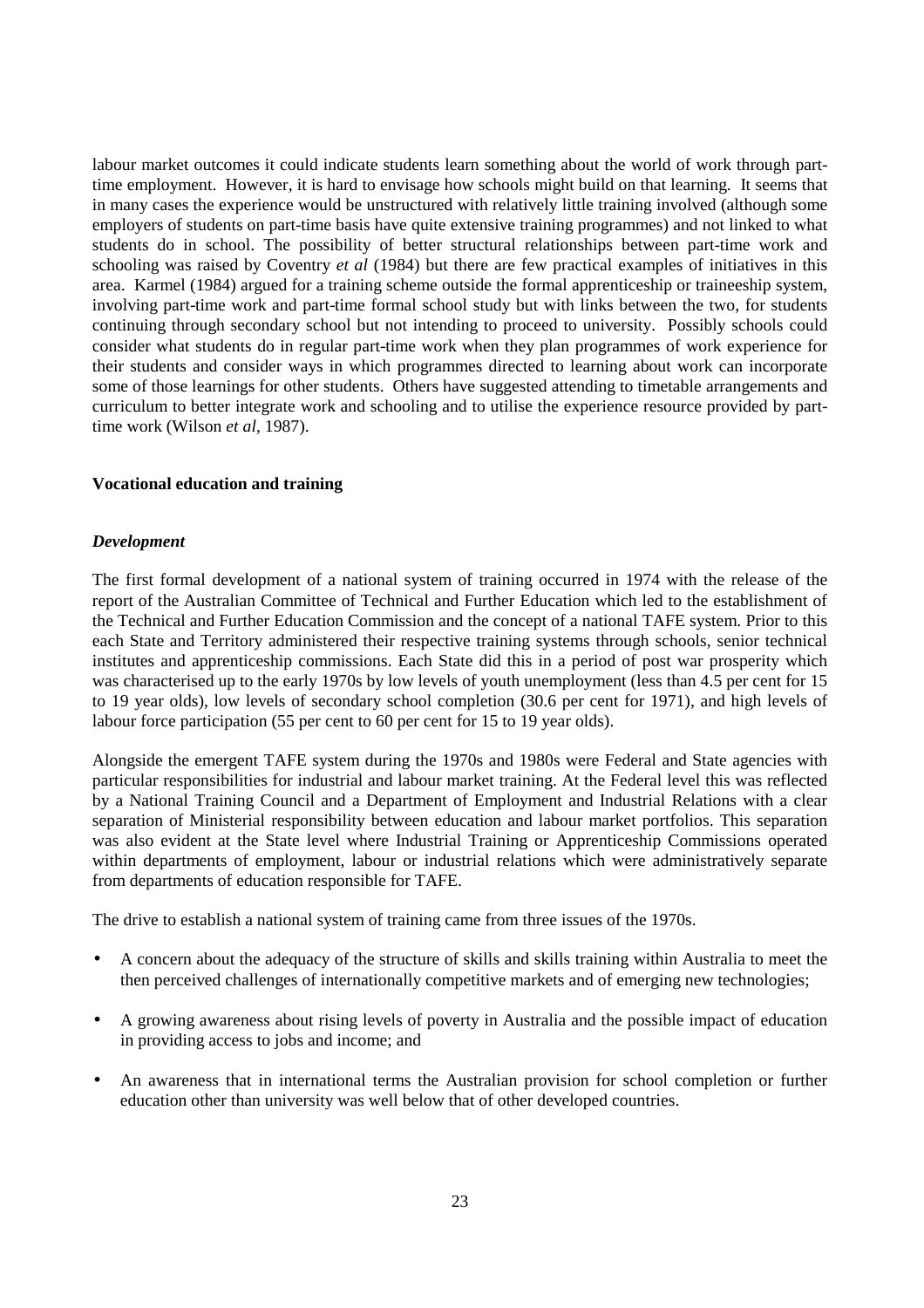labour market outcomes it could indicate students learn something about the world of work through part-time employment. However, it is hard to envisage how schools might build on that learning. It seems that in many cases the experience would be unstructured with relatively little training involved (although some employers of students on part-time basis have quite extensive training programmes) and not linked to what students do in school. The possibility of better structural relationships between part-time work and schooling was raised by Coventry *et al* (1984) but there are few practical examples of initiatives in this area. Karmel (1984) argued for a training scheme outside the formal apprenticeship or traineeship system, involving part-time work and part-time formal school study but with links between the two, for students continuing through secondary school but not intending to proceed to university. Possibly schools could consider what students do in regular part-time work when they plan programmes of work experience for their students and consider ways in which programmes directed to learning about work can incorporate some of those learnings for other students. Others have suggested attending to timetable arrangements and curriculum to better integrate work and schooling and to utilise the experience resource provided by part-time work (Wilson *et al*, 1987).

**Vocational education and training**

***Development***

The first formal development of a national system of training occurred in 1974 with the release of the report of the Australian Committee of Technical and Further Education which led to the establishment of the Technical and Further Education Commission and the concept of a national TAFE system. Prior to this each State and Territory administered their respective training systems through schools, senior technical institutes and apprenticeship commissions. Each State did this in a period of post war prosperity which was characterised up to the early 1970s by low levels of youth unemployment (less than 4.5 per cent for 15 to 19 year olds), low levels of secondary school completion (30.6 per cent for 1971), and high levels of labour force participation (55 per cent to 60 per cent for 15 to 19 year olds).

Alongside the emergent TAFE system during the 1970s and 1980s were Federal and State agencies with particular responsibilities for industrial and labour market training. At the Federal level this was reflected by a National Training Council and a Department of Employment and Industrial Relations with a clear separation of Ministerial responsibility between education and labour market portfolios. This separation was also evident at the State level where Industrial Training or Apprenticeship Commissions operated within departments of employment, labour or industrial relations which were administratively separate from departments of education responsible for TAFE.

The drive to establish a national system of training came from three issues of the 1970s.

- A concern about the adequacy of the structure of skills and skills training within Australia to meet the then perceived challenges of internationally competitive markets and of emerging new technologies;
- A growing awareness about rising levels of poverty in Australia and the possible impact of education in providing access to jobs and income; and
- An awareness that in international terms the Australian provision for school completion or further education other than university was well below that of other developed countries.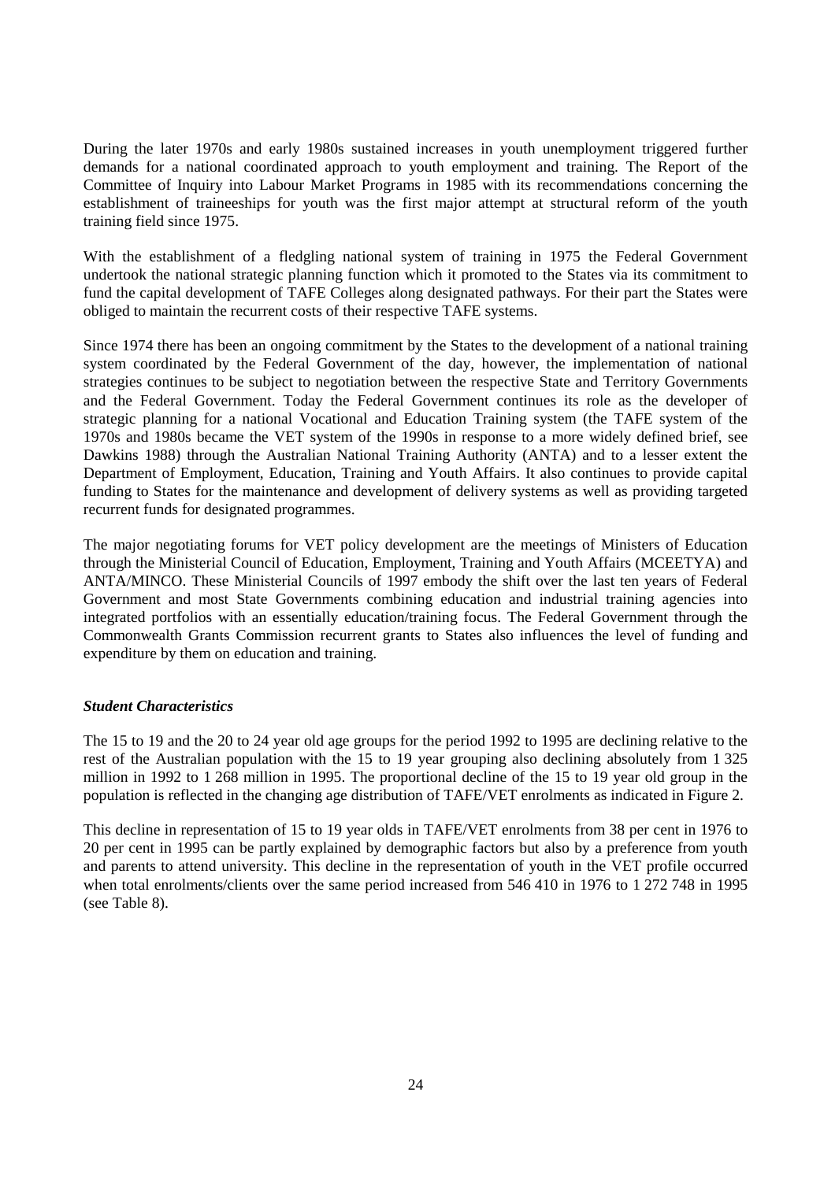During the later 1970s and early 1980s sustained increases in youth unemployment triggered further demands for a national coordinated approach to youth employment and training. The Report of the Committee of Inquiry into Labour Market Programs in 1985 with its recommendations concerning the establishment of traineeships for youth was the first major attempt at structural reform of the youth training field since 1975.

With the establishment of a fledgling national system of training in 1975 the Federal Government undertook the national strategic planning function which it promoted to the States via its commitment to fund the capital development of TAFE Colleges along designated pathways. For their part the States were obliged to maintain the recurrent costs of their respective TAFE systems.

Since 1974 there has been an ongoing commitment by the States to the development of a national training system coordinated by the Federal Government of the day, however, the implementation of national strategies continues to be subject to negotiation between the respective State and Territory Governments and the Federal Government. Today the Federal Government continues its role as the developer of strategic planning for a national Vocational and Education Training system (the TAFE system of the 1970s and 1980s became the VET system of the 1990s in response to a more widely defined brief, see Dawkins 1988) through the Australian National Training Authority (ANTA) and to a lesser extent the Department of Employment, Education, Training and Youth Affairs. It also continues to provide capital funding to States for the maintenance and development of delivery systems as well as providing targeted recurrent funds for designated programmes.

The major negotiating forums for VET policy development are the meetings of Ministers of Education through the Ministerial Council of Education, Employment, Training and Youth Affairs (MCEETYA) and ANTA/MINCO. These Ministerial Councils of 1997 embody the shift over the last ten years of Federal Government and most State Governments combining education and industrial training agencies into integrated portfolios with an essentially education/training focus. The Federal Government through the Commonwealth Grants Commission recurrent grants to States also influences the level of funding and expenditure by them on education and training.

***Student Characteristics***

The 15 to 19 and the 20 to 24 year old age groups for the period 1992 to 1995 are declining relative to the rest of the Australian population with the 15 to 19 year grouping also declining absolutely from 1 325 million in 1992 to 1 268 million in 1995. The proportional decline of the 15 to 19 year old group in the population is reflected in the changing age distribution of TAFE/VET enrolments as indicated in Figure 2.

This decline in representation of 15 to 19 year olds in TAFE/VET enrolments from 38 per cent in 1976 to 20 per cent in 1995 can be partly explained by demographic factors but also by a preference from youth and parents to attend university. This decline in the representation of youth in the VET profile occurred when total enrolments/clients over the same period increased from 546 410 in 1976 to 1 272 748 in 1995 (see Table 8).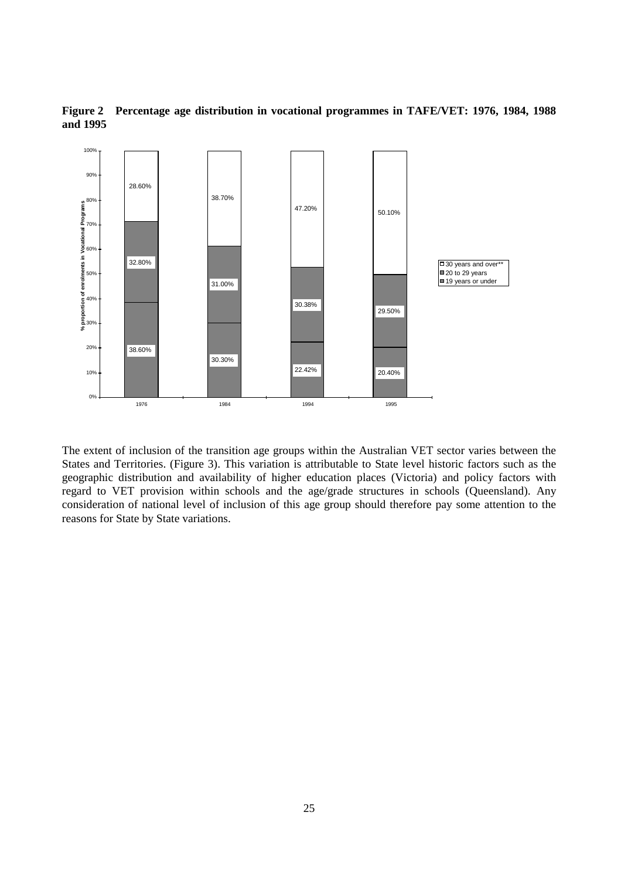**Figure 2 Percentage age distribution in vocational programmes in TAFE/VET: 1976, 1984, 1988 and 1995**

| Age group | 1976 | 1984 | 1994 | 1995 |
|---|---|---|---|---|
| 30 years and over** | 28.60% | 38.70% | 47.20% | 50.10% |
| 20 to 29 years | 32.80% | 31.00% | 30.38% | 29.50% |
| 19 years or under | 38.60% | 30.30% | 22.42% | 20.40% |

The extent of inclusion of the transition age groups within the Australian VET sector varies between the States and Territories. (Figure 3). This variation is attributable to State level historic factors such as the geographic distribution and availability of higher education places (Victoria) and policy factors with regard to VET provision within schools and the age/grade structures in schools (Queensland). Any consideration of national level of inclusion of this age group should therefore pay some attention to the reasons for State by State variations.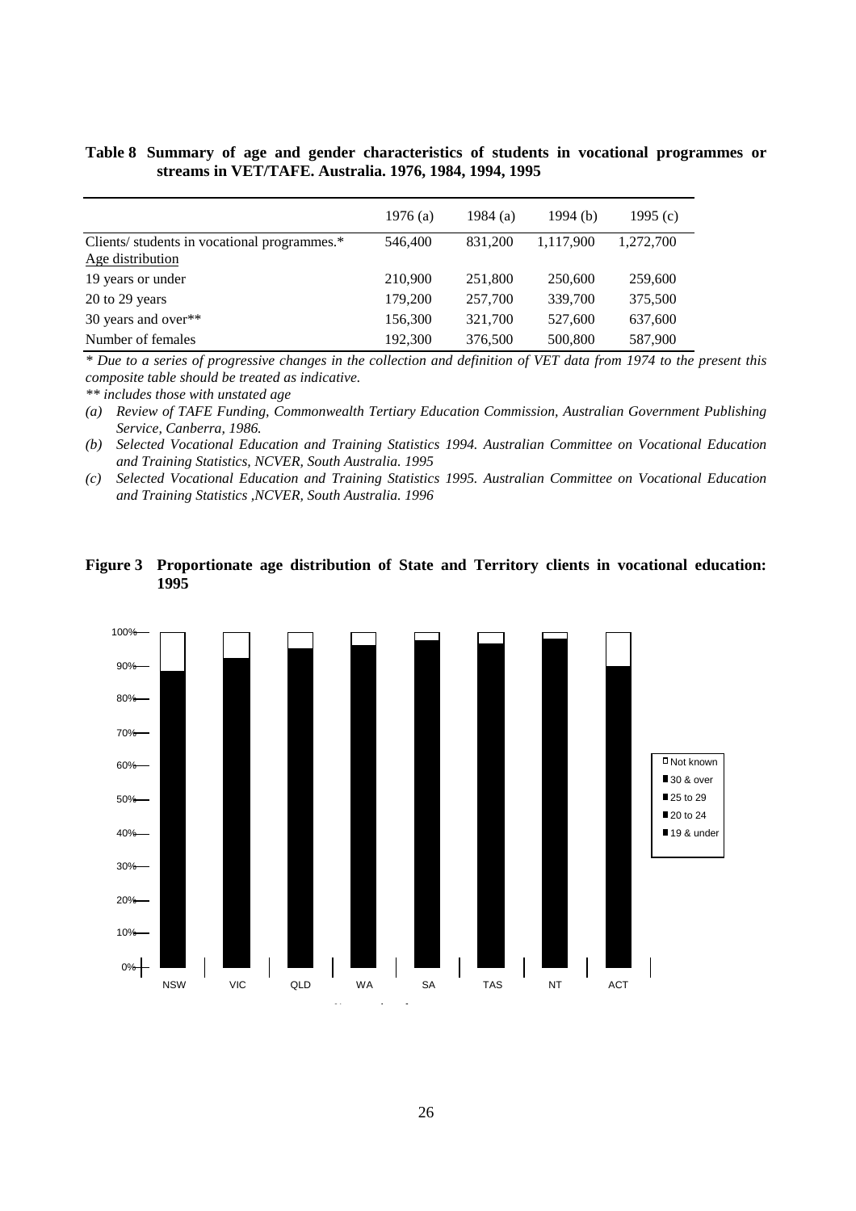**Table 8 Summary of age and gender characteristics of students in vocational programmes or streams in VET/TAFE. Australia. 1976, 1984, 1994, 1995**

| | 1976 (a) | 1984 (a) | 1994 (b) | 1995 (c) |
|---|---|---|---|---|
| Clients/ students in vocational programmes.* | 546,400 | 831,200 | 1,117,900 | 1,272,700 |
| Age distribution | | | | |
| 19 years or under | 210,900 | 251,800 | 250,600 | 259,600 |
| 20 to 29 years | 179,200 | 257,700 | 339,700 | 375,500 |
| 30 years and over** | 156,300 | 321,700 | 527,600 | 637,600 |
| Number of females | 192,300 | 376,500 | 500,800 | 587,900 |

*\* Due to a series of progressive changes in the collection and definition of VET data from 1974 to the present this composite table should be treated as indicative.*

*\*\* includes those with unstated age*

*(a) Review of TAFE Funding, Commonwealth Tertiary Education Commission, Australian Government Publishing Service, Canberra, 1986.*

*(b) Selected Vocational Education and Training Statistics 1994. Australian Committee on Vocational Education and Training Statistics, NCVER, South Australia. 1995*

*(c) Selected Vocational Education and Training Statistics 1995. Australian Committee on Vocational Education and Training Statistics ,NCVER, South Australia. 1996*

**Figure 3 Proportionate age distribution of State and Territory clients in vocational education: 1995**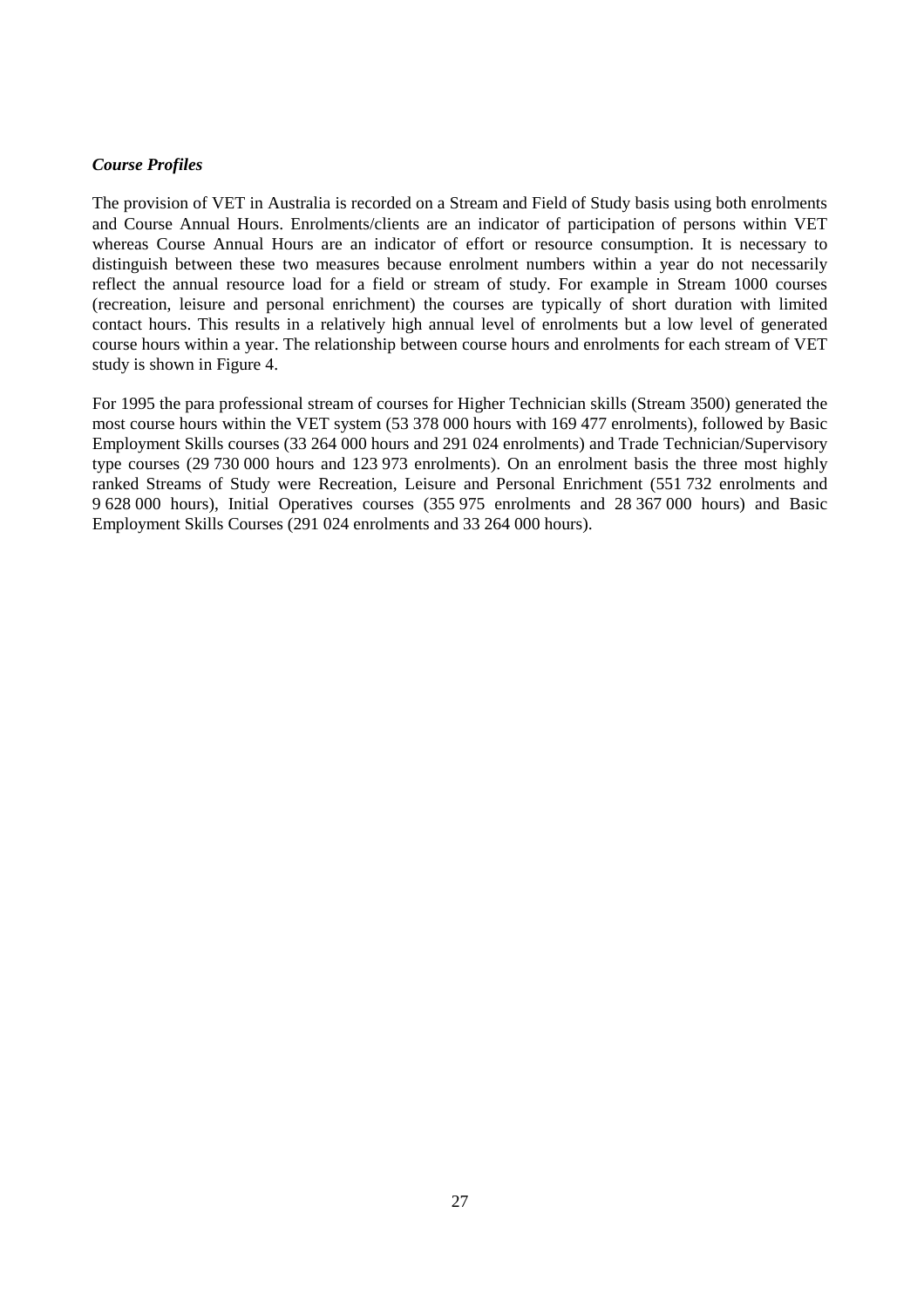***Course Profiles***

The provision of VET in Australia is recorded on a Stream and Field of Study basis using both enrolments and Course Annual Hours. Enrolments/clients are an indicator of participation of persons within VET whereas Course Annual Hours are an indicator of effort or resource consumption. It is necessary to distinguish between these two measures because enrolment numbers within a year do not necessarily reflect the annual resource load for a field or stream of study. For example in Stream 1000 courses (recreation, leisure and personal enrichment) the courses are typically of short duration with limited contact hours. This results in a relatively high annual level of enrolments but a low level of generated course hours within a year. The relationship between course hours and enrolments for each stream of VET study is shown in Figure 4.

For 1995 the para professional stream of courses for Higher Technician skills (Stream 3500) generated the most course hours within the VET system (53 378 000 hours with 169 477 enrolments), followed by Basic Employment Skills courses (33 264 000 hours and 291 024 enrolments) and Trade Technician/Supervisory type courses (29 730 000 hours and 123 973 enrolments). On an enrolment basis the three most highly ranked Streams of Study were Recreation, Leisure and Personal Enrichment (551 732 enrolments and 9 628 000 hours), Initial Operatives courses (355 975 enrolments and 28 367 000 hours) and Basic Employment Skills Courses (291 024 enrolments and 33 264 000 hours).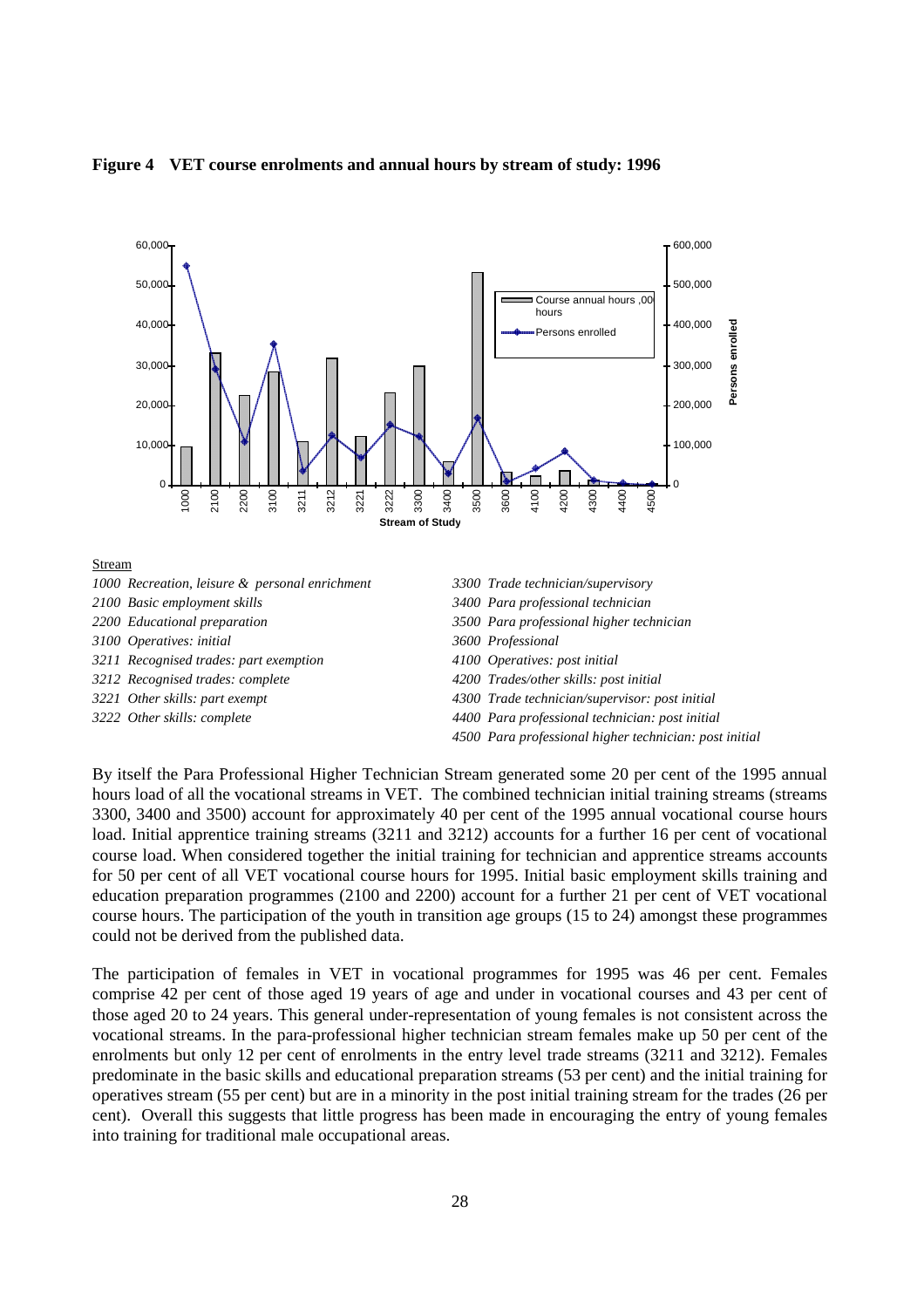**Figure 4 VET course enrolments and annual hours by stream of study: 1996**

Stream

| | |
|---|---|
| *1000 Recreation, leisure & personal enrichment* | *3300 Trade technician/supervisory* |
| *2100 Basic employment skills* | *3400 Para professional technician* |
| *2200 Educational preparation* | *3500 Para professional higher technician* |
| *3100 Operatives: initial* | *3600 Professional* |
| *3211 Recognised trades: part exemption* | *4100 Operatives: post initial* |
| *3212 Recognised trades: complete* | *4200 Trades/other skills: post initial* |
| *3221 Other skills: part exempt* | *4300 Trade technician/supervisor: post initial* |
| *3222 Other skills: complete* | *4400 Para professional technician: post initial* |
| | *4500 Para professional higher technician: post initial* |

By itself the Para Professional Higher Technician Stream generated some 20 per cent of the 1995 annual hours load of all the vocational streams in VET. The combined technician initial training streams (streams 3300, 3400 and 3500) account for approximately 40 per cent of the 1995 annual vocational course hours load. Initial apprentice training streams (3211 and 3212) accounts for a further 16 per cent of vocational course load. When considered together the initial training for technician and apprentice streams accounts for 50 per cent of all VET vocational course hours for 1995. Initial basic employment skills training and education preparation programmes (2100 and 2200) account for a further 21 per cent of VET vocational course hours. The participation of the youth in transition age groups (15 to 24) amongst these programmes could not be derived from the published data.

The participation of females in VET in vocational programmes for 1995 was 46 per cent. Females comprise 42 per cent of those aged 19 years of age and under in vocational courses and 43 per cent of those aged 20 to 24 years. This general under-representation of young females is not consistent across the vocational streams. In the para-professional higher technician stream females make up 50 per cent of the enrolments but only 12 per cent of enrolments in the entry level trade streams (3211 and 3212). Females predominate in the basic skills and educational preparation streams (53 per cent) and the initial training for operatives stream (55 per cent) but are in a minority in the post initial training stream for the trades (26 per cent). Overall this suggests that little progress has been made in encouraging the entry of young females into training for traditional male occupational areas.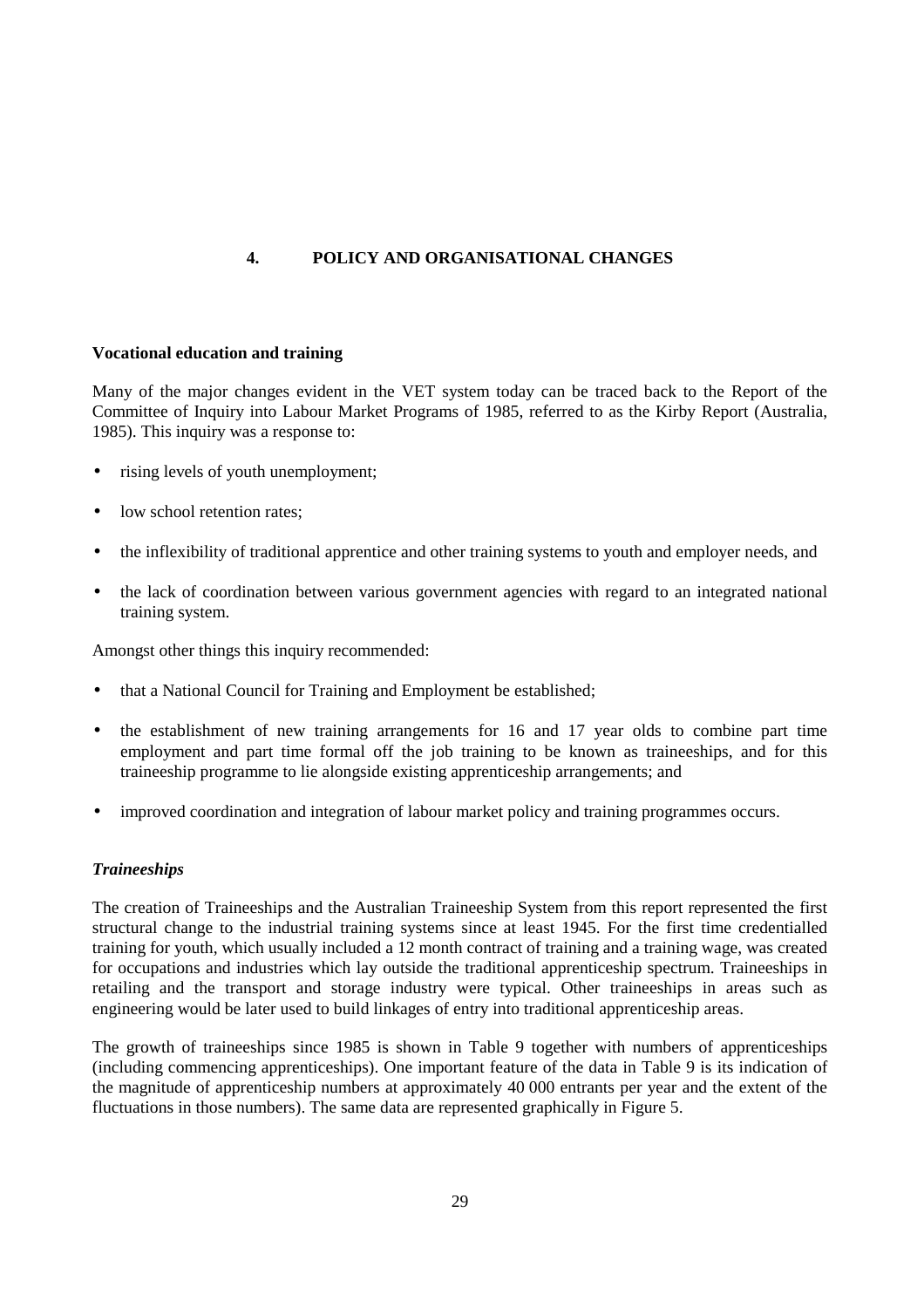# 4. POLICY AND ORGANISATIONAL CHANGES

## Vocational education and training

Many of the major changes evident in the VET system today can be traced back to the Report of the Committee of Inquiry into Labour Market Programs of 1985, referred to as the Kirby Report (Australia, 1985). This inquiry was a response to:

- rising levels of youth unemployment;
- low school retention rates;
- the inflexibility of traditional apprentice and other training systems to youth and employer needs, and
- the lack of coordination between various government agencies with regard to an integrated national training system.

Amongst other things this inquiry recommended:

- that a National Council for Training and Employment be established;
- the establishment of new training arrangements for 16 and 17 year olds to combine part time employment and part time formal off the job training to be known as traineeships, and for this traineeship programme to lie alongside existing apprenticeship arrangements; and
- improved coordination and integration of labour market policy and training programmes occurs.

### *Traineeships*

The creation of Traineeships and the Australian Traineeship System from this report represented the first structural change to the industrial training systems since at least 1945. For the first time credentialled training for youth, which usually included a 12 month contract of training and a training wage, was created for occupations and industries which lay outside the traditional apprenticeship spectrum. Traineeships in retailing and the transport and storage industry were typical. Other traineeships in areas such as engineering would be later used to build linkages of entry into traditional apprenticeship areas.

The growth of traineeships since 1985 is shown in Table 9 together with numbers of apprenticeships (including commencing apprenticeships). One important feature of the data in Table 9 is its indication of the magnitude of apprenticeship numbers at approximately 40 000 entrants per year and the extent of the fluctuations in those numbers). The same data are represented graphically in Figure 5.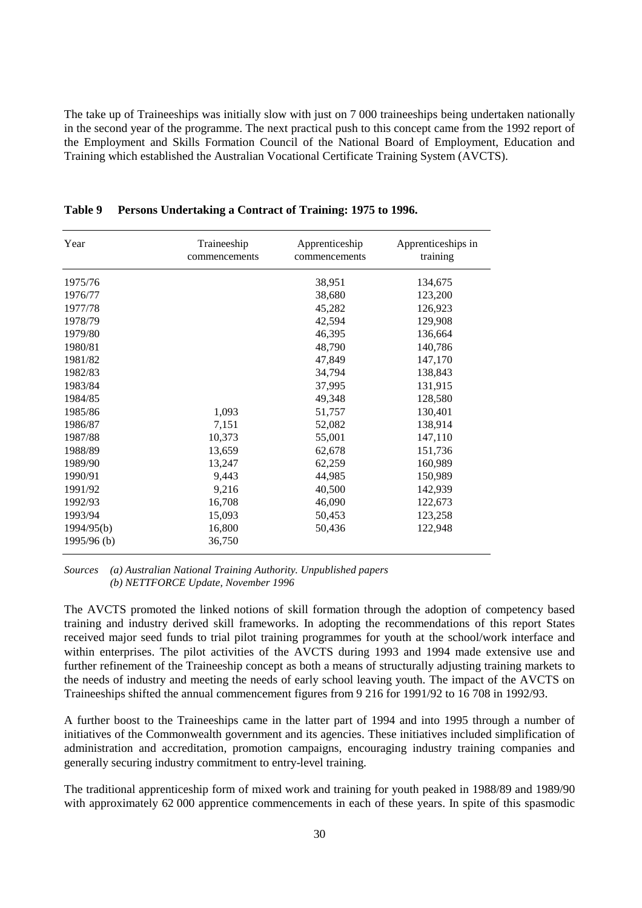The take up of Traineeships was initially slow with just on 7 000 traineeships being undertaken nationally in the second year of the programme. The next practical push to this concept came from the 1992 report of the Employment and Skills Formation Council of the National Board of Employment, Education and Training which established the Australian Vocational Certificate Training System (AVCTS).

**Table 9 Persons Undertaking a Contract of Training: 1975 to 1996.**

| Year | Traineeship commencements | Apprenticeship commencements | Apprenticeships in training |
|---|---|---|---|
| 1975/76 | | 38,951 | 134,675 |
| 1976/77 | | 38,680 | 123,200 |
| 1977/78 | | 45,282 | 126,923 |
| 1978/79 | | 42,594 | 129,908 |
| 1979/80 | | 46,395 | 136,664 |
| 1980/81 | | 48,790 | 140,786 |
| 1981/82 | | 47,849 | 147,170 |
| 1982/83 | | 34,794 | 138,843 |
| 1983/84 | | 37,995 | 131,915 |
| 1984/85 | | 49,348 | 128,580 |
| 1985/86 | 1,093 | 51,757 | 130,401 |
| 1986/87 | 7,151 | 52,082 | 138,914 |
| 1987/88 | 10,373 | 55,001 | 147,110 |
| 1988/89 | 13,659 | 62,678 | 151,736 |
| 1989/90 | 13,247 | 62,259 | 160,989 |
| 1990/91 | 9,443 | 44,985 | 150,989 |
| 1991/92 | 9,216 | 40,500 | 142,939 |
| 1992/93 | 16,708 | 46,090 | 122,673 |
| 1993/94 | 15,093 | 50,453 | 123,258 |
| 1994/95(b) | 16,800 | 50,436 | 122,948 |
| 1995/96 (b) | 36,750 | | |

*Sources (a) Australian National Training Authority. Unpublished papers*
*(b) NETTFORCE Update, November 1996*

The AVCTS promoted the linked notions of skill formation through the adoption of competency based training and industry derived skill frameworks. In adopting the recommendations of this report States received major seed funds to trial pilot training programmes for youth at the school/work interface and within enterprises. The pilot activities of the AVCTS during 1993 and 1994 made extensive use and further refinement of the Traineeship concept as both a means of structurally adjusting training markets to the needs of industry and meeting the needs of early school leaving youth. The impact of the AVCTS on Traineeships shifted the annual commencement figures from 9 216 for 1991/92 to 16 708 in 1992/93.

A further boost to the Traineeships came in the latter part of 1994 and into 1995 through a number of initiatives of the Commonwealth government and its agencies. These initiatives included simplification of administration and accreditation, promotion campaigns, encouraging industry training companies and generally securing industry commitment to entry-level training.

The traditional apprenticeship form of mixed work and training for youth peaked in 1988/89 and 1989/90 with approximately 62 000 apprentice commencements in each of these years. In spite of this spasmodic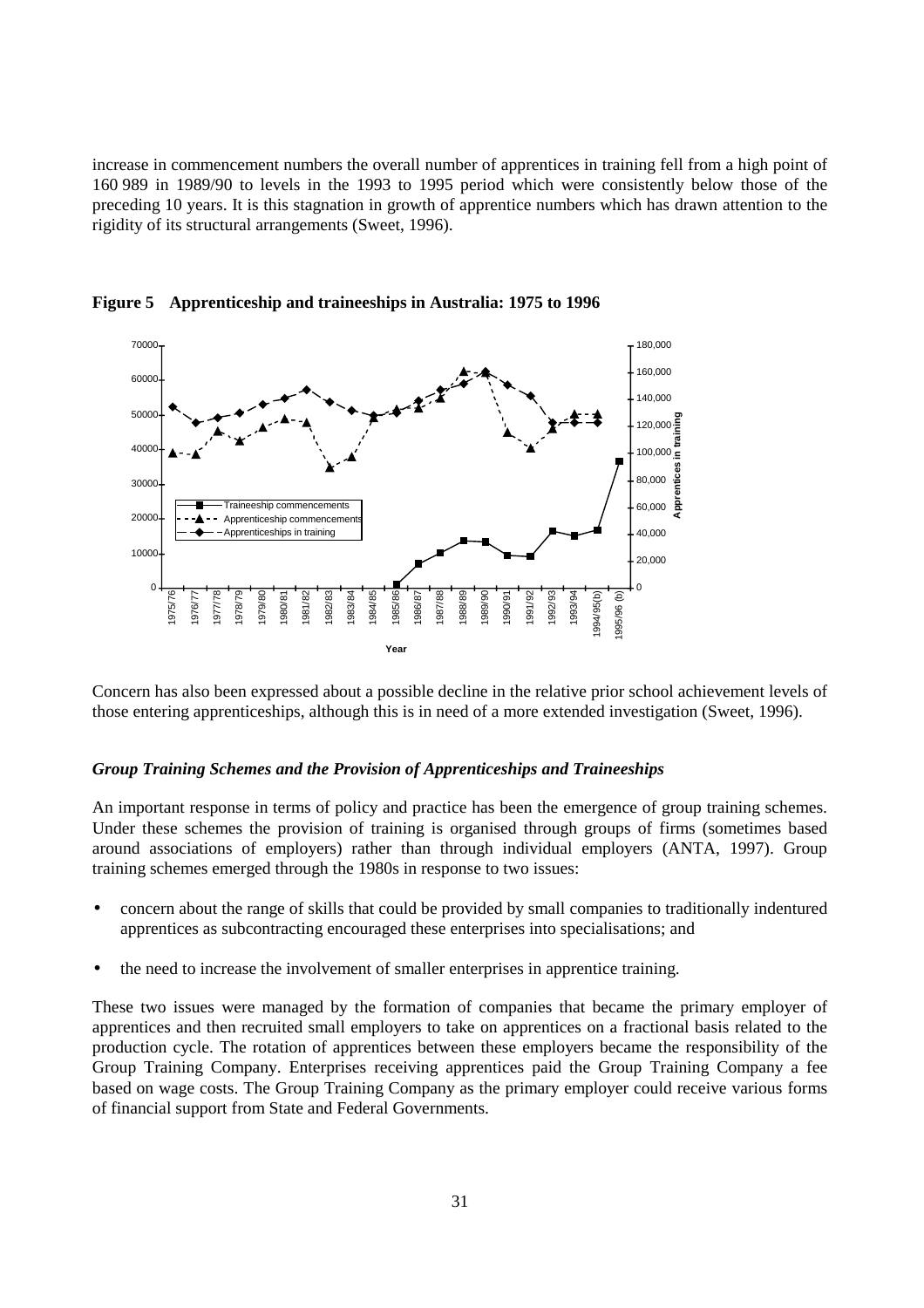increase in commencement numbers the overall number of apprentices in training fell from a high point of 160 989 in 1989/90 to levels in the 1993 to 1995 period which were consistently below those of the preceding 10 years. It is this stagnation in growth of apprentice numbers which has drawn attention to the rigidity of its structural arrangements (Sweet, 1996).

**Figure 5 Apprenticeship and traineeships in Australia: 1975 to 1996**

Concern has also been expressed about a possible decline in the relative prior school achievement levels of those entering apprenticeships, although this is in need of a more extended investigation (Sweet, 1996).

### *Group Training Schemes and the Provision of Apprenticeships and Traineeships*

An important response in terms of policy and practice has been the emergence of group training schemes. Under these schemes the provision of training is organised through groups of firms (sometimes based around associations of employers) rather than through individual employers (ANTA, 1997). Group training schemes emerged through the 1980s in response to two issues:

- concern about the range of skills that could be provided by small companies to traditionally indentured apprentices as subcontracting encouraged these enterprises into specialisations; and
- the need to increase the involvement of smaller enterprises in apprentice training.

These two issues were managed by the formation of companies that became the primary employer of apprentices and then recruited small employers to take on apprentices on a fractional basis related to the production cycle. The rotation of apprentices between these employers became the responsibility of the Group Training Company. Enterprises receiving apprentices paid the Group Training Company a fee based on wage costs. The Group Training Company as the primary employer could receive various forms of financial support from State and Federal Governments.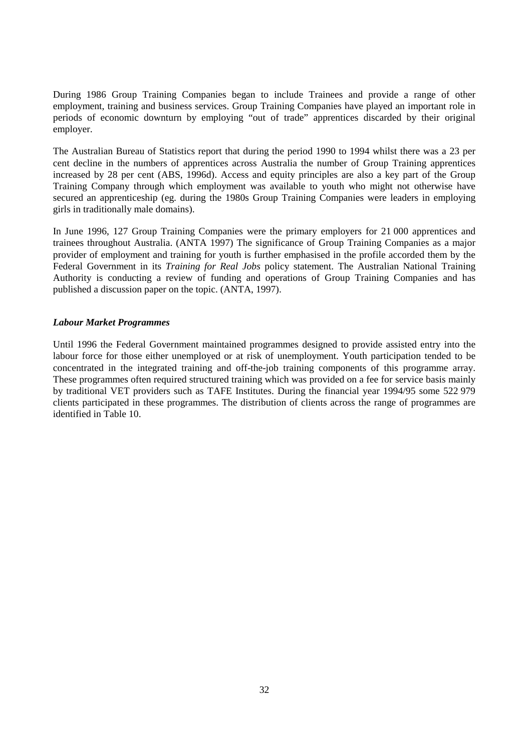During 1986 Group Training Companies began to include Trainees and provide a range of other employment, training and business services. Group Training Companies have played an important role in periods of economic downturn by employing "out of trade" apprentices discarded by their original employer.

The Australian Bureau of Statistics report that during the period 1990 to 1994 whilst there was a 23 per cent decline in the numbers of apprentices across Australia the number of Group Training apprentices increased by 28 per cent (ABS, 1996d). Access and equity principles are also a key part of the Group Training Company through which employment was available to youth who might not otherwise have secured an apprenticeship (eg. during the 1980s Group Training Companies were leaders in employing girls in traditionally male domains).

In June 1996, 127 Group Training Companies were the primary employers for 21 000 apprentices and trainees throughout Australia. (ANTA 1997) The significance of Group Training Companies as a major provider of employment and training for youth is further emphasised in the profile accorded them by the Federal Government in its *Training for Real Jobs* policy statement. The Australian National Training Authority is conducting a review of funding and operations of Group Training Companies and has published a discussion paper on the topic. (ANTA, 1997).

### *Labour Market Programmes*

Until 1996 the Federal Government maintained programmes designed to provide assisted entry into the labour force for those either unemployed or at risk of unemployment. Youth participation tended to be concentrated in the integrated training and off-the-job training components of this programme array. These programmes often required structured training which was provided on a fee for service basis mainly by traditional VET providers such as TAFE Institutes. During the financial year 1994/95 some 522 979 clients participated in these programmes. The distribution of clients across the range of programmes are identified in Table 10.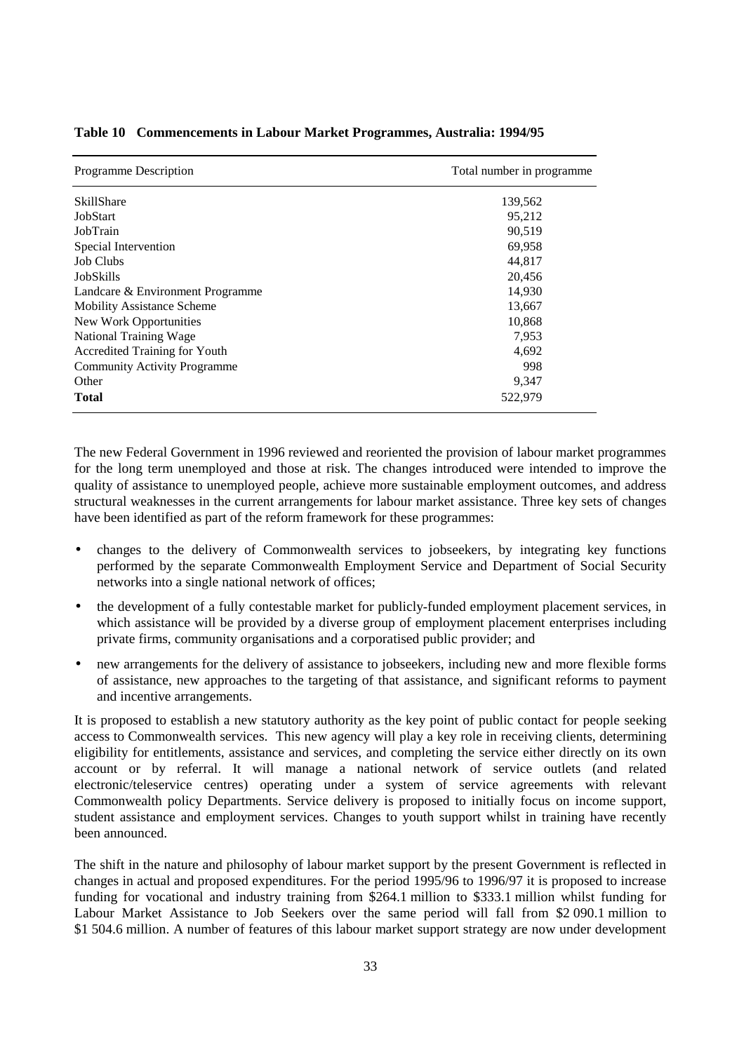**Table 10 Commencements in Labour Market Programmes, Australia: 1994/95**

| Programme Description | Total number in programme |
|---|---|
| SkillShare | 139,562 |
| JobStart | 95,212 |
| JobTrain | 90,519 |
| Special Intervention | 69,958 |
| Job Clubs | 44,817 |
| JobSkills | 20,456 |
| Landcare & Environment Programme | 14,930 |
| Mobility Assistance Scheme | 13,667 |
| New Work Opportunities | 10,868 |
| National Training Wage | 7,953 |
| Accredited Training for Youth | 4,692 |
| Community Activity Programme | 998 |
| Other | 9,347 |
| **Total** | 522,979 |

The new Federal Government in 1996 reviewed and reoriented the provision of labour market programmes for the long term unemployed and those at risk. The changes introduced were intended to improve the quality of assistance to unemployed people, achieve more sustainable employment outcomes, and address structural weaknesses in the current arrangements for labour market assistance. Three key sets of changes have been identified as part of the reform framework for these programmes:

- changes to the delivery of Commonwealth services to jobseekers, by integrating key functions performed by the separate Commonwealth Employment Service and Department of Social Security networks into a single national network of offices;
- the development of a fully contestable market for publicly-funded employment placement services, in which assistance will be provided by a diverse group of employment placement enterprises including private firms, community organisations and a corporatised public provider; and
- new arrangements for the delivery of assistance to jobseekers, including new and more flexible forms of assistance, new approaches to the targeting of that assistance, and significant reforms to payment and incentive arrangements.

It is proposed to establish a new statutory authority as the key point of public contact for people seeking access to Commonwealth services. This new agency will play a key role in receiving clients, determining eligibility for entitlements, assistance and services, and completing the service either directly on its own account or by referral. It will manage a national network of service outlets (and related electronic/teleservice centres) operating under a system of service agreements with relevant Commonwealth policy Departments. Service delivery is proposed to initially focus on income support, student assistance and employment services. Changes to youth support whilst in training have recently been announced.

The shift in the nature and philosophy of labour market support by the present Government is reflected in changes in actual and proposed expenditures. For the period 1995/96 to 1996/97 it is proposed to increase funding for vocational and industry training from $264.1 million to $333.1 million whilst funding for Labour Market Assistance to Job Seekers over the same period will fall from $2 090.1 million to $1 504.6 million. A number of features of this labour market support strategy are now under development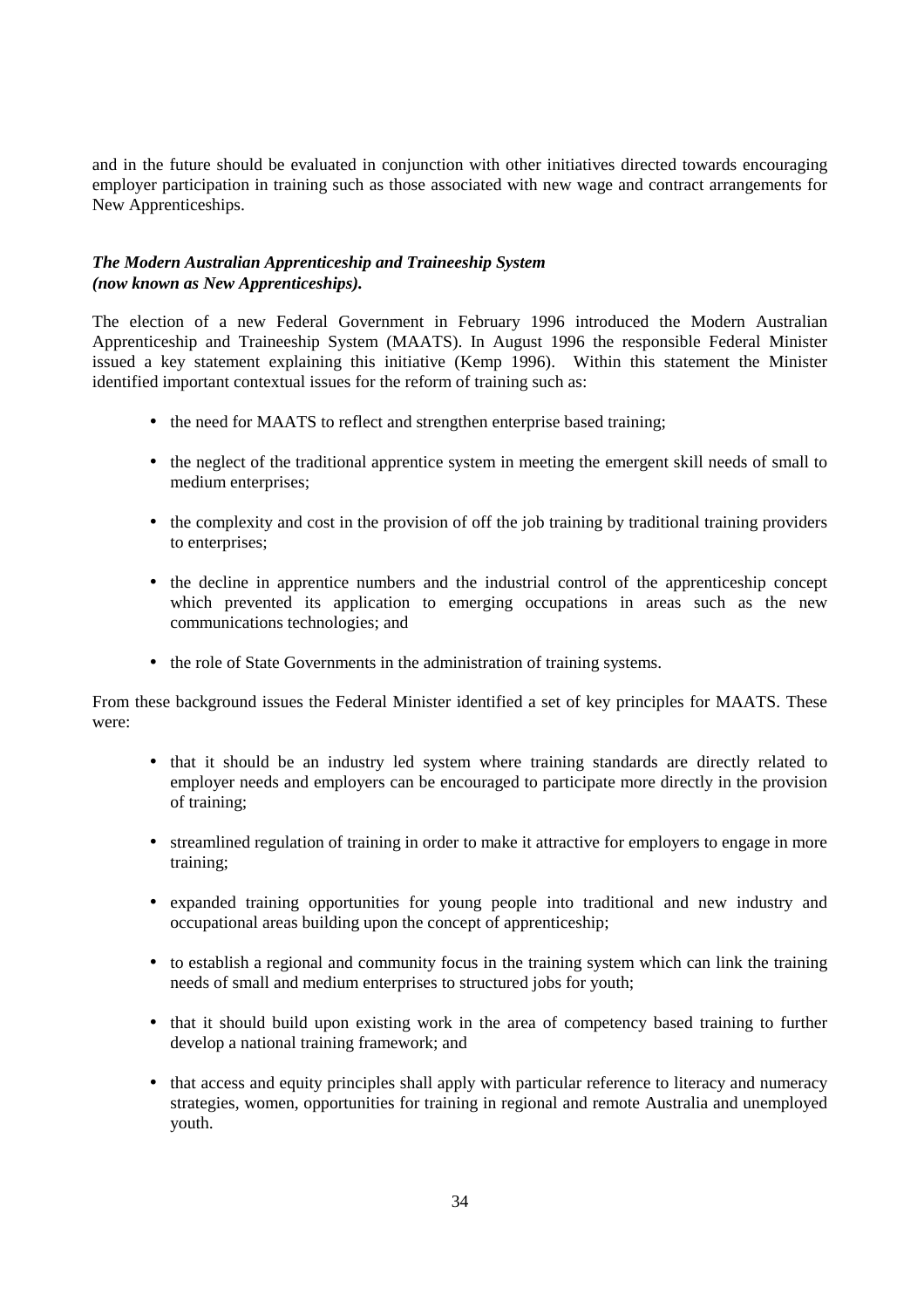and in the future should be evaluated in conjunction with other initiatives directed towards encouraging employer participation in training such as those associated with new wage and contract arrangements for New Apprenticeships.

***The Modern Australian Apprenticeship and Traineeship System (now known as New Apprenticeships).***

The election of a new Federal Government in February 1996 introduced the Modern Australian Apprenticeship and Traineeship System (MAATS). In August 1996 the responsible Federal Minister issued a key statement explaining this initiative (Kemp 1996). Within this statement the Minister identified important contextual issues for the reform of training such as:

- the need for MAATS to reflect and strengthen enterprise based training;
- the neglect of the traditional apprentice system in meeting the emergent skill needs of small to medium enterprises;
- the complexity and cost in the provision of off the job training by traditional training providers to enterprises;
- the decline in apprentice numbers and the industrial control of the apprenticeship concept which prevented its application to emerging occupations in areas such as the new communications technologies; and
- the role of State Governments in the administration of training systems.

From these background issues the Federal Minister identified a set of key principles for MAATS. These were:

- that it should be an industry led system where training standards are directly related to employer needs and employers can be encouraged to participate more directly in the provision of training;
- streamlined regulation of training in order to make it attractive for employers to engage in more training;
- expanded training opportunities for young people into traditional and new industry and occupational areas building upon the concept of apprenticeship;
- to establish a regional and community focus in the training system which can link the training needs of small and medium enterprises to structured jobs for youth;
- that it should build upon existing work in the area of competency based training to further develop a national training framework; and
- that access and equity principles shall apply with particular reference to literacy and numeracy strategies, women, opportunities for training in regional and remote Australia and unemployed youth.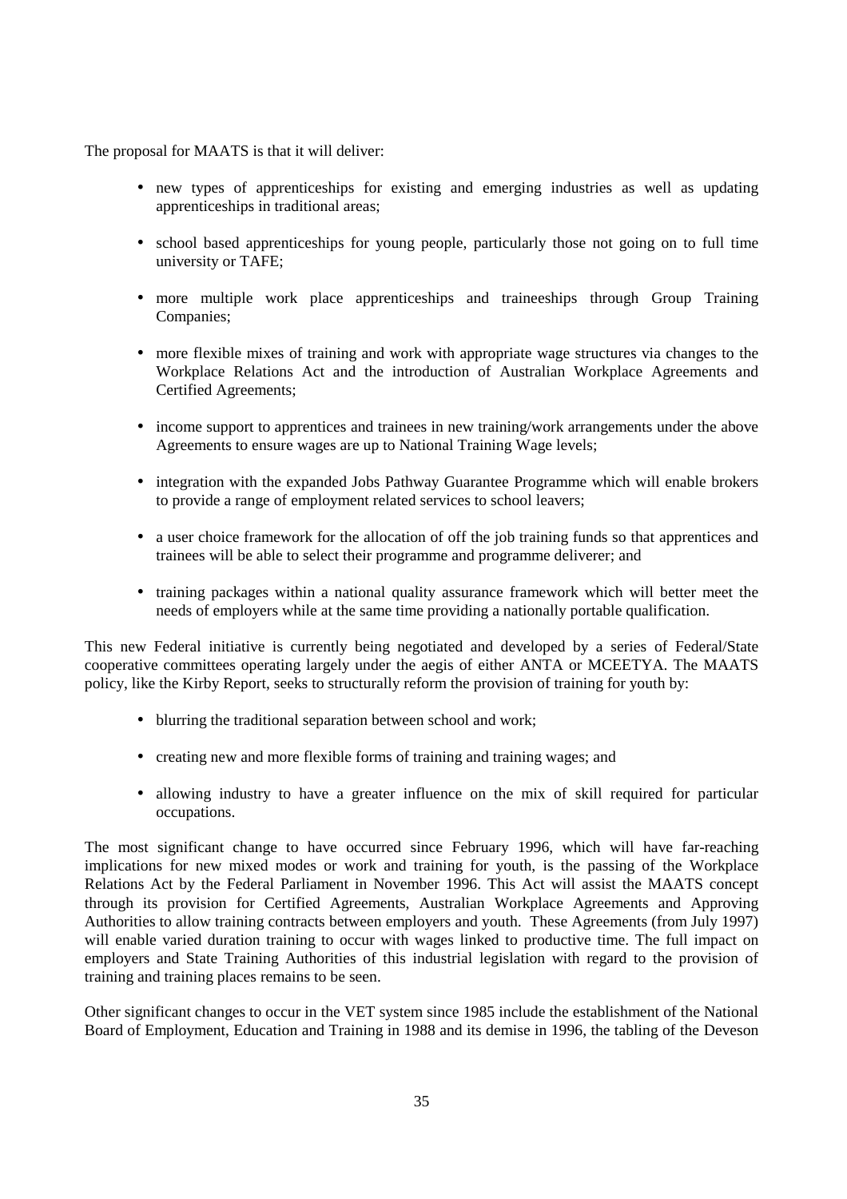The proposal for MAATS is that it will deliver:

- new types of apprenticeships for existing and emerging industries as well as updating apprenticeships in traditional areas;
- school based apprenticeships for young people, particularly those not going on to full time university or TAFE;
- more multiple work place apprenticeships and traineeships through Group Training Companies;
- more flexible mixes of training and work with appropriate wage structures via changes to the Workplace Relations Act and the introduction of Australian Workplace Agreements and Certified Agreements;
- income support to apprentices and trainees in new training/work arrangements under the above Agreements to ensure wages are up to National Training Wage levels;
- integration with the expanded Jobs Pathway Guarantee Programme which will enable brokers to provide a range of employment related services to school leavers;
- a user choice framework for the allocation of off the job training funds so that apprentices and trainees will be able to select their programme and programme deliverer; and
- training packages within a national quality assurance framework which will better meet the needs of employers while at the same time providing a nationally portable qualification.

This new Federal initiative is currently being negotiated and developed by a series of Federal/State cooperative committees operating largely under the aegis of either ANTA or MCEETYA. The MAATS policy, like the Kirby Report, seeks to structurally reform the provision of training for youth by:

- blurring the traditional separation between school and work;
- creating new and more flexible forms of training and training wages; and
- allowing industry to have a greater influence on the mix of skill required for particular occupations.

The most significant change to have occurred since February 1996, which will have far-reaching implications for new mixed modes or work and training for youth, is the passing of the Workplace Relations Act by the Federal Parliament in November 1996. This Act will assist the MAATS concept through its provision for Certified Agreements, Australian Workplace Agreements and Approving Authorities to allow training contracts between employers and youth. These Agreements (from July 1997) will enable varied duration training to occur with wages linked to productive time. The full impact on employers and State Training Authorities of this industrial legislation with regard to the provision of training and training places remains to be seen.

Other significant changes to occur in the VET system since 1985 include the establishment of the National Board of Employment, Education and Training in 1988 and its demise in 1996, the tabling of the Deveson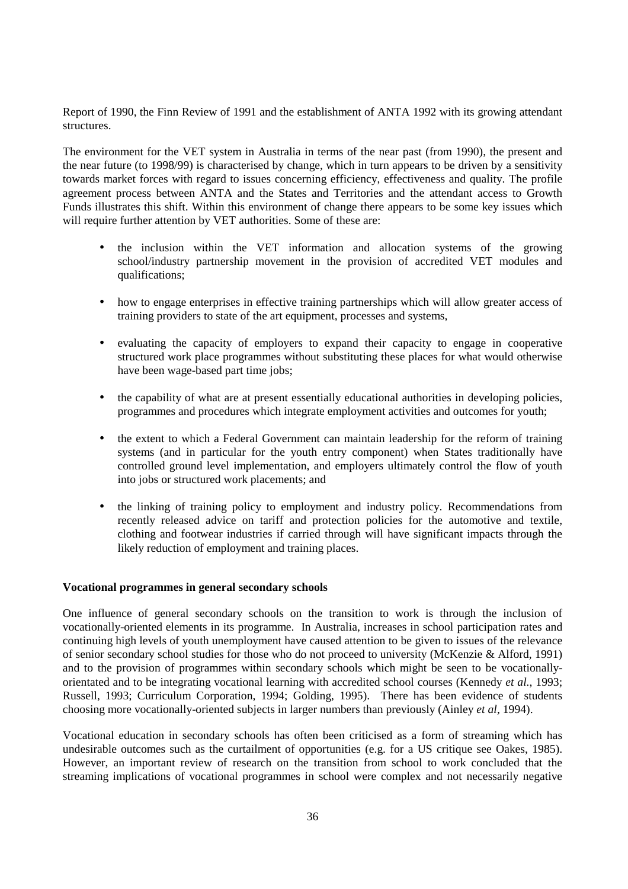Report of 1990, the Finn Review of 1991 and the establishment of ANTA 1992 with its growing attendant structures.

The environment for the VET system in Australia in terms of the near past (from 1990), the present and the near future (to 1998/99) is characterised by change, which in turn appears to be driven by a sensitivity towards market forces with regard to issues concerning efficiency, effectiveness and quality. The profile agreement process between ANTA and the States and Territories and the attendant access to Growth Funds illustrates this shift. Within this environment of change there appears to be some key issues which will require further attention by VET authorities. Some of these are:

- the inclusion within the VET information and allocation systems of the growing school/industry partnership movement in the provision of accredited VET modules and qualifications;
- how to engage enterprises in effective training partnerships which will allow greater access of training providers to state of the art equipment, processes and systems,
- evaluating the capacity of employers to expand their capacity to engage in cooperative structured work place programmes without substituting these places for what would otherwise have been wage-based part time jobs;
- the capability of what are at present essentially educational authorities in developing policies, programmes and procedures which integrate employment activities and outcomes for youth;
- the extent to which a Federal Government can maintain leadership for the reform of training systems (and in particular for the youth entry component) when States traditionally have controlled ground level implementation, and employers ultimately control the flow of youth into jobs or structured work placements; and
- the linking of training policy to employment and industry policy. Recommendations from recently released advice on tariff and protection policies for the automotive and textile, clothing and footwear industries if carried through will have significant impacts through the likely reduction of employment and training places.

**Vocational programmes in general secondary schools**

One influence of general secondary schools on the transition to work is through the inclusion of vocationally-oriented elements in its programme. In Australia, increases in school participation rates and continuing high levels of youth unemployment have caused attention to be given to issues of the relevance of senior secondary school studies for those who do not proceed to university (McKenzie & Alford, 1991) and to the provision of programmes within secondary schools which might be seen to be vocationally-orientated and to be integrating vocational learning with accredited school courses (Kennedy *et al.*, 1993; Russell, 1993; Curriculum Corporation, 1994; Golding, 1995). There has been evidence of students choosing more vocationally-oriented subjects in larger numbers than previously (Ainley *et al*, 1994).

Vocational education in secondary schools has often been criticised as a form of streaming which has undesirable outcomes such as the curtailment of opportunities (e.g. for a US critique see Oakes, 1985). However, an important review of research on the transition from school to work concluded that the streaming implications of vocational programmes in school were complex and not necessarily negative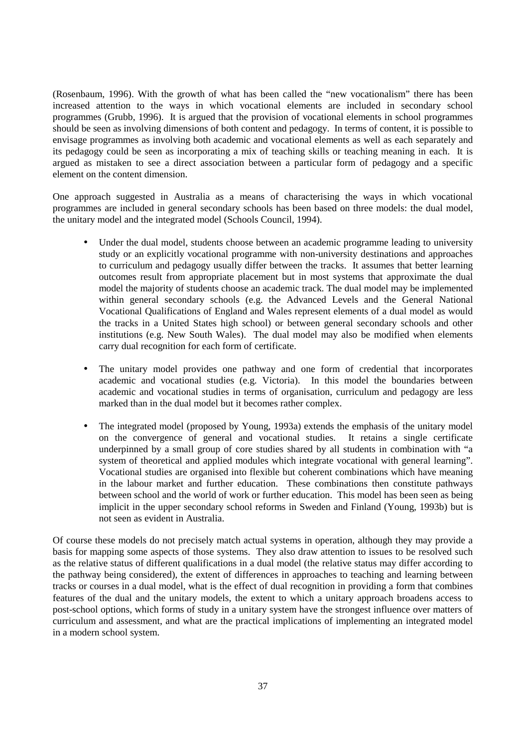(Rosenbaum, 1996). With the growth of what has been called the "new vocationalism" there has been increased attention to the ways in which vocational elements are included in secondary school programmes (Grubb, 1996). It is argued that the provision of vocational elements in school programmes should be seen as involving dimensions of both content and pedagogy. In terms of content, it is possible to envisage programmes as involving both academic and vocational elements as well as each separately and its pedagogy could be seen as incorporating a mix of teaching skills or teaching meaning in each. It is argued as mistaken to see a direct association between a particular form of pedagogy and a specific element on the content dimension.

One approach suggested in Australia as a means of characterising the ways in which vocational programmes are included in general secondary schools has been based on three models: the dual model, the unitary model and the integrated model (Schools Council, 1994).

- Under the dual model, students choose between an academic programme leading to university study or an explicitly vocational programme with non-university destinations and approaches to curriculum and pedagogy usually differ between the tracks. It assumes that better learning outcomes result from appropriate placement but in most systems that approximate the dual model the majority of students choose an academic track. The dual model may be implemented within general secondary schools (e.g. the Advanced Levels and the General National Vocational Qualifications of England and Wales represent elements of a dual model as would the tracks in a United States high school) or between general secondary schools and other institutions (e.g. New South Wales). The dual model may also be modified when elements carry dual recognition for each form of certificate.

- The unitary model provides one pathway and one form of credential that incorporates academic and vocational studies (e.g. Victoria). In this model the boundaries between academic and vocational studies in terms of organisation, curriculum and pedagogy are less marked than in the dual model but it becomes rather complex.

- The integrated model (proposed by Young, 1993a) extends the emphasis of the unitary model on the convergence of general and vocational studies. It retains a single certificate underpinned by a small group of core studies shared by all students in combination with "a system of theoretical and applied modules which integrate vocational with general learning". Vocational studies are organised into flexible but coherent combinations which have meaning in the labour market and further education. These combinations then constitute pathways between school and the world of work or further education. This model has been seen as being implicit in the upper secondary school reforms in Sweden and Finland (Young, 1993b) but is not seen as evident in Australia.

Of course these models do not precisely match actual systems in operation, although they may provide a basis for mapping some aspects of those systems. They also draw attention to issues to be resolved such as the relative status of different qualifications in a dual model (the relative status may differ according to the pathway being considered), the extent of differences in approaches to teaching and learning between tracks or courses in a dual model, what is the effect of dual recognition in providing a form that combines features of the dual and the unitary models, the extent to which a unitary approach broadens access to post-school options, which forms of study in a unitary system have the strongest influence over matters of curriculum and assessment, and what are the practical implications of implementing an integrated model in a modern school system.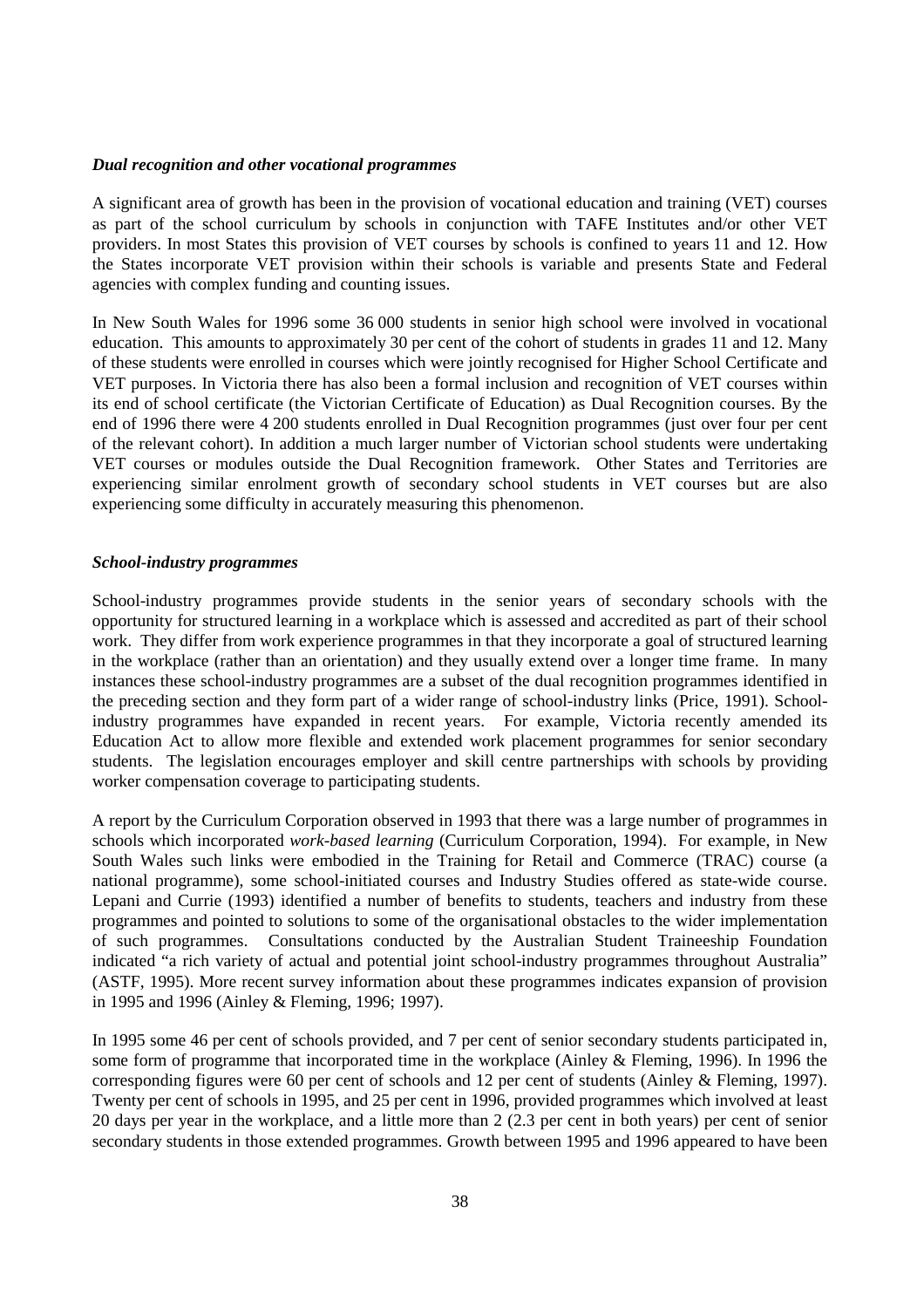### *Dual recognition and other vocational programmes*

A significant area of growth has been in the provision of vocational education and training (VET) courses as part of the school curriculum by schools in conjunction with TAFE Institutes and/or other VET providers. In most States this provision of VET courses by schools is confined to years 11 and 12. How the States incorporate VET provision within their schools is variable and presents State and Federal agencies with complex funding and counting issues.

In New South Wales for 1996 some 36 000 students in senior high school were involved in vocational education. This amounts to approximately 30 per cent of the cohort of students in grades 11 and 12. Many of these students were enrolled in courses which were jointly recognised for Higher School Certificate and VET purposes. In Victoria there has also been a formal inclusion and recognition of VET courses within its end of school certificate (the Victorian Certificate of Education) as Dual Recognition courses. By the end of 1996 there were 4 200 students enrolled in Dual Recognition programmes (just over four per cent of the relevant cohort). In addition a much larger number of Victorian school students were undertaking VET courses or modules outside the Dual Recognition framework. Other States and Territories are experiencing similar enrolment growth of secondary school students in VET courses but are also experiencing some difficulty in accurately measuring this phenomenon.

### *School-industry programmes*

School-industry programmes provide students in the senior years of secondary schools with the opportunity for structured learning in a workplace which is assessed and accredited as part of their school work. They differ from work experience programmes in that they incorporate a goal of structured learning in the workplace (rather than an orientation) and they usually extend over a longer time frame. In many instances these school-industry programmes are a subset of the dual recognition programmes identified in the preceding section and they form part of a wider range of school-industry links (Price, 1991). School-industry programmes have expanded in recent years. For example, Victoria recently amended its Education Act to allow more flexible and extended work placement programmes for senior secondary students. The legislation encourages employer and skill centre partnerships with schools by providing worker compensation coverage to participating students.

A report by the Curriculum Corporation observed in 1993 that there was a large number of programmes in schools which incorporated *work-based learning* (Curriculum Corporation, 1994). For example, in New South Wales such links were embodied in the Training for Retail and Commerce (TRAC) course (a national programme), some school-initiated courses and Industry Studies offered as state-wide course. Lepani and Currie (1993) identified a number of benefits to students, teachers and industry from these programmes and pointed to solutions to some of the organisational obstacles to the wider implementation of such programmes. Consultations conducted by the Australian Student Traineeship Foundation indicated "a rich variety of actual and potential joint school-industry programmes throughout Australia" (ASTF, 1995). More recent survey information about these programmes indicates expansion of provision in 1995 and 1996 (Ainley & Fleming, 1996; 1997).

In 1995 some 46 per cent of schools provided, and 7 per cent of senior secondary students participated in, some form of programme that incorporated time in the workplace (Ainley & Fleming, 1996). In 1996 the corresponding figures were 60 per cent of schools and 12 per cent of students (Ainley & Fleming, 1997). Twenty per cent of schools in 1995, and 25 per cent in 1996, provided programmes which involved at least 20 days per year in the workplace, and a little more than 2 (2.3 per cent in both years) per cent of senior secondary students in those extended programmes. Growth between 1995 and 1996 appeared to have been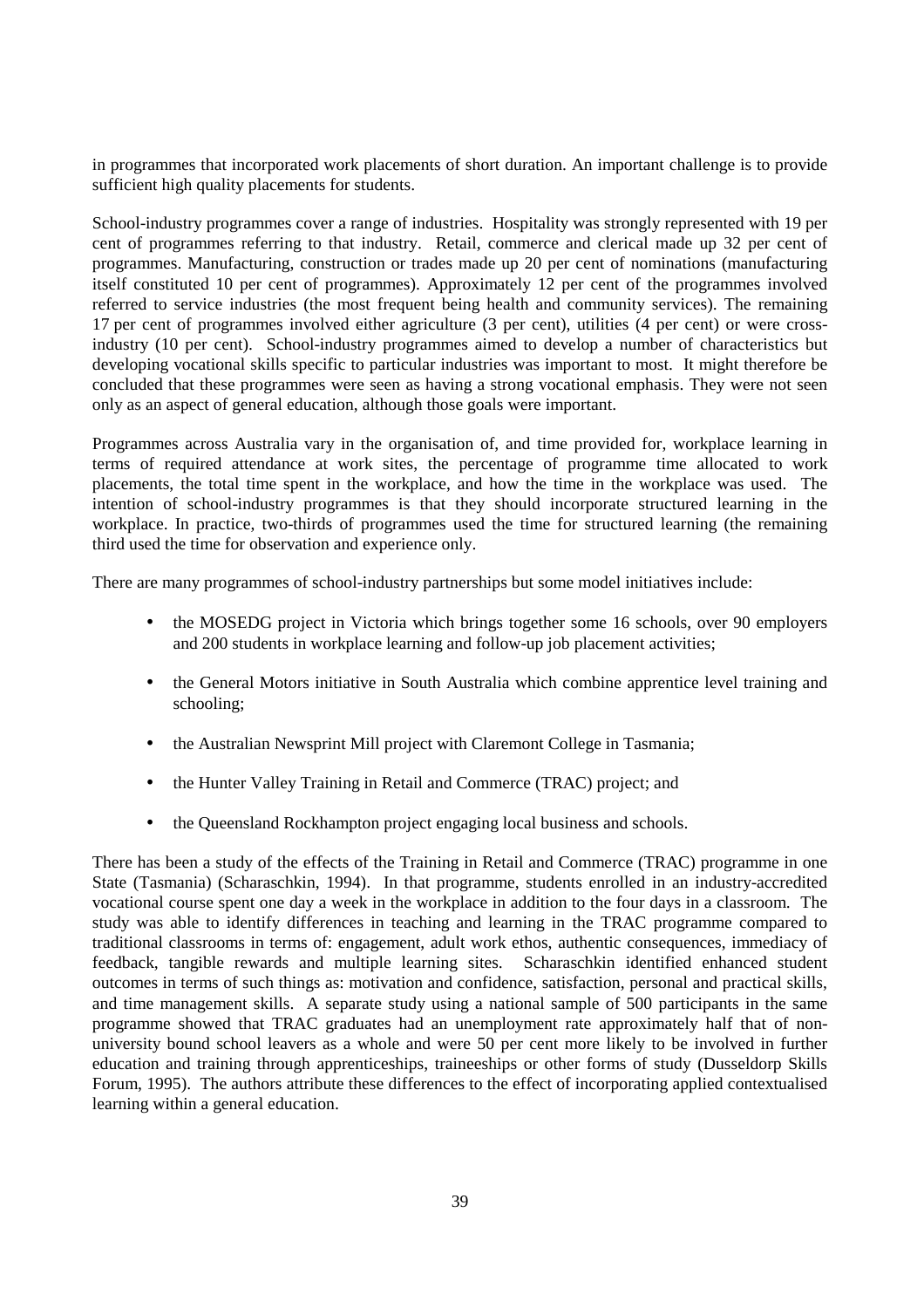in programmes that incorporated work placements of short duration. An important challenge is to provide sufficient high quality placements for students.

School-industry programmes cover a range of industries. Hospitality was strongly represented with 19 per cent of programmes referring to that industry. Retail, commerce and clerical made up 32 per cent of programmes. Manufacturing, construction or trades made up 20 per cent of nominations (manufacturing itself constituted 10 per cent of programmes). Approximately 12 per cent of the programmes involved referred to service industries (the most frequent being health and community services). The remaining 17 per cent of programmes involved either agriculture (3 per cent), utilities (4 per cent) or were cross-industry (10 per cent). School-industry programmes aimed to develop a number of characteristics but developing vocational skills specific to particular industries was important to most. It might therefore be concluded that these programmes were seen as having a strong vocational emphasis. They were not seen only as an aspect of general education, although those goals were important.

Programmes across Australia vary in the organisation of, and time provided for, workplace learning in terms of required attendance at work sites, the percentage of programme time allocated to work placements, the total time spent in the workplace, and how the time in the workplace was used. The intention of school-industry programmes is that they should incorporate structured learning in the workplace. In practice, two-thirds of programmes used the time for structured learning (the remaining third used the time for observation and experience only.

There are many programmes of school-industry partnerships but some model initiatives include:

- the MOSEDG project in Victoria which brings together some 16 schools, over 90 employers and 200 students in workplace learning and follow-up job placement activities;
- the General Motors initiative in South Australia which combine apprentice level training and schooling;
- the Australian Newsprint Mill project with Claremont College in Tasmania;
- the Hunter Valley Training in Retail and Commerce (TRAC) project; and
- the Queensland Rockhampton project engaging local business and schools.

There has been a study of the effects of the Training in Retail and Commerce (TRAC) programme in one State (Tasmania) (Scharaschkin, 1994). In that programme, students enrolled in an industry-accredited vocational course spent one day a week in the workplace in addition to the four days in a classroom. The study was able to identify differences in teaching and learning in the TRAC programme compared to traditional classrooms in terms of: engagement, adult work ethos, authentic consequences, immediacy of feedback, tangible rewards and multiple learning sites. Scharaschkin identified enhanced student outcomes in terms of such things as: motivation and confidence, satisfaction, personal and practical skills, and time management skills. A separate study using a national sample of 500 participants in the same programme showed that TRAC graduates had an unemployment rate approximately half that of non-university bound school leavers as a whole and were 50 per cent more likely to be involved in further education and training through apprenticeships, traineeships or other forms of study (Dusseldorp Skills Forum, 1995). The authors attribute these differences to the effect of incorporating applied contextualised learning within a general education.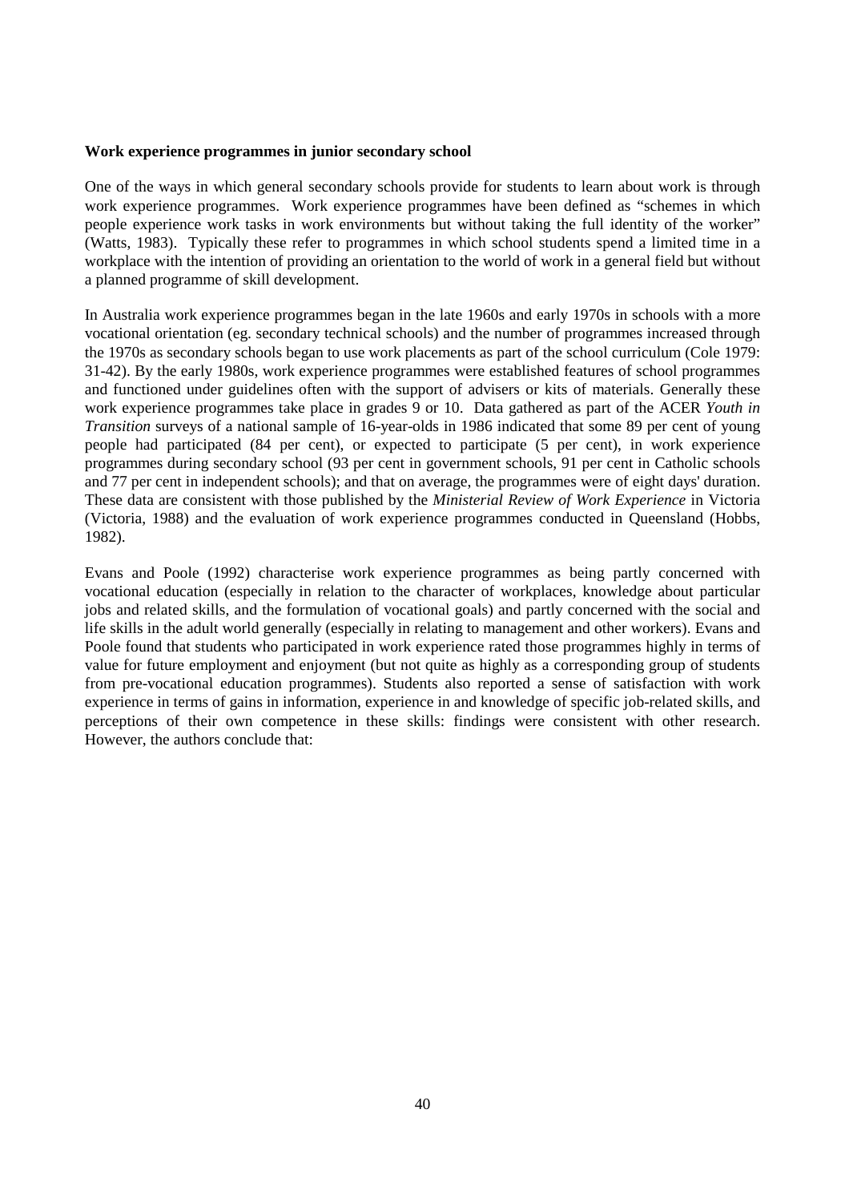**Work experience programmes in junior secondary school**

One of the ways in which general secondary schools provide for students to learn about work is through work experience programmes. Work experience programmes have been defined as "schemes in which people experience work tasks in work environments but without taking the full identity of the worker" (Watts, 1983). Typically these refer to programmes in which school students spend a limited time in a workplace with the intention of providing an orientation to the world of work in a general field but without a planned programme of skill development.

In Australia work experience programmes began in the late 1960s and early 1970s in schools with a more vocational orientation (eg. secondary technical schools) and the number of programmes increased through the 1970s as secondary schools began to use work placements as part of the school curriculum (Cole 1979: 31-42). By the early 1980s, work experience programmes were established features of school programmes and functioned under guidelines often with the support of advisers or kits of materials. Generally these work experience programmes take place in grades 9 or 10. Data gathered as part of the ACER *Youth in Transition* surveys of a national sample of 16-year-olds in 1986 indicated that some 89 per cent of young people had participated (84 per cent), or expected to participate (5 per cent), in work experience programmes during secondary school (93 per cent in government schools, 91 per cent in Catholic schools and 77 per cent in independent schools); and that on average, the programmes were of eight days' duration. These data are consistent with those published by the *Ministerial Review of Work Experience* in Victoria (Victoria, 1988) and the evaluation of work experience programmes conducted in Queensland (Hobbs, 1982).

Evans and Poole (1992) characterise work experience programmes as being partly concerned with vocational education (especially in relation to the character of workplaces, knowledge about particular jobs and related skills, and the formulation of vocational goals) and partly concerned with the social and life skills in the adult world generally (especially in relating to management and other workers). Evans and Poole found that students who participated in work experience rated those programmes highly in terms of value for future employment and enjoyment (but not quite as highly as a corresponding group of students from pre-vocational education programmes). Students also reported a sense of satisfaction with work experience in terms of gains in information, experience in and knowledge of specific job-related skills, and perceptions of their own competence in these skills: findings were consistent with other research. However, the authors conclude that: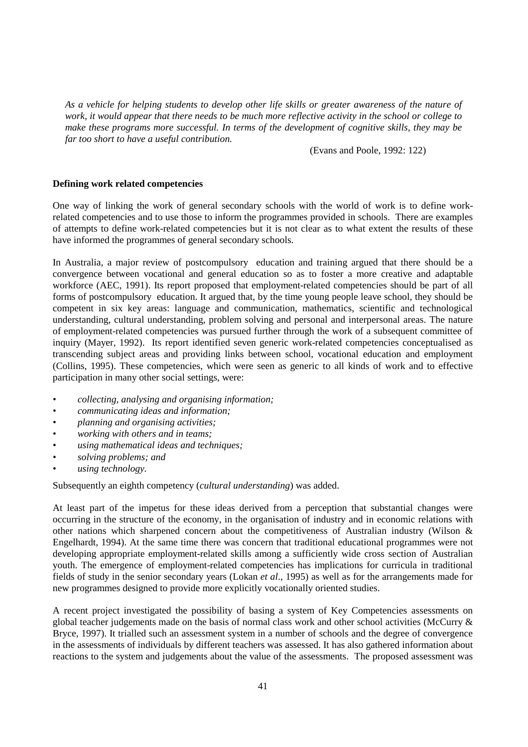*As a vehicle for helping students to develop other life skills or greater awareness of the nature of work, it would appear that there needs to be much more reflective activity in the school or college to make these programs more successful. In terms of the development of cognitive skills, they may be far too short to have a useful contribution.*

(Evans and Poole, 1992: 122)

**Defining work related competencies**

One way of linking the work of general secondary schools with the world of work is to define work-related competencies and to use those to inform the programmes provided in schools. There are examples of attempts to define work-related competencies but it is not clear as to what extent the results of these have informed the programmes of general secondary schools.

In Australia, a major review of postcompulsory education and training argued that there should be a convergence between vocational and general education so as to foster a more creative and adaptable workforce (AEC, 1991). Its report proposed that employment-related competencies should be part of all forms of postcompulsory education. It argued that, by the time young people leave school, they should be competent in six key areas: language and communication, mathematics, scientific and technological understanding, cultural understanding, problem solving and personal and interpersonal areas. The nature of employment-related competencies was pursued further through the work of a subsequent committee of inquiry (Mayer, 1992). Its report identified seven generic work-related competencies conceptualised as transcending subject areas and providing links between school, vocational education and employment (Collins, 1995). These competencies, which were seen as generic to all kinds of work and to effective participation in many other social settings, were:

- *collecting, analysing and organising information;*
- *communicating ideas and information;*
- *planning and organising activities;*
- *working with others and in teams;*
- *using mathematical ideas and techniques;*
- *solving problems; and*
- *using technology.*

Subsequently an eighth competency (*cultural understanding*) was added.

At least part of the impetus for these ideas derived from a perception that substantial changes were occurring in the structure of the economy, in the organisation of industry and in economic relations with other nations which sharpened concern about the competitiveness of Australian industry (Wilson & Engelhardt, 1994). At the same time there was concern that traditional educational programmes were not developing appropriate employment-related skills among a sufficiently wide cross section of Australian youth. The emergence of employment-related competencies has implications for curricula in traditional fields of study in the senior secondary years (Lokan *et al*., 1995) as well as for the arrangements made for new programmes designed to provide more explicitly vocationally oriented studies.

A recent project investigated the possibility of basing a system of Key Competencies assessments on global teacher judgements made on the basis of normal class work and other school activities (McCurry & Bryce, 1997). It trialled such an assessment system in a number of schools and the degree of convergence in the assessments of individuals by different teachers was assessed. It has also gathered information about reactions to the system and judgements about the value of the assessments. The proposed assessment was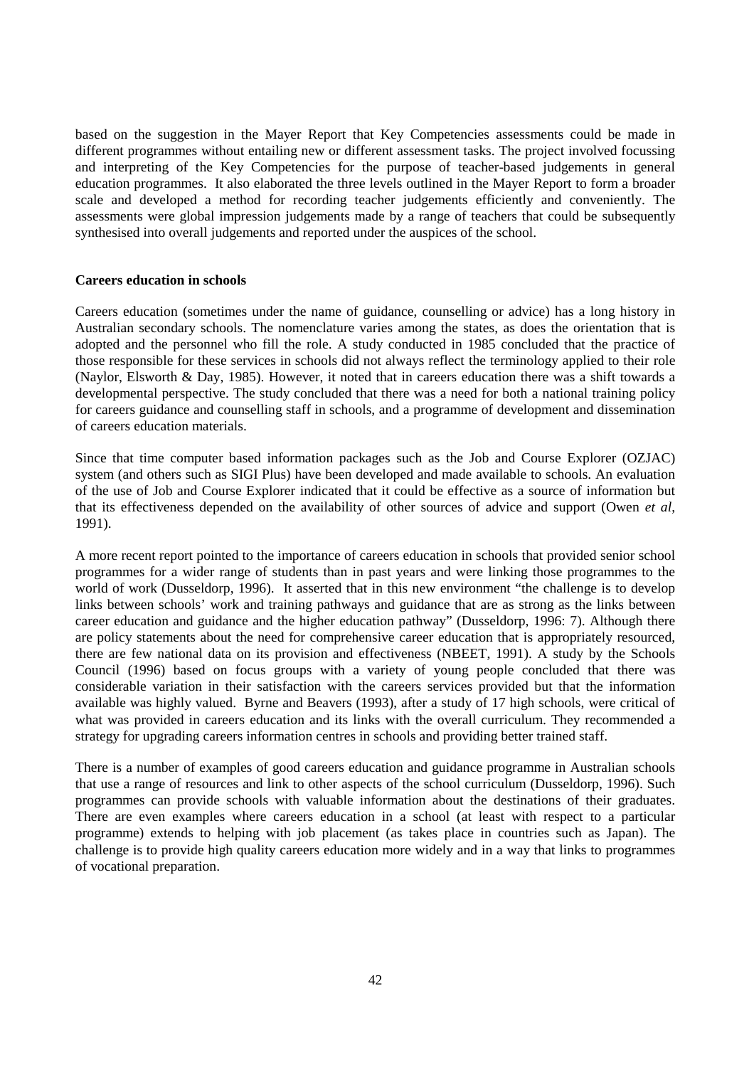based on the suggestion in the Mayer Report that Key Competencies assessments could be made in different programmes without entailing new or different assessment tasks. The project involved focussing and interpreting of the Key Competencies for the purpose of teacher-based judgements in general education programmes. It also elaborated the three levels outlined in the Mayer Report to form a broader scale and developed a method for recording teacher judgements efficiently and conveniently. The assessments were global impression judgements made by a range of teachers that could be subsequently synthesised into overall judgements and reported under the auspices of the school.

**Careers education in schools**

Careers education (sometimes under the name of guidance, counselling or advice) has a long history in Australian secondary schools. The nomenclature varies among the states, as does the orientation that is adopted and the personnel who fill the role. A study conducted in 1985 concluded that the practice of those responsible for these services in schools did not always reflect the terminology applied to their role (Naylor, Elsworth & Day, 1985). However, it noted that in careers education there was a shift towards a developmental perspective. The study concluded that there was a need for both a national training policy for careers guidance and counselling staff in schools, and a programme of development and dissemination of careers education materials.

Since that time computer based information packages such as the Job and Course Explorer (OZJAC) system (and others such as SIGI Plus) have been developed and made available to schools. An evaluation of the use of Job and Course Explorer indicated that it could be effective as a source of information but that its effectiveness depended on the availability of other sources of advice and support (Owen *et al*, 1991).

A more recent report pointed to the importance of careers education in schools that provided senior school programmes for a wider range of students than in past years and were linking those programmes to the world of work (Dusseldorp, 1996). It asserted that in this new environment "the challenge is to develop links between schools' work and training pathways and guidance that are as strong as the links between career education and guidance and the higher education pathway" (Dusseldorp, 1996: 7). Although there are policy statements about the need for comprehensive career education that is appropriately resourced, there are few national data on its provision and effectiveness (NBEET, 1991). A study by the Schools Council (1996) based on focus groups with a variety of young people concluded that there was considerable variation in their satisfaction with the careers services provided but that the information available was highly valued. Byrne and Beavers (1993), after a study of 17 high schools, were critical of what was provided in careers education and its links with the overall curriculum. They recommended a strategy for upgrading careers information centres in schools and providing better trained staff.

There is a number of examples of good careers education and guidance programme in Australian schools that use a range of resources and link to other aspects of the school curriculum (Dusseldorp, 1996). Such programmes can provide schools with valuable information about the destinations of their graduates. There are even examples where careers education in a school (at least with respect to a particular programme) extends to helping with job placement (as takes place in countries such as Japan). The challenge is to provide high quality careers education more widely and in a way that links to programmes of vocational preparation.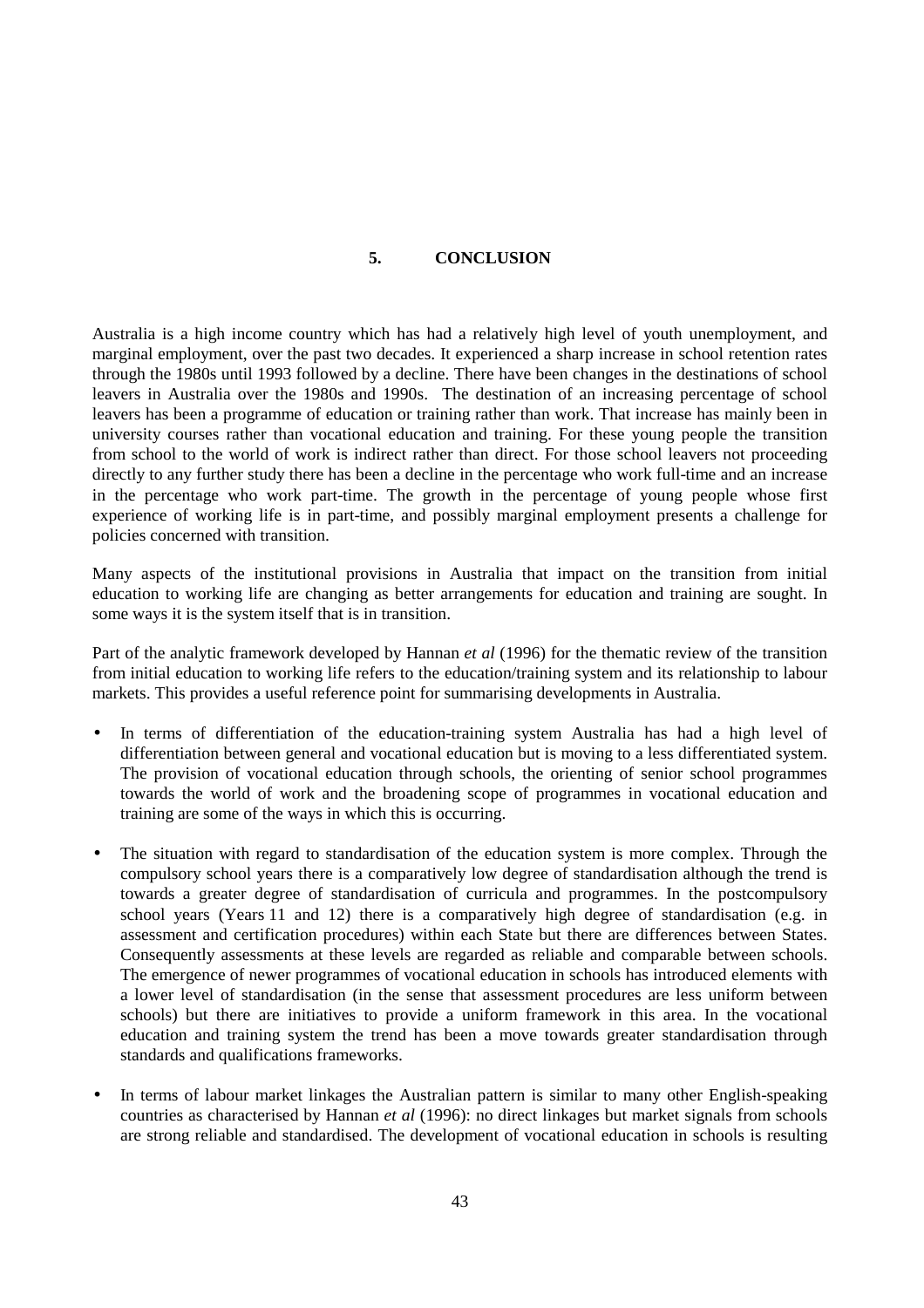# 5. CONCLUSION

Australia is a high income country which has had a relatively high level of youth unemployment, and marginal employment, over the past two decades. It experienced a sharp increase in school retention rates through the 1980s until 1993 followed by a decline. There have been changes in the destinations of school leavers in Australia over the 1980s and 1990s. The destination of an increasing percentage of school leavers has been a programme of education or training rather than work. That increase has mainly been in university courses rather than vocational education and training. For these young people the transition from school to the world of work is indirect rather than direct. For those school leavers not proceeding directly to any further study there has been a decline in the percentage who work full-time and an increase in the percentage who work part-time. The growth in the percentage of young people whose first experience of working life is in part-time, and possibly marginal employment presents a challenge for policies concerned with transition.

Many aspects of the institutional provisions in Australia that impact on the transition from initial education to working life are changing as better arrangements for education and training are sought. In some ways it is the system itself that is in transition.

Part of the analytic framework developed by Hannan *et al* (1996) for the thematic review of the transition from initial education to working life refers to the education/training system and its relationship to labour markets. This provides a useful reference point for summarising developments in Australia.

- In terms of differentiation of the education-training system Australia has had a high level of differentiation between general and vocational education but is moving to a less differentiated system. The provision of vocational education through schools, the orienting of senior school programmes towards the world of work and the broadening scope of programmes in vocational education and training are some of the ways in which this is occurring.

- The situation with regard to standardisation of the education system is more complex. Through the compulsory school years there is a comparatively low degree of standardisation although the trend is towards a greater degree of standardisation of curricula and programmes. In the postcompulsory school years (Years 11 and 12) there is a comparatively high degree of standardisation (e.g. in assessment and certification procedures) within each State but there are differences between States. Consequently assessments at these levels are regarded as reliable and comparable between schools. The emergence of newer programmes of vocational education in schools has introduced elements with a lower level of standardisation (in the sense that assessment procedures are less uniform between schools) but there are initiatives to provide a uniform framework in this area. In the vocational education and training system the trend has been a move towards greater standardisation through standards and qualifications frameworks.

- In terms of labour market linkages the Australian pattern is similar to many other English-speaking countries as characterised by Hannan *et al* (1996): no direct linkages but market signals from schools are strong reliable and standardised. The development of vocational education in schools is resulting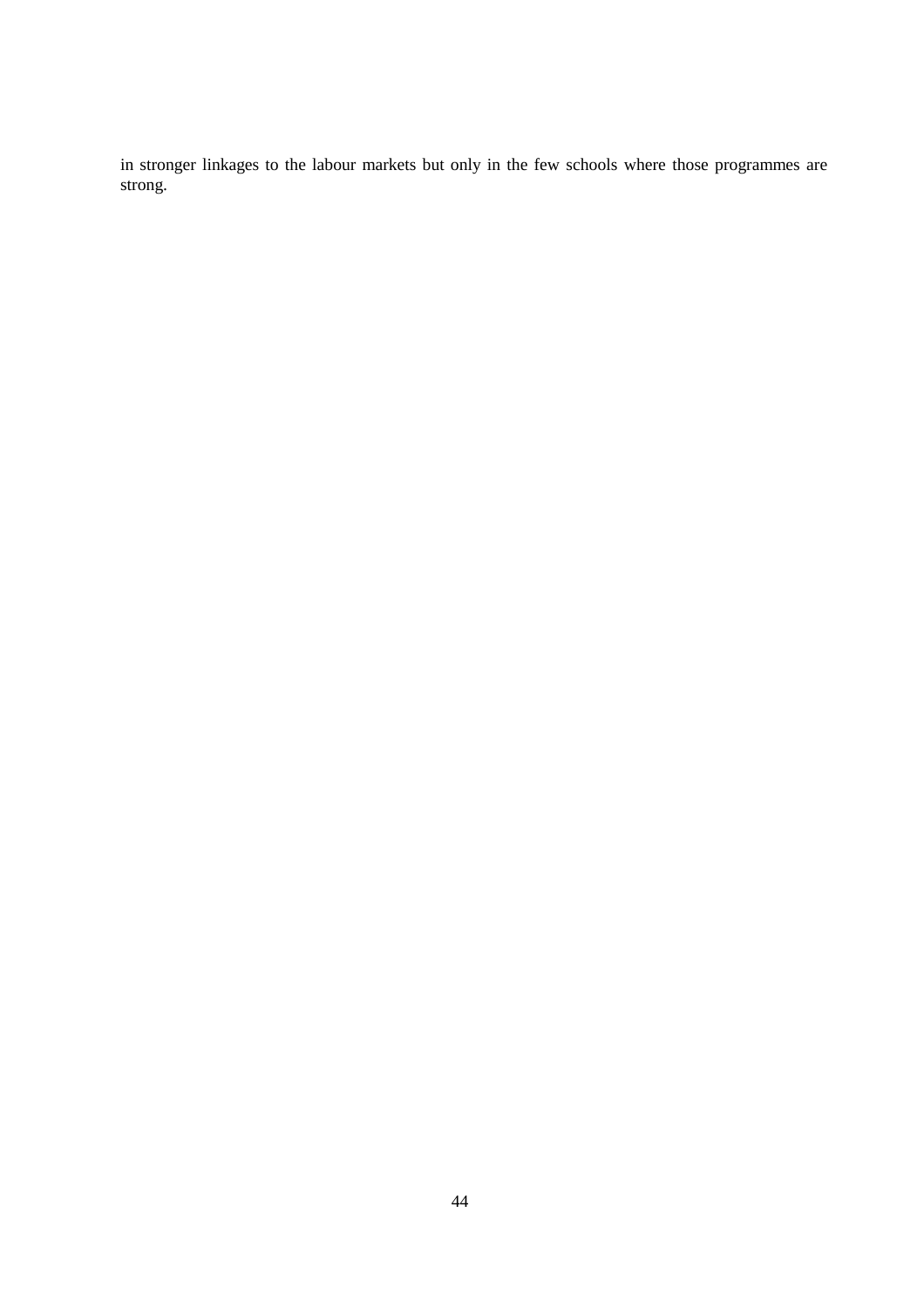in stronger linkages to the labour markets but only in the few schools where those programmes are strong.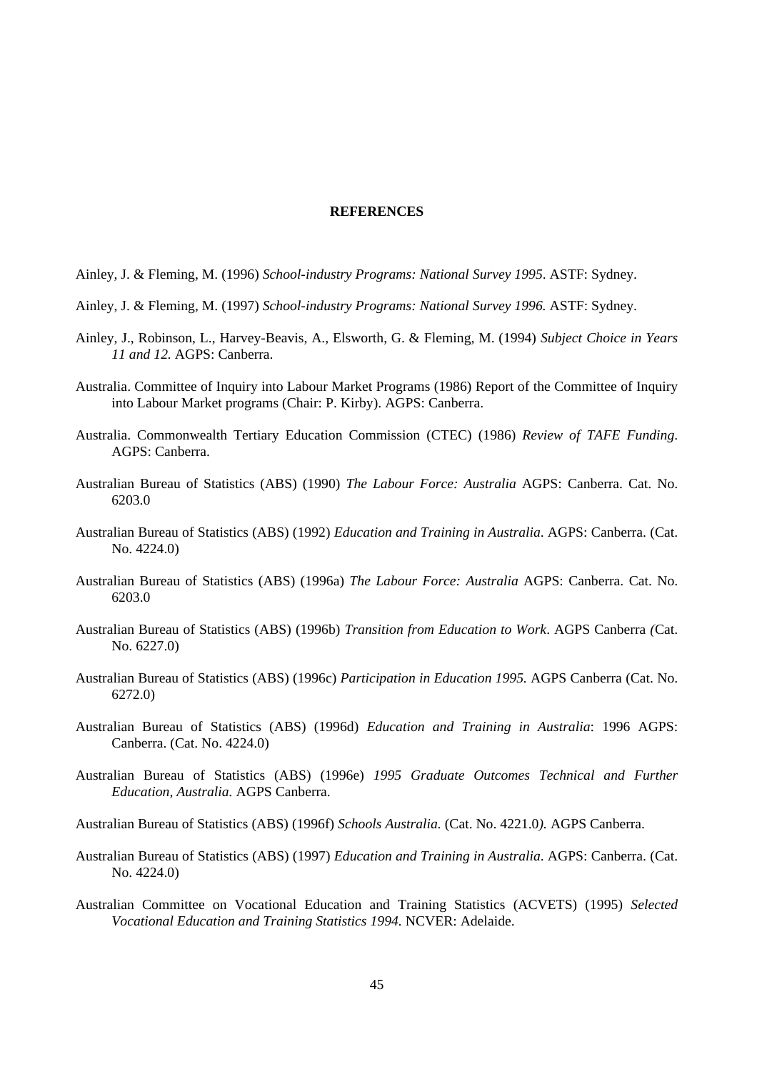# REFERENCES

Ainley, J. & Fleming, M. (1996) *School-industry Programs: National Survey 1995*. ASTF: Sydney.

Ainley, J. & Fleming, M. (1997) *School-industry Programs: National Survey 1996.* ASTF: Sydney.

Ainley, J., Robinson, L., Harvey-Beavis, A., Elsworth, G. & Fleming, M. (1994) *Subject Choice in Years 11 and 12.* AGPS: Canberra.

Australia. Committee of Inquiry into Labour Market Programs (1986) Report of the Committee of Inquiry into Labour Market programs (Chair: P. Kirby). AGPS: Canberra.

Australia. Commonwealth Tertiary Education Commission (CTEC) (1986) *Review of TAFE Funding*. AGPS: Canberra.

Australian Bureau of Statistics (ABS) (1990) *The Labour Force: Australia* AGPS: Canberra. Cat. No. 6203.0

Australian Bureau of Statistics (ABS) (1992) *Education and Training in Australia*. AGPS: Canberra. (Cat. No. 4224.0)

Australian Bureau of Statistics (ABS) (1996a) *The Labour Force: Australia* AGPS: Canberra. Cat. No. 6203.0

Australian Bureau of Statistics (ABS) (1996b) *Transition from Education to Work*. AGPS Canberra (Cat. No. 6227.0)

Australian Bureau of Statistics (ABS) (1996c) *Participation in Education 1995.* AGPS Canberra (Cat. No. 6272.0)

Australian Bureau of Statistics (ABS) (1996d) *Education and Training in Australia*: 1996 AGPS: Canberra. (Cat. No. 4224.0)

Australian Bureau of Statistics (ABS) (1996e) *1995 Graduate Outcomes Technical and Further Education, Australia.* AGPS Canberra.

Australian Bureau of Statistics (ABS) (1996f) *Schools Australia.* (Cat. No. 4221.0). AGPS Canberra.

Australian Bureau of Statistics (ABS) (1997) *Education and Training in Australia*. AGPS: Canberra. (Cat. No. 4224.0)

Australian Committee on Vocational Education and Training Statistics (ACVETS) (1995) *Selected Vocational Education and Training Statistics 1994.* NCVER: Adelaide.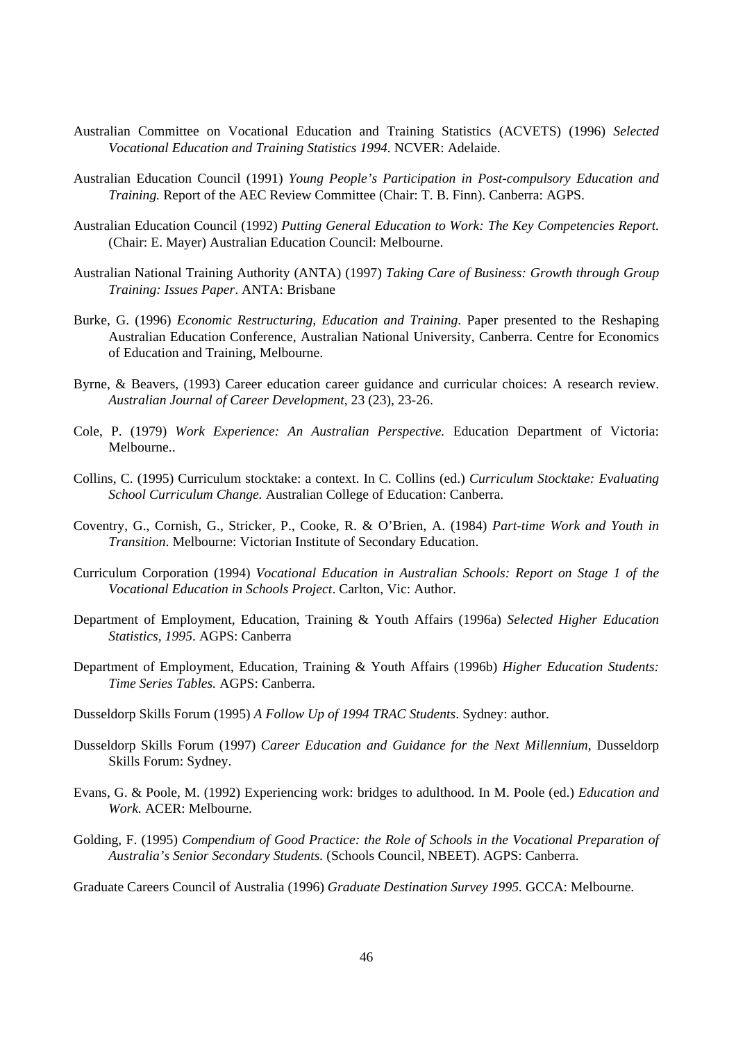Australian Committee on Vocational Education and Training Statistics (ACVETS) (1996) *Selected Vocational Education and Training Statistics 1994.* NCVER: Adelaide.

Australian Education Council (1991) *Young People's Participation in Post-compulsory Education and Training.* Report of the AEC Review Committee (Chair: T. B. Finn). Canberra: AGPS.

Australian Education Council (1992) *Putting General Education to Work: The Key Competencies Report.* (Chair: E. Mayer) Australian Education Council: Melbourne.

Australian National Training Authority (ANTA) (1997) *Taking Care of Business: Growth through Group Training: Issues Paper*. ANTA: Brisbane

Burke, G. (1996) *Economic Restructuring, Education and Training*. Paper presented to the Reshaping Australian Education Conference, Australian National University, Canberra. Centre for Economics of Education and Training, Melbourne.

Byrne, & Beavers, (1993) Career education career guidance and curricular choices: A research review. *Australian Journal of Career Development*, 23 (23), 23-26.

Cole, P. (1979) *Work Experience: An Australian Perspective.* Education Department of Victoria: Melbourne..

Collins, C. (1995) Curriculum stocktake: a context. In C. Collins (ed.) *Curriculum Stocktake: Evaluating School Curriculum Change.* Australian College of Education: Canberra.

Coventry, G., Cornish, G., Stricker, P., Cooke, R. & O'Brien, A. (1984) *Part-time Work and Youth in Transition*. Melbourne: Victorian Institute of Secondary Education.

Curriculum Corporation (1994) *Vocational Education in Australian Schools: Report on Stage 1 of the Vocational Education in Schools Project*. Carlton, Vic: Author.

Department of Employment, Education, Training & Youth Affairs (1996a) *Selected Higher Education Statistics, 1995*. AGPS: Canberra

Department of Employment, Education, Training & Youth Affairs (1996b) *Higher Education Students: Time Series Tables.* AGPS: Canberra.

Dusseldorp Skills Forum (1995) *A Follow Up of 1994 TRAC Students*. Sydney: author.

Dusseldorp Skills Forum (1997) *Career Education and Guidance for the Next Millennium*, Dusseldorp Skills Forum: Sydney.

Evans, G. & Poole, M. (1992) Experiencing work: bridges to adulthood. In M. Poole (ed.) *Education and Work.* ACER: Melbourne.

Golding, F. (1995) *Compendium of Good Practice: the Role of Schools in the Vocational Preparation of Australia's Senior Secondary Students.* (Schools Council, NBEET). AGPS: Canberra.

Graduate Careers Council of Australia (1996) *Graduate Destination Survey 1995.* GCCA: Melbourne.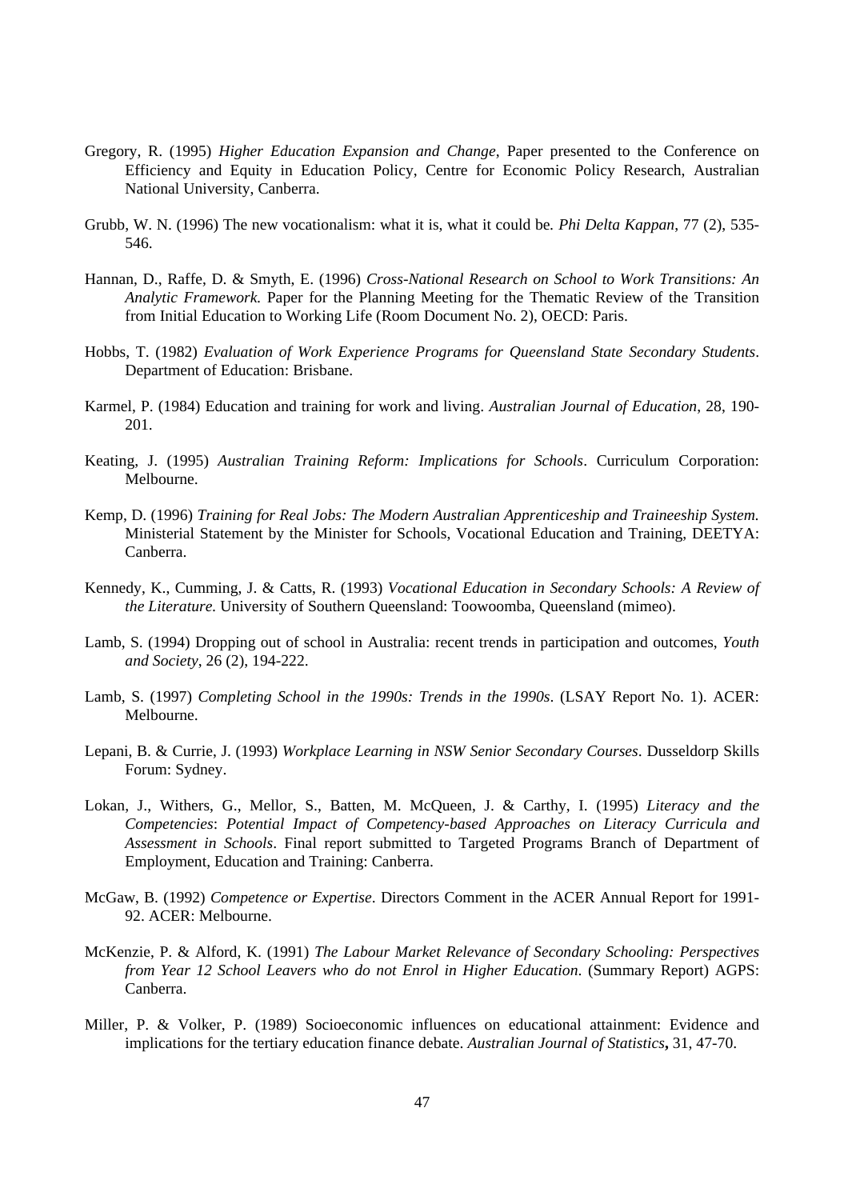Gregory, R. (1995) *Higher Education Expansion and Change*, Paper presented to the Conference on Efficiency and Equity in Education Policy, Centre for Economic Policy Research, Australian National University, Canberra.

Grubb, W. N. (1996) The new vocationalism: what it is, what it could be. *Phi Delta Kappan*, 77 (2), 535-546.

Hannan, D., Raffe, D. & Smyth, E. (1996) *Cross-National Research on School to Work Transitions: An Analytic Framework.* Paper for the Planning Meeting for the Thematic Review of the Transition from Initial Education to Working Life (Room Document No. 2), OECD: Paris.

Hobbs, T. (1982) *Evaluation of Work Experience Programs for Queensland State Secondary Students*. Department of Education: Brisbane.

Karmel, P. (1984) Education and training for work and living. *Australian Journal of Education*, 28, 190-201.

Keating, J. (1995) *Australian Training Reform: Implications for Schools*. Curriculum Corporation: Melbourne.

Kemp, D. (1996) *Training for Real Jobs: The Modern Australian Apprenticeship and Traineeship System.* Ministerial Statement by the Minister for Schools, Vocational Education and Training, DEETYA: Canberra.

Kennedy, K., Cumming, J. & Catts, R. (1993) *Vocational Education in Secondary Schools: A Review of the Literature.* University of Southern Queensland: Toowoomba, Queensland (mimeo).

Lamb, S. (1994) Dropping out of school in Australia: recent trends in participation and outcomes, *Youth and Society*, 26 (2), 194-222.

Lamb, S. (1997) *Completing School in the 1990s: Trends in the 1990s*. (LSAY Report No. 1). ACER: Melbourne.

Lepani, B. & Currie, J. (1993) *Workplace Learning in NSW Senior Secondary Courses*. Dusseldorp Skills Forum: Sydney.

Lokan, J., Withers, G., Mellor, S., Batten, M. McQueen, J. & Carthy, I. (1995) *Literacy and the Competencies*: *Potential Impact of Competency-based Approaches on Literacy Curricula and Assessment in Schools*. Final report submitted to Targeted Programs Branch of Department of Employment, Education and Training: Canberra.

McGaw, B. (1992) *Competence or Expertise*. Directors Comment in the ACER Annual Report for 1991-92. ACER: Melbourne.

McKenzie, P. & Alford, K. (1991) *The Labour Market Relevance of Secondary Schooling: Perspectives from Year 12 School Leavers who do not Enrol in Higher Education*. (Summary Report) AGPS: Canberra.

Miller, P. & Volker, P. (1989) Socioeconomic influences on educational attainment: Evidence and implications for the tertiary education finance debate. *Australian Journal of Statistics***,** 31, 47-70.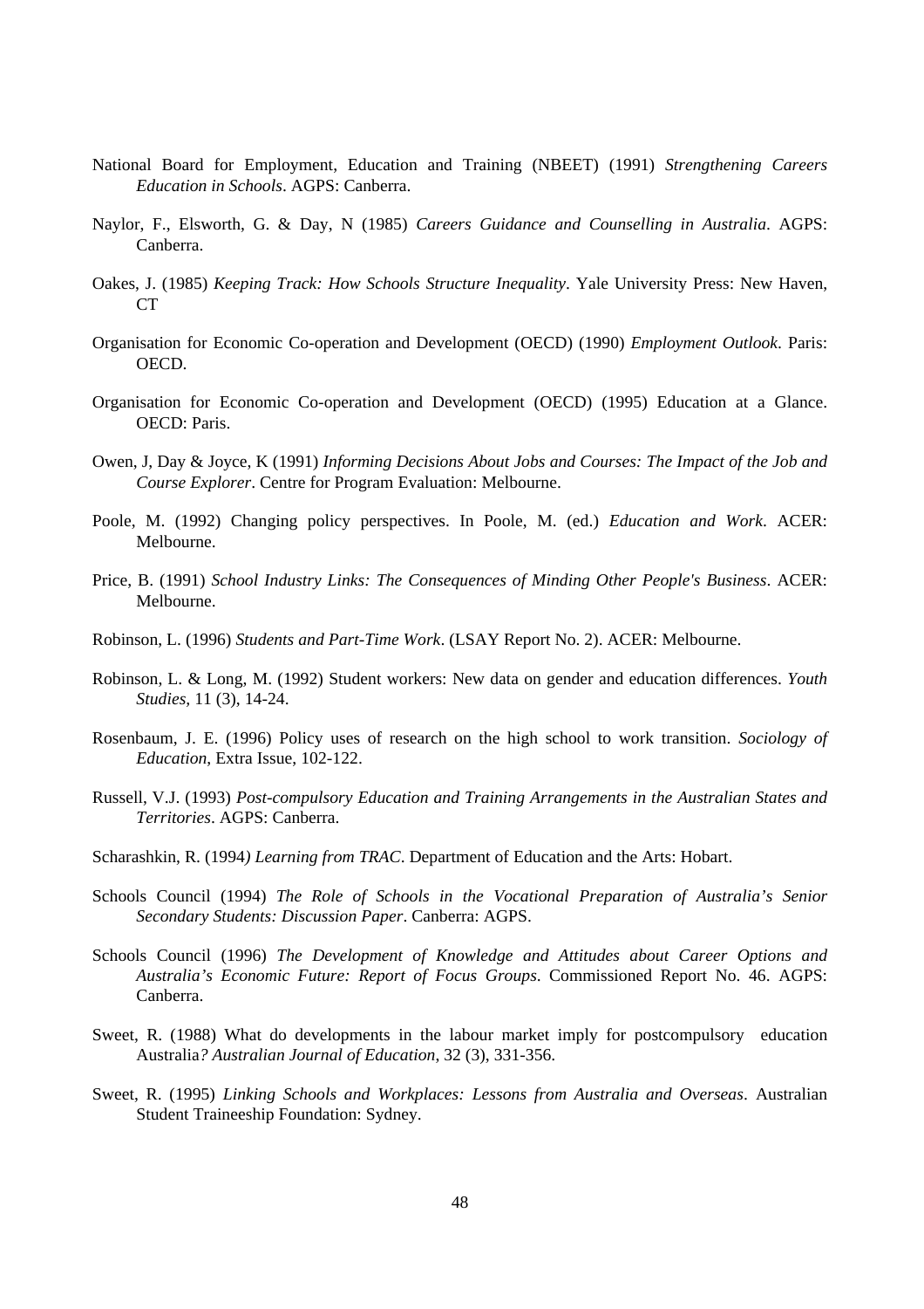National Board for Employment, Education and Training (NBEET) (1991) *Strengthening Careers Education in Schools*. AGPS: Canberra.

Naylor, F., Elsworth, G. & Day, N (1985) *Careers Guidance and Counselling in Australia*. AGPS: Canberra.

Oakes, J. (1985) *Keeping Track: How Schools Structure Inequality*. Yale University Press: New Haven, CT

Organisation for Economic Co-operation and Development (OECD) (1990) *Employment Outlook*. Paris: OECD.

Organisation for Economic Co-operation and Development (OECD) (1995) Education at a Glance. OECD: Paris.

Owen, J, Day & Joyce, K (1991) *Informing Decisions About Jobs and Courses: The Impact of the Job and Course Explorer*. Centre for Program Evaluation: Melbourne.

Poole, M. (1992) Changing policy perspectives. In Poole, M. (ed.) *Education and Work*. ACER: Melbourne.

Price, B. (1991) *School Industry Links: The Consequences of Minding Other People's Business*. ACER: Melbourne.

Robinson, L. (1996) *Students and Part-Time Work*. (LSAY Report No. 2). ACER: Melbourne.

Robinson, L. & Long, M. (1992) Student workers: New data on gender and education differences. *Youth Studies*, 11 (3), 14-24.

Rosenbaum, J. E. (1996) Policy uses of research on the high school to work transition. *Sociology of Education*, Extra Issue, 102-122.

Russell, V.J. (1993) *Post-compulsory Education and Training Arrangements in the Australian States and Territories*. AGPS: Canberra.

Scharashkin, R. (1994*) Learning from TRAC*. Department of Education and the Arts: Hobart.

Schools Council (1994) *The Role of Schools in the Vocational Preparation of Australia's Senior Secondary Students: Discussion Paper*. Canberra: AGPS.

Schools Council (1996) *The Development of Knowledge and Attitudes about Career Options and Australia's Economic Future: Report of Focus Groups*. Commissioned Report No. 46. AGPS: Canberra.

Sweet, R. (1988) What do developments in the labour market imply for postcompulsory education Australia*? Australian Journal of Education*, 32 (3), 331-356.

Sweet, R. (1995) *Linking Schools and Workplaces: Lessons from Australia and Overseas*. Australian Student Traineeship Foundation: Sydney.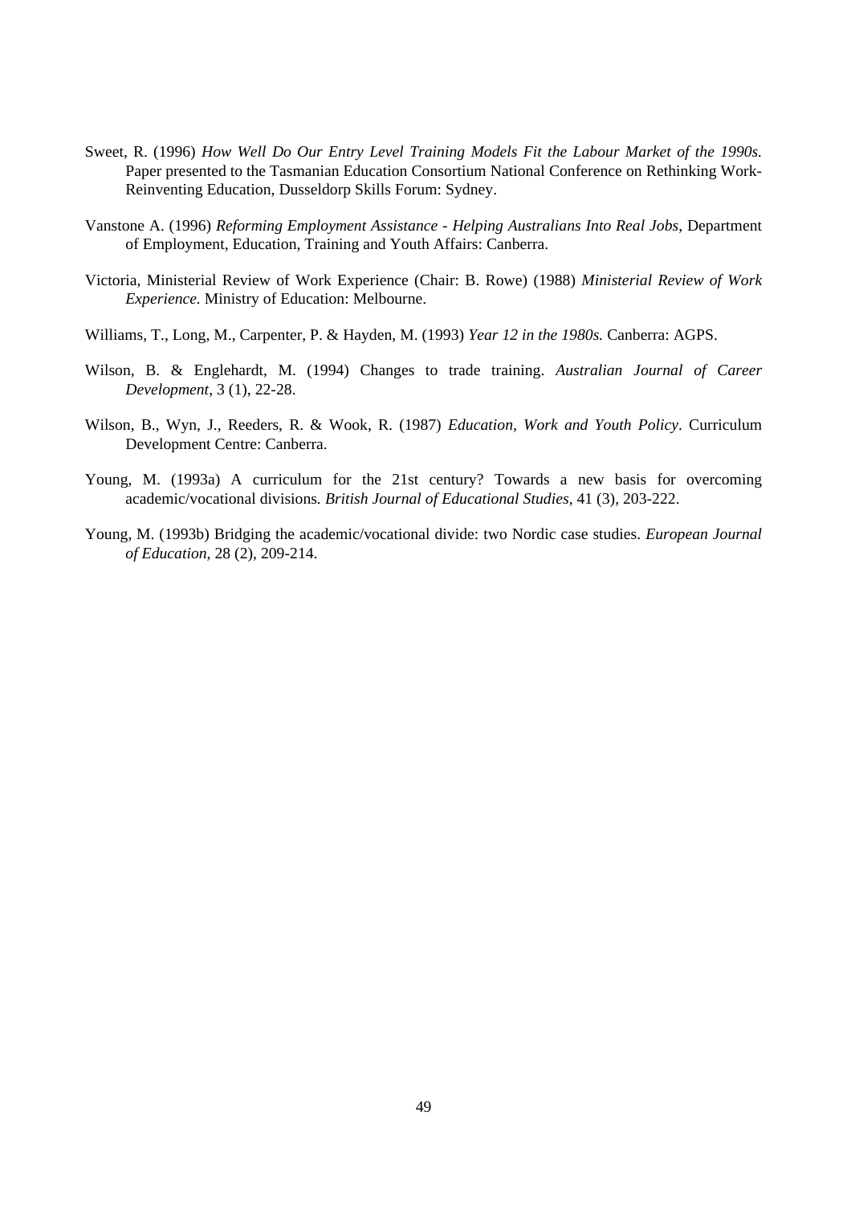Sweet, R. (1996) *How Well Do Our Entry Level Training Models Fit the Labour Market of the 1990s.* Paper presented to the Tasmanian Education Consortium National Conference on Rethinking Work-Reinventing Education, Dusseldorp Skills Forum: Sydney.

Vanstone A. (1996) *Reforming Employment Assistance - Helping Australians Into Real Jobs*, Department of Employment, Education, Training and Youth Affairs: Canberra.

Victoria, Ministerial Review of Work Experience (Chair: B. Rowe) (1988) *Ministerial Review of Work Experience.* Ministry of Education: Melbourne.

Williams, T., Long, M., Carpenter, P. & Hayden, M. (1993) *Year 12 in the 1980s.* Canberra: AGPS.

Wilson, B. & Englehardt, M. (1994) Changes to trade training. *Australian Journal of Career Development*, 3 (1), 22-28.

Wilson, B., Wyn, J., Reeders, R. & Wook, R. (1987) *Education, Work and Youth Policy*. Curriculum Development Centre: Canberra.

Young, M. (1993a) A curriculum for the 21st century? Towards a new basis for overcoming academic/vocational divisions. *British Journal of Educational Studies*, 41 (3), 203-222.

Young, M. (1993b) Bridging the academic/vocational divide: two Nordic case studies. *European Journal of Education*, 28 (2), 209-214.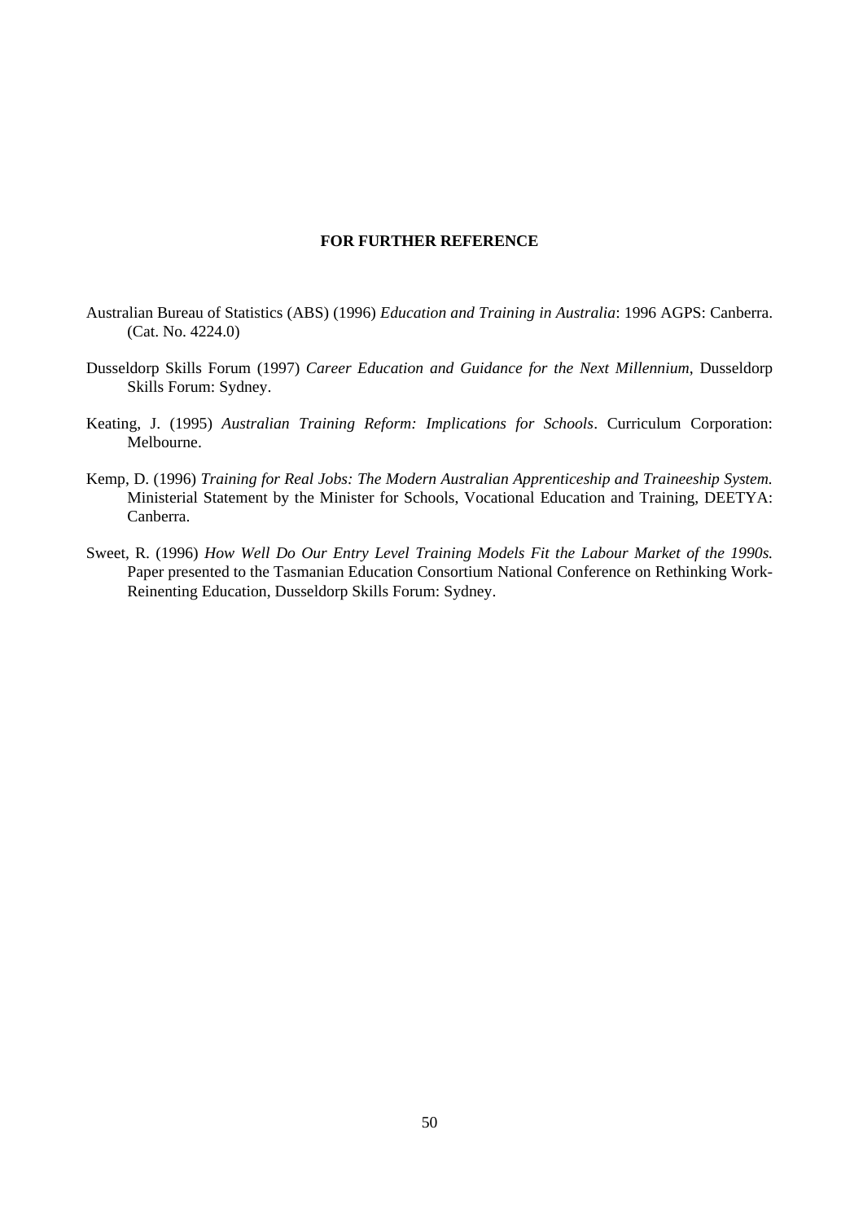## FOR FURTHER REFERENCE

Australian Bureau of Statistics (ABS) (1996) *Education and Training in Australia*: 1996 AGPS: Canberra. (Cat. No. 4224.0)

Dusseldorp Skills Forum (1997) *Career Education and Guidance for the Next Millennium*, Dusseldorp Skills Forum: Sydney.

Keating, J. (1995) *Australian Training Reform: Implications for Schools*. Curriculum Corporation: Melbourne.

Kemp, D. (1996) *Training for Real Jobs: The Modern Australian Apprenticeship and Traineeship System.* Ministerial Statement by the Minister for Schools, Vocational Education and Training, DEETYA: Canberra.

Sweet, R. (1996) *How Well Do Our Entry Level Training Models Fit the Labour Market of the 1990s.* Paper presented to the Tasmanian Education Consortium National Conference on Rethinking Work-Reinenting Education, Dusseldorp Skills Forum: Sydney.